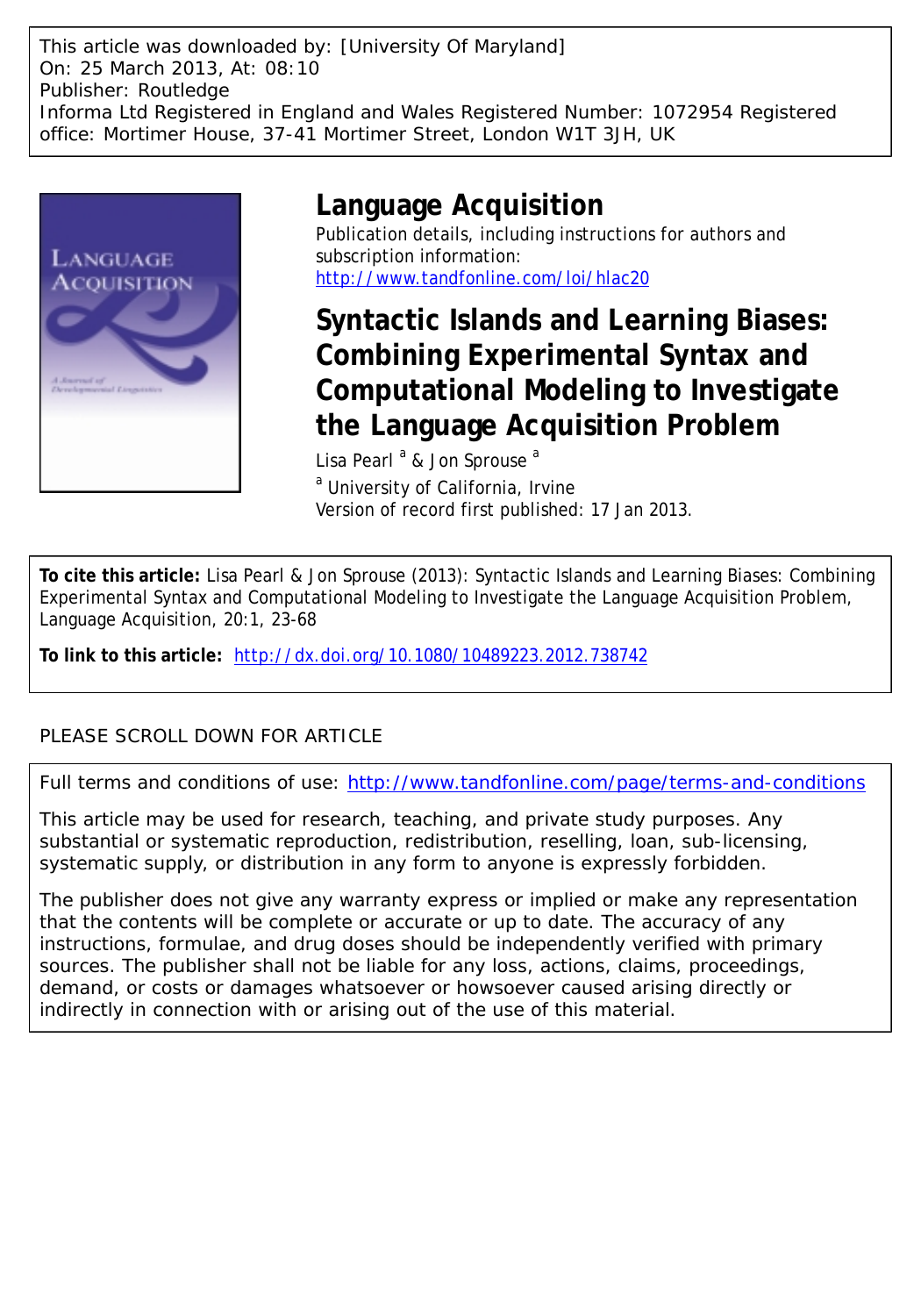This article was downloaded by: [University Of Maryland]
On: 25 March 2013, At: 08:10
Publisher: Routledge
Informa Ltd Registered in England and Wales Registered Number: 1072954 Registered office: Mortimer House, 37-41 Mortimer Street, London W1T 3JH, UK

# Language Acquisition

Publication details, including instructions for authors and subscription information:
http://www.tandfonline.com/loi/hlac20

## Syntactic Islands and Learning Biases: Combining Experimental Syntax and Computational Modeling to Investigate the Language Acquisition Problem

Lisa Pearl [a] & Jon Sprouse [a]

[a] University of California, Irvine

Version of record first published: 17 Jan 2013.

**To cite this article:** Lisa Pearl & Jon Sprouse (2013): Syntactic Islands and Learning Biases: Combining Experimental Syntax and Computational Modeling to Investigate the Language Acquisition Problem, Language Acquisition, 20:1, 23-68

**To link to this article:** http://dx.doi.org/10.1080/10489223.2012.738742

PLEASE SCROLL DOWN FOR ARTICLE

Full terms and conditions of use: http://www.tandfonline.com/page/terms-and-conditions

This article may be used for research, teaching, and private study purposes. Any substantial or systematic reproduction, redistribution, reselling, loan, sub-licensing, systematic supply, or distribution in any form to anyone is expressly forbidden.

The publisher does not give any warranty express or implied or make any representation that the contents will be complete or accurate or up to date. The accuracy of any instructions, formulae, and drug doses should be independently verified with primary sources. The publisher shall not be liable for any loss, actions, claims, proceedings, demand, or costs or damages whatsoever or howsoever caused arising directly or indirectly in connection with or arising out of the use of this material.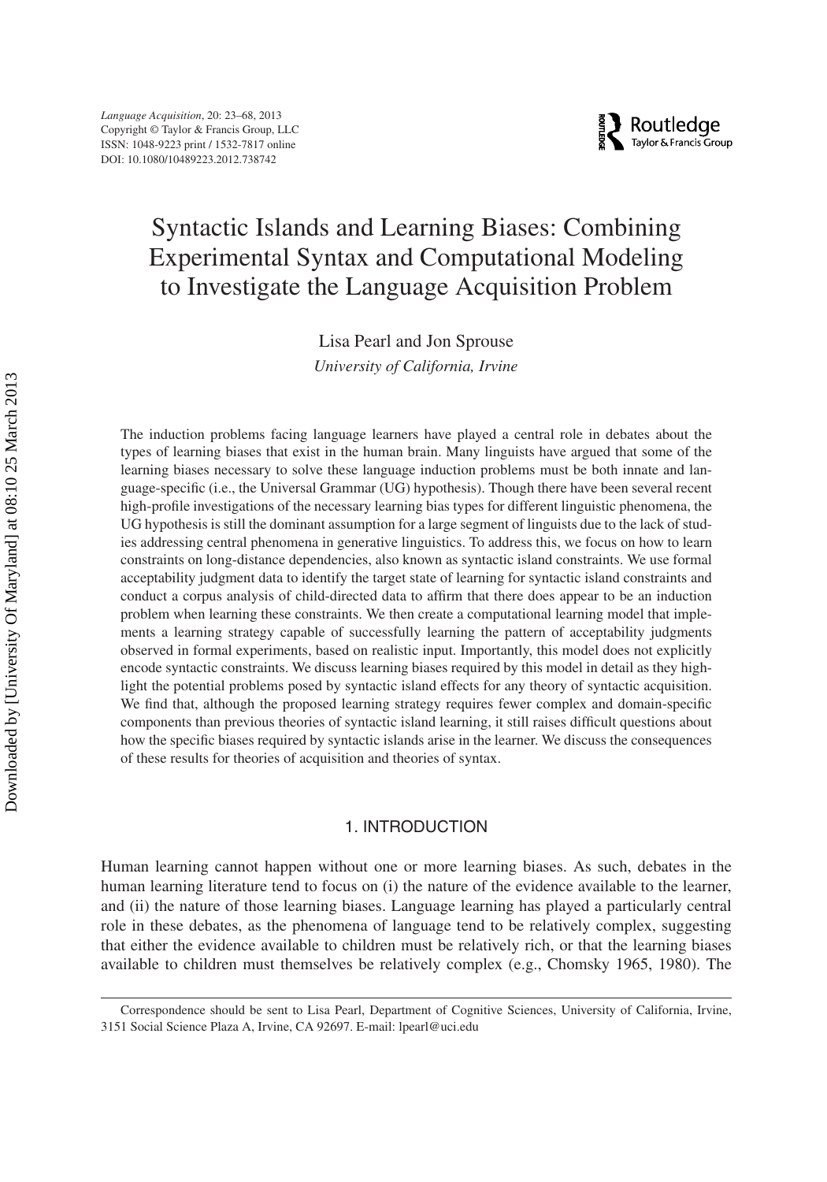# Syntactic Islands and Learning Biases: Combining Experimental Syntax and Computational Modeling to Investigate the Language Acquisition Problem

Lisa Pearl and Jon Sprouse

*University of California, Irvine*

The induction problems facing language learners have played a central role in debates about the types of learning biases that exist in the human brain. Many linguists have argued that some of the learning biases necessary to solve these language induction problems must be both innate and language-specific (i.e., the Universal Grammar (UG) hypothesis). Though there have been several recent high-profile investigations of the necessary learning bias types for different linguistic phenomena, the UG hypothesis is still the dominant assumption for a large segment of linguists due to the lack of studies addressing central phenomena in generative linguistics. To address this, we focus on how to learn constraints on long-distance dependencies, also known as syntactic island constraints. We use formal acceptability judgment data to identify the target state of learning for syntactic island constraints and conduct a corpus analysis of child-directed data to affirm that there does appear to be an induction problem when learning these constraints. We then create a computational learning model that implements a learning strategy capable of successfully learning the pattern of acceptability judgments observed in formal experiments, based on realistic input. Importantly, this model does not explicitly encode syntactic constraints. We discuss learning biases required by this model in detail as they highlight the potential problems posed by syntactic island effects for any theory of syntactic acquisition. We find that, although the proposed learning strategy requires fewer complex and domain-specific components than previous theories of syntactic island learning, it still raises difficult questions about how the specific biases required by syntactic islands arise in the learner. We discuss the consequences of these results for theories of acquisition and theories of syntax.

## 1. INTRODUCTION

Human learning cannot happen without one or more learning biases. As such, debates in the human learning literature tend to focus on (i) the nature of the evidence available to the learner, and (ii) the nature of those learning biases. Language learning has played a particularly central role in these debates, as the phenomena of language tend to be relatively complex, suggesting that either the evidence available to children must be relatively rich, or that the learning biases available to children must themselves be relatively complex (e.g., Chomsky 1965, 1980). The

Correspondence should be sent to Lisa Pearl, Department of Cognitive Sciences, University of California, Irvine, 3151 Social Science Plaza A, Irvine, CA 92697. E-mail: lpearl@uci.edu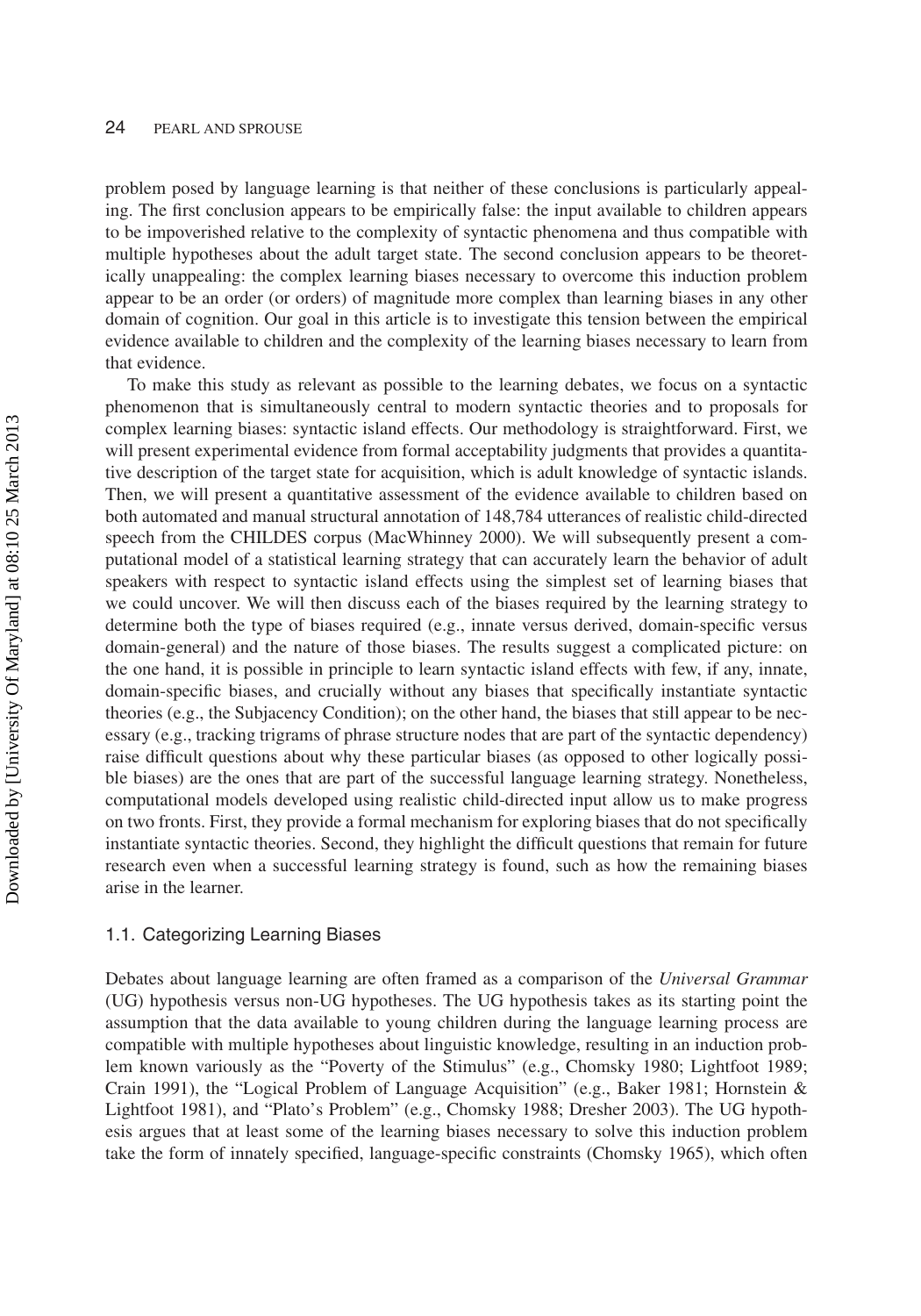problem posed by language learning is that neither of these conclusions is particularly appealing. The first conclusion appears to be empirically false: the input available to children appears to be impoverished relative to the complexity of syntactic phenomena and thus compatible with multiple hypotheses about the adult target state. The second conclusion appears to be theoretically unappealing: the complex learning biases necessary to overcome this induction problem appear to be an order (or orders) of magnitude more complex than learning biases in any other domain of cognition. Our goal in this article is to investigate this tension between the empirical evidence available to children and the complexity of the learning biases necessary to learn from that evidence.

To make this study as relevant as possible to the learning debates, we focus on a syntactic phenomenon that is simultaneously central to modern syntactic theories and to proposals for complex learning biases: syntactic island effects. Our methodology is straightforward. First, we will present experimental evidence from formal acceptability judgments that provides a quantitative description of the target state for acquisition, which is adult knowledge of syntactic islands. Then, we will present a quantitative assessment of the evidence available to children based on both automated and manual structural annotation of 148,784 utterances of realistic child-directed speech from the CHILDES corpus (MacWhinney 2000). We will subsequently present a computational model of a statistical learning strategy that can accurately learn the behavior of adult speakers with respect to syntactic island effects using the simplest set of learning biases that we could uncover. We will then discuss each of the biases required by the learning strategy to determine both the type of biases required (e.g., innate versus derived, domain-specific versus domain-general) and the nature of those biases. The results suggest a complicated picture: on the one hand, it is possible in principle to learn syntactic island effects with few, if any, innate, domain-specific biases, and crucially without any biases that specifically instantiate syntactic theories (e.g., the Subjacency Condition); on the other hand, the biases that still appear to be necessary (e.g., tracking trigrams of phrase structure nodes that are part of the syntactic dependency) raise difficult questions about why these particular biases (as opposed to other logically possible biases) are the ones that are part of the successful language learning strategy. Nonetheless, computational models developed using realistic child-directed input allow us to make progress on two fronts. First, they provide a formal mechanism for exploring biases that do not specifically instantiate syntactic theories. Second, they highlight the difficult questions that remain for future research even when a successful learning strategy is found, such as how the remaining biases arise in the learner.

### 1.1. Categorizing Learning Biases

Debates about language learning are often framed as a comparison of the *Universal Grammar* (UG) hypothesis versus non-UG hypotheses. The UG hypothesis takes as its starting point the assumption that the data available to young children during the language learning process are compatible with multiple hypotheses about linguistic knowledge, resulting in an induction problem known variously as the "Poverty of the Stimulus" (e.g., Chomsky 1980; Lightfoot 1989; Crain 1991), the "Logical Problem of Language Acquisition" (e.g., Baker 1981; Hornstein & Lightfoot 1981), and "Plato's Problem" (e.g., Chomsky 1988; Dresher 2003). The UG hypothesis argues that at least some of the learning biases necessary to solve this induction problem take the form of innately specified, language-specific constraints (Chomsky 1965), which often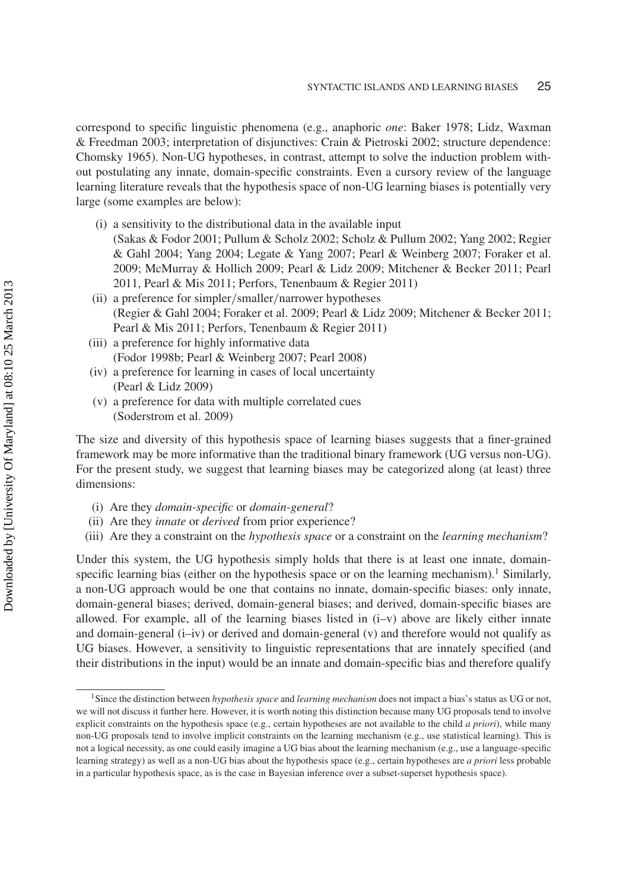correspond to specific linguistic phenomena (e.g., anaphoric *one*: Baker 1978; Lidz, Waxman & Freedman 2003; interpretation of disjunctives: Crain & Pietroski 2002; structure dependence: Chomsky 1965). Non-UG hypotheses, in contrast, attempt to solve the induction problem without postulating any innate, domain-specific constraints. Even a cursory review of the language learning literature reveals that the hypothesis space of non-UG learning biases is potentially very large (some examples are below):

(i) a sensitivity to the distributional data in the available input
(Sakas & Fodor 2001; Pullum & Scholz 2002; Scholz & Pullum 2002; Yang 2002; Regier & Gahl 2004; Yang 2004; Legate & Yang 2007; Pearl & Weinberg 2007; Foraker et al. 2009; McMurray & Hollich 2009; Pearl & Lidz 2009; Mitchener & Becker 2011; Pearl 2011, Pearl & Mis 2011; Perfors, Tenenbaum & Regier 2011)

(ii) a preference for simpler/smaller/narrower hypotheses
(Regier & Gahl 2004; Foraker et al. 2009; Pearl & Lidz 2009; Mitchener & Becker 2011; Pearl & Mis 2011; Perfors, Tenenbaum & Regier 2011)

(iii) a preference for highly informative data
(Fodor 1998b; Pearl & Weinberg 2007; Pearl 2008)

(iv) a preference for learning in cases of local uncertainty
(Pearl & Lidz 2009)

(v) a preference for data with multiple correlated cues
(Soderstrom et al. 2009)

The size and diversity of this hypothesis space of learning biases suggests that a finer-grained framework may be more informative than the traditional binary framework (UG versus non-UG). For the present study, we suggest that learning biases may be categorized along (at least) three dimensions:

(i) Are they *domain-specific* or *domain-general*?
(ii) Are they *innate* or *derived* from prior experience?
(iii) Are they a constraint on the *hypothesis space* or a constraint on the *learning mechanism*?

Under this system, the UG hypothesis simply holds that there is at least one innate, domain-specific learning bias (either on the hypothesis space or on the learning mechanism).[1] Similarly, a non-UG approach would be one that contains no innate, domain-specific biases: only innate, domain-general biases; derived, domain-general biases; and derived, domain-specific biases are allowed. For example, all of the learning biases listed in (i–v) above are likely either innate and domain-general (i–iv) or derived and domain-general (v) and therefore would not qualify as UG biases. However, a sensitivity to linguistic representations that are innately specified (and their distributions in the input) would be an innate and domain-specific bias and therefore qualify

[1] Since the distinction between *hypothesis space* and *learning mechanism* does not impact a bias's status as UG or not, we will not discuss it further here. However, it is worth noting this distinction because many UG proposals tend to involve explicit constraints on the hypothesis space (e.g., certain hypotheses are not available to the child *a priori*), while many non-UG proposals tend to involve implicit constraints on the learning mechanism (e.g., use statistical learning). This is not a logical necessity, as one could easily imagine a UG bias about the learning mechanism (e.g., use a language-specific learning strategy) as well as a non-UG bias about the hypothesis space (e.g., certain hypotheses are *a priori* less probable in a particular hypothesis space, as is the case in Bayesian inference over a subset-superset hypothesis space).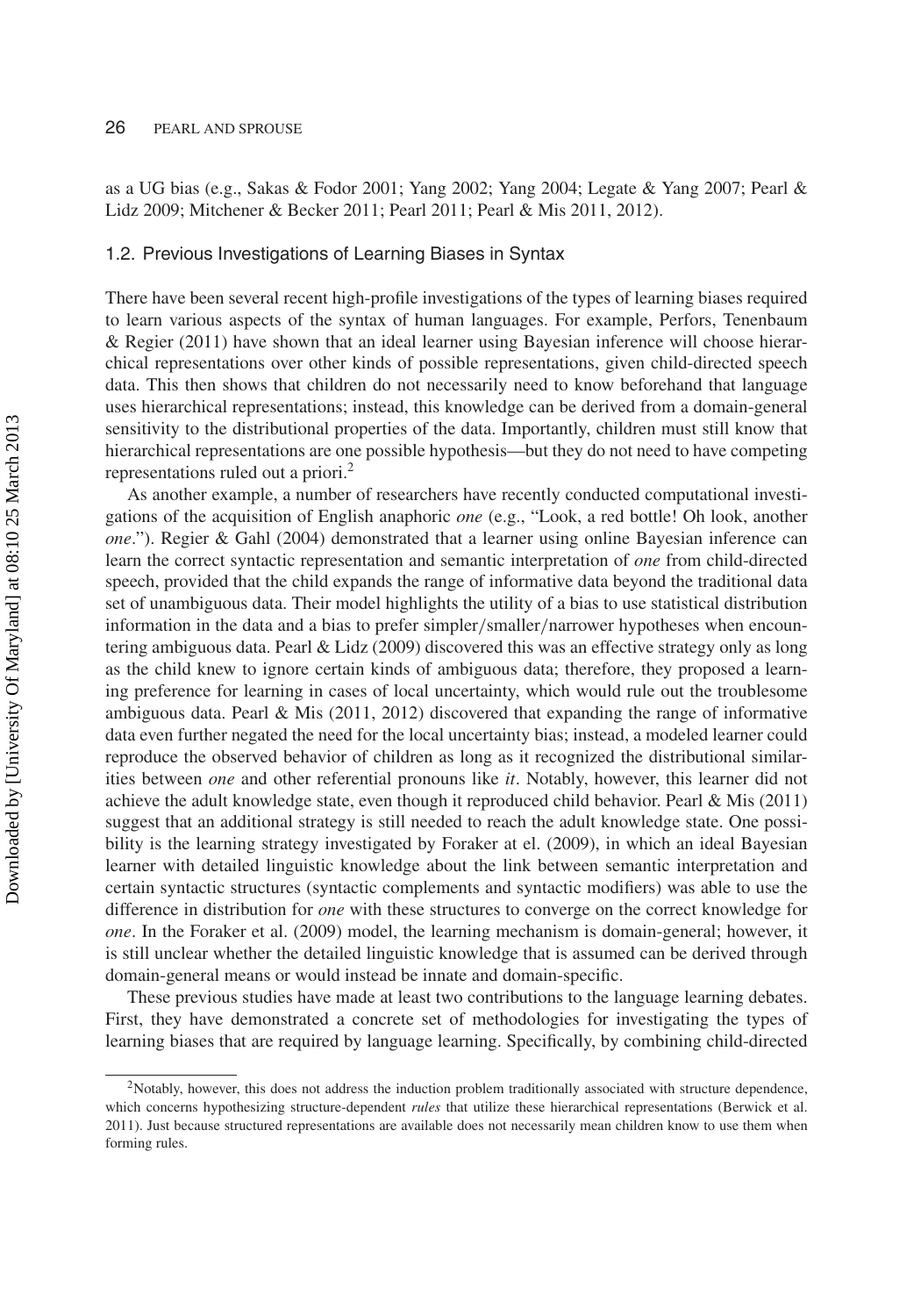as a UG bias (e.g., Sakas & Fodor 2001; Yang 2002; Yang 2004; Legate & Yang 2007; Pearl & Lidz 2009; Mitchener & Becker 2011; Pearl 2011; Pearl & Mis 2011, 2012).

### 1.2. Previous Investigations of Learning Biases in Syntax

There have been several recent high-profile investigations of the types of learning biases required to learn various aspects of the syntax of human languages. For example, Perfors, Tenenbaum & Regier (2011) have shown that an ideal learner using Bayesian inference will choose hierarchical representations over other kinds of possible representations, given child-directed speech data. This then shows that children do not necessarily need to know beforehand that language uses hierarchical representations; instead, this knowledge can be derived from a domain-general sensitivity to the distributional properties of the data. Importantly, children must still know that hierarchical representations are one possible hypothesis—but they do not need to have competing representations ruled out a priori.[2]

As another example, a number of researchers have recently conducted computational investigations of the acquisition of English anaphoric *one* (e.g., "Look, a red bottle! Oh look, another *one*."). Regier & Gahl (2004) demonstrated that a learner using online Bayesian inference can learn the correct syntactic representation and semantic interpretation of *one* from child-directed speech, provided that the child expands the range of informative data beyond the traditional data set of unambiguous data. Their model highlights the utility of a bias to use statistical distribution information in the data and a bias to prefer simpler/smaller/narrower hypotheses when encountering ambiguous data. Pearl & Lidz (2009) discovered this was an effective strategy only as long as the child knew to ignore certain kinds of ambiguous data; therefore, they proposed a learning preference for learning in cases of local uncertainty, which would rule out the troublesome ambiguous data. Pearl & Mis (2011, 2012) discovered that expanding the range of informative data even further negated the need for the local uncertainty bias; instead, a modeled learner could reproduce the observed behavior of children as long as it recognized the distributional similarities between *one* and other referential pronouns like *it*. Notably, however, this learner did not achieve the adult knowledge state, even though it reproduced child behavior. Pearl & Mis (2011) suggest that an additional strategy is still needed to reach the adult knowledge state. One possibility is the learning strategy investigated by Foraker at el. (2009), in which an ideal Bayesian learner with detailed linguistic knowledge about the link between semantic interpretation and certain syntactic structures (syntactic complements and syntactic modifiers) was able to use the difference in distribution for *one* with these structures to converge on the correct knowledge for *one*. In the Foraker et al. (2009) model, the learning mechanism is domain-general; however, it is still unclear whether the detailed linguistic knowledge that is assumed can be derived through domain-general means or would instead be innate and domain-specific.

These previous studies have made at least two contributions to the language learning debates. First, they have demonstrated a concrete set of methodologies for investigating the types of learning biases that are required by language learning. Specifically, by combining child-directed

[2] Notably, however, this does not address the induction problem traditionally associated with structure dependence, which concerns hypothesizing structure-dependent *rules* that utilize these hierarchical representations (Berwick et al. 2011). Just because structured representations are available does not necessarily mean children know to use them when forming rules.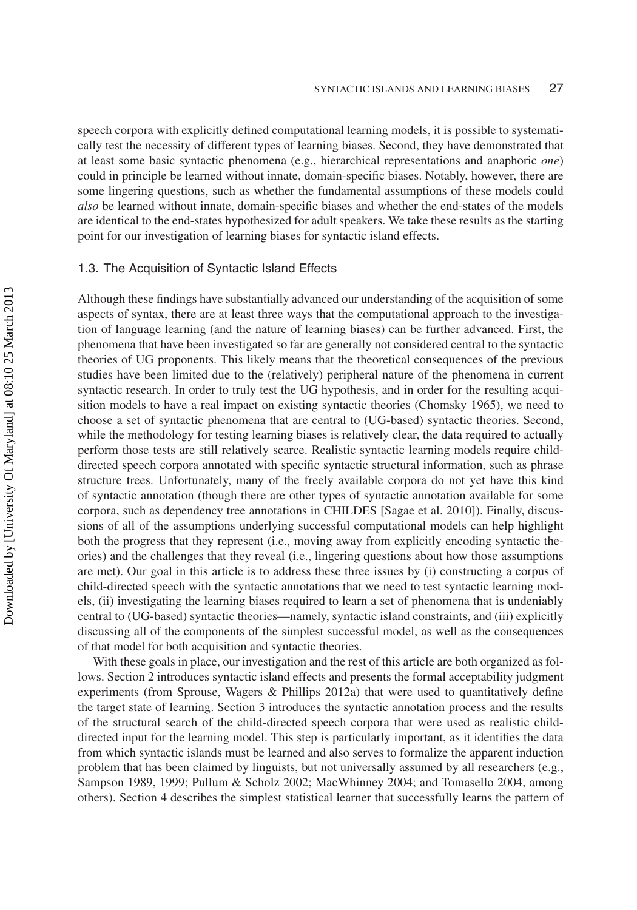speech corpora with explicitly defined computational learning models, it is possible to systematically test the necessity of different types of learning biases. Second, they have demonstrated that at least some basic syntactic phenomena (e.g., hierarchical representations and anaphoric *one*) could in principle be learned without innate, domain-specific biases. Notably, however, there are some lingering questions, such as whether the fundamental assumptions of these models could *also* be learned without innate, domain-specific biases and whether the end-states of the models are identical to the end-states hypothesized for adult speakers. We take these results as the starting point for our investigation of learning biases for syntactic island effects.

### 1.3. The Acquisition of Syntactic Island Effects

Although these findings have substantially advanced our understanding of the acquisition of some aspects of syntax, there are at least three ways that the computational approach to the investigation of language learning (and the nature of learning biases) can be further advanced. First, the phenomena that have been investigated so far are generally not considered central to the syntactic theories of UG proponents. This likely means that the theoretical consequences of the previous studies have been limited due to the (relatively) peripheral nature of the phenomena in current syntactic research. In order to truly test the UG hypothesis, and in order for the resulting acquisition models to have a real impact on existing syntactic theories (Chomsky 1965), we need to choose a set of syntactic phenomena that are central to (UG-based) syntactic theories. Second, while the methodology for testing learning biases is relatively clear, the data required to actually perform those tests are still relatively scarce. Realistic syntactic learning models require child-directed speech corpora annotated with specific syntactic structural information, such as phrase structure trees. Unfortunately, many of the freely available corpora do not yet have this kind of syntactic annotation (though there are other types of syntactic annotation available for some corpora, such as dependency tree annotations in CHILDES [Sagae et al. 2010]). Finally, discussions of all of the assumptions underlying successful computational models can help highlight both the progress that they represent (i.e., moving away from explicitly encoding syntactic theories) and the challenges that they reveal (i.e., lingering questions about how those assumptions are met). Our goal in this article is to address these three issues by (i) constructing a corpus of child-directed speech with the syntactic annotations that we need to test syntactic learning models, (ii) investigating the learning biases required to learn a set of phenomena that is undeniably central to (UG-based) syntactic theories—namely, syntactic island constraints, and (iii) explicitly discussing all of the components of the simplest successful model, as well as the consequences of that model for both acquisition and syntactic theories.

With these goals in place, our investigation and the rest of this article are both organized as follows. Section 2 introduces syntactic island effects and presents the formal acceptability judgment experiments (from Sprouse, Wagers & Phillips 2012a) that were used to quantitatively define the target state of learning. Section 3 introduces the syntactic annotation process and the results of the structural search of the child-directed speech corpora that were used as realistic child-directed input for the learning model. This step is particularly important, as it identifies the data from which syntactic islands must be learned and also serves to formalize the apparent induction problem that has been claimed by linguists, but not universally assumed by all researchers (e.g., Sampson 1989, 1999; Pullum & Scholz 2002; MacWhinney 2004; and Tomasello 2004, among others). Section 4 describes the simplest statistical learner that successfully learns the pattern of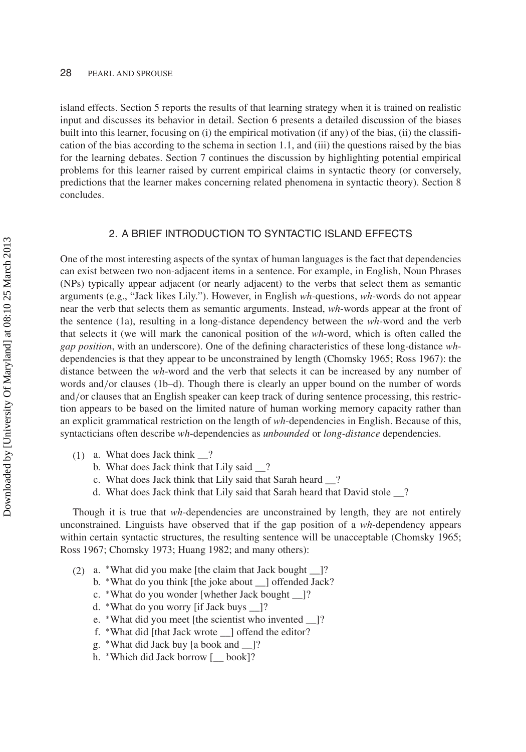island effects. Section 5 reports the results of that learning strategy when it is trained on realistic input and discusses its behavior in detail. Section 6 presents a detailed discussion of the biases built into this learner, focusing on (i) the empirical motivation (if any) of the bias, (ii) the classification of the bias according to the schema in section 1.1, and (iii) the questions raised by the bias for the learning debates. Section 7 continues the discussion by highlighting potential empirical problems for this learner raised by current empirical claims in syntactic theory (or conversely, predictions that the learner makes concerning related phenomena in syntactic theory). Section 8 concludes.

## 2. A BRIEF INTRODUCTION TO SYNTACTIC ISLAND EFFECTS

One of the most interesting aspects of the syntax of human languages is the fact that dependencies can exist between two non-adjacent items in a sentence. For example, in English, Noun Phrases (NPs) typically appear adjacent (or nearly adjacent) to the verbs that select them as semantic arguments (e.g., "Jack likes Lily."). However, in English *wh*-questions, *wh*-words do not appear near the verb that selects them as semantic arguments. Instead, *wh*-words appear at the front of the sentence (1a), resulting in a long-distance dependency between the *wh*-word and the verb that selects it (we will mark the canonical position of the *wh*-word, which is often called the *gap position*, with an underscore). One of the defining characteristics of these long-distance *wh*-dependencies is that they appear to be unconstrained by length (Chomsky 1965; Ross 1967): the distance between the *wh*-word and the verb that selects it can be increased by any number of words and/or clauses (1b–d). Though there is clearly an upper bound on the number of words and/or clauses that an English speaker can keep track of during sentence processing, this restriction appears to be based on the limited nature of human working memory capacity rather than an explicit grammatical restriction on the length of *wh*-dependencies in English. Because of this, syntacticians often describe *wh*-dependencies as *unbounded* or *long-distance* dependencies.

(1) a. What does Jack think __?
  b. What does Jack think that Lily said __?
  c. What does Jack think that Lily said that Sarah heard __?
  d. What does Jack think that Lily said that Sarah heard that David stole __?

Though it is true that *wh*-dependencies are unconstrained by length, they are not entirely unconstrained. Linguists have observed that if the gap position of a *wh*-dependency appears within certain syntactic structures, the resulting sentence will be unacceptable (Chomsky 1965; Ross 1967; Chomsky 1973; Huang 1982; and many others):

(2) a. *What did you make [the claim that Jack bought __]?
  b. *What do you think [the joke about __] offended Jack?
  c. *What do you wonder [whether Jack bought __]?
  d. *What do you worry [if Jack buys __]?
  e. *What did you meet [the scientist who invented __]?
  f. *What did [that Jack wrote __] offend the editor?
  g. *What did Jack buy [a book and __]?
  h. *Which did Jack borrow [__ book]?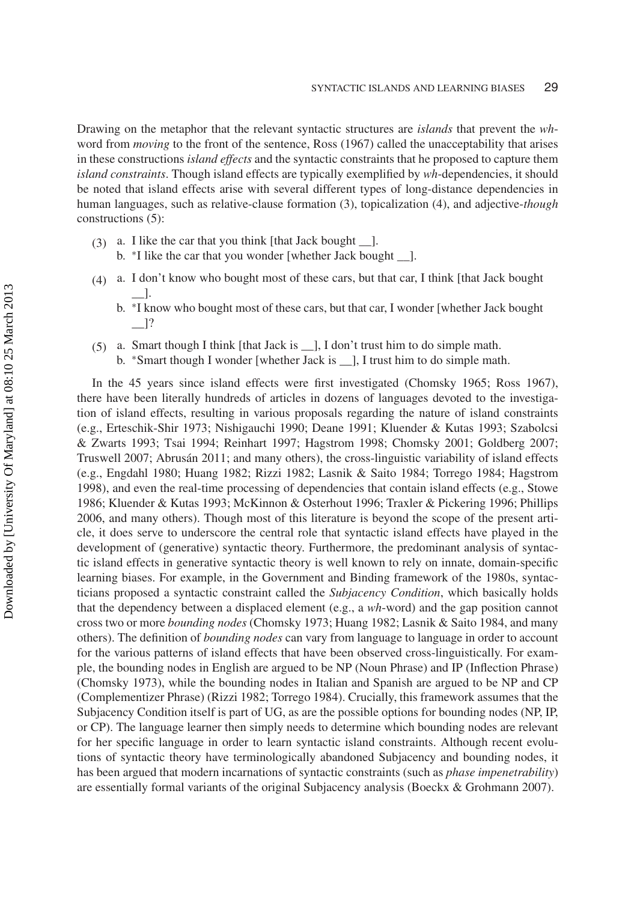Drawing on the metaphor that the relevant syntactic structures are *islands* that prevent the *wh*-word from *moving* to the front of the sentence, Ross (1967) called the unacceptability that arises in these constructions *island effects* and the syntactic constraints that he proposed to capture them *island constraints*. Though island effects are typically exemplified by *wh*-dependencies, it should be noted that island effects arise with several different types of long-distance dependencies in human languages, such as relative-clause formation (3), topicalization (4), and adjective-*though* constructions (5):

(3) a. I like the car that you think [that Jack bought __].
    b. *I like the car that you wonder [whether Jack bought __].

(4) a. I don't know who bought most of these cars, but that car, I think [that Jack bought __].
    b. *I know who bought most of these cars, but that car, I wonder [whether Jack bought __]?

(5) a. Smart though I think [that Jack is __], I don't trust him to do simple math.
    b. *Smart though I wonder [whether Jack is __], I trust him to do simple math.

In the 45 years since island effects were first investigated (Chomsky 1965; Ross 1967), there have been literally hundreds of articles in dozens of languages devoted to the investigation of island effects, resulting in various proposals regarding the nature of island constraints (e.g., Erteschik-Shir 1973; Nishigauchi 1990; Deane 1991; Kluender & Kutas 1993; Szabolcsi & Zwarts 1993; Tsai 1994; Reinhart 1997; Hagstrom 1998; Chomsky 2001; Goldberg 2007; Truswell 2007; Abrusán 2011; and many others), the cross-linguistic variability of island effects (e.g., Engdahl 1980; Huang 1982; Rizzi 1982; Lasnik & Saito 1984; Torrego 1984; Hagstrom 1998), and even the real-time processing of dependencies that contain island effects (e.g., Stowe 1986; Kluender & Kutas 1993; McKinnon & Osterhout 1996; Traxler & Pickering 1996; Phillips 2006, and many others). Though most of this literature is beyond the scope of the present article, it does serve to underscore the central role that syntactic island effects have played in the development of (generative) syntactic theory. Furthermore, the predominant analysis of syntactic island effects in generative syntactic theory is well known to rely on innate, domain-specific learning biases. For example, in the Government and Binding framework of the 1980s, syntacticians proposed a syntactic constraint called the *Subjacency Condition*, which basically holds that the dependency between a displaced element (e.g., a *wh*-word) and the gap position cannot cross two or more *bounding nodes* (Chomsky 1973; Huang 1982; Lasnik & Saito 1984, and many others). The definition of *bounding nodes* can vary from language to language in order to account for the various patterns of island effects that have been observed cross-linguistically. For example, the bounding nodes in English are argued to be NP (Noun Phrase) and IP (Inflection Phrase) (Chomsky 1973), while the bounding nodes in Italian and Spanish are argued to be NP and CP (Complementizer Phrase) (Rizzi 1982; Torrego 1984). Crucially, this framework assumes that the Subjacency Condition itself is part of UG, as are the possible options for bounding nodes (NP, IP, or CP). The language learner then simply needs to determine which bounding nodes are relevant for her specific language in order to learn syntactic island constraints. Although recent evolutions of syntactic theory have terminologically abandoned Subjacency and bounding nodes, it has been argued that modern incarnations of syntactic constraints (such as *phase impenetrability*) are essentially formal variants of the original Subjacency analysis (Boeckx & Grohmann 2007).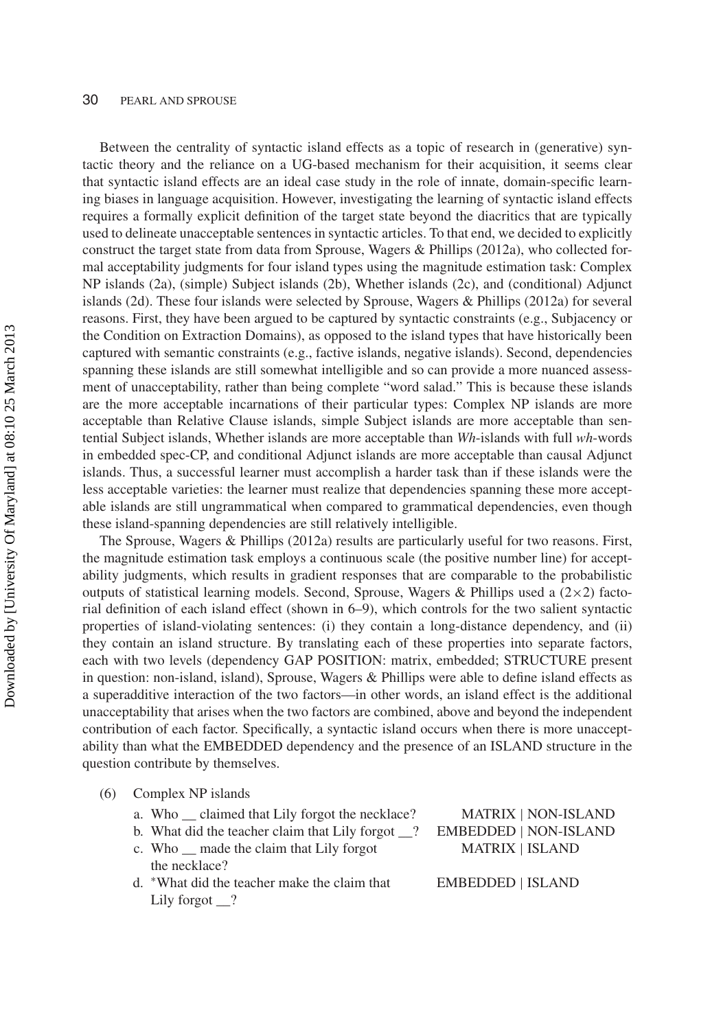Between the centrality of syntactic island effects as a topic of research in (generative) syntactic theory and the reliance on a UG-based mechanism for their acquisition, it seems clear that syntactic island effects are an ideal case study in the role of innate, domain-specific learning biases in language acquisition. However, investigating the learning of syntactic island effects requires a formally explicit definition of the target state beyond the diacritics that are typically used to delineate unacceptable sentences in syntactic articles. To that end, we decided to explicitly construct the target state from data from Sprouse, Wagers & Phillips (2012a), who collected formal acceptability judgments for four island types using the magnitude estimation task: Complex NP islands (2a), (simple) Subject islands (2b), Whether islands (2c), and (conditional) Adjunct islands (2d). These four islands were selected by Sprouse, Wagers & Phillips (2012a) for several reasons. First, they have been argued to be captured by syntactic constraints (e.g., Subjacency or the Condition on Extraction Domains), as opposed to the island types that have historically been captured with semantic constraints (e.g., factive islands, negative islands). Second, dependencies spanning these islands are still somewhat intelligible and so can provide a more nuanced assessment of unacceptability, rather than being complete "word salad." This is because these islands are the more acceptable incarnations of their particular types: Complex NP islands are more acceptable than Relative Clause islands, simple Subject islands are more acceptable than sentential Subject islands, Whether islands are more acceptable than *Wh*-islands with full *wh*-words in embedded spec-CP, and conditional Adjunct islands are more acceptable than causal Adjunct islands. Thus, a successful learner must accomplish a harder task than if these islands were the less acceptable varieties: the learner must realize that dependencies spanning these more acceptable islands are still ungrammatical when compared to grammatical dependencies, even though these island-spanning dependencies are still relatively intelligible.

The Sprouse, Wagers & Phillips (2012a) results are particularly useful for two reasons. First, the magnitude estimation task employs a continuous scale (the positive number line) for acceptability judgments, which results in gradient responses that are comparable to the probabilistic outputs of statistical learning models. Second, Sprouse, Wagers & Phillips used a (2×2) factorial definition of each island effect (shown in 6–9), which controls for the two salient syntactic properties of island-violating sentences: (i) they contain a long-distance dependency, and (ii) they contain an island structure. By translating each of these properties into separate factors, each with two levels (dependency GAP POSITION: matrix, embedded; STRUCTURE present in question: non-island, island), Sprouse, Wagers & Phillips were able to define island effects as a superadditive interaction of the two factors—in other words, an island effect is the additional unacceptability that arises when the two factors are combined, above and beyond the independent contribution of each factor. Specifically, a syntactic island occurs when there is more unacceptability than what the EMBEDDED dependency and the presence of an ISLAND structure in the question contribute by themselves.

(6) Complex NP islands

a. Who __ claimed that Lily forgot the necklace? MATRIX | NON-ISLAND

b. What did the teacher claim that Lily forgot __? EMBEDDED | NON-ISLAND

c. Who __ made the claim that Lily forgot the necklace? MATRIX | ISLAND

d. *What did the teacher make the claim that Lily forgot __? EMBEDDED | ISLAND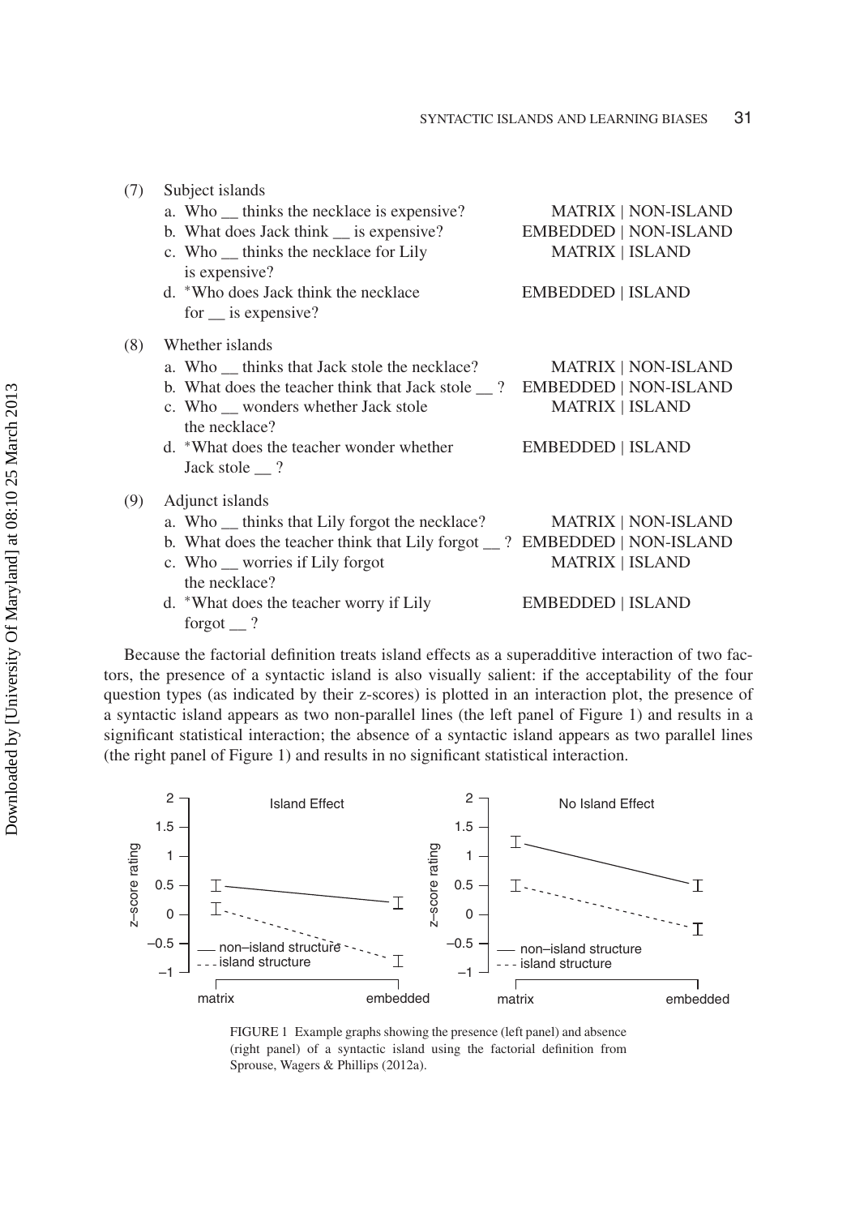(7) Subject islands

a. Who __ thinks the necklace is expensive? MATRIX | NON-ISLAND
b. What does Jack think __ is expensive? EMBEDDED | NON-ISLAND
c. Who __ thinks the necklace for Lily is expensive? MATRIX | ISLAND
d. *Who does Jack think the necklace for __ is expensive? EMBEDDED | ISLAND

(8) Whether islands

a. Who __ thinks that Jack stole the necklace? MATRIX | NON-ISLAND
b. What does the teacher think that Jack stole __ ? EMBEDDED | NON-ISLAND
c. Who __ wonders whether Jack stole the necklace? MATRIX | ISLAND
d. *What does the teacher wonder whether Jack stole __ ? EMBEDDED | ISLAND

(9) Adjunct islands

a. Who __ thinks that Lily forgot the necklace? MATRIX | NON-ISLAND
b. What does the teacher think that Lily forgot __ ? EMBEDDED | NON-ISLAND
c. Who __ worries if Lily forgot the necklace? MATRIX | ISLAND
d. *What does the teacher worry if Lily forgot __ ? EMBEDDED | ISLAND

Because the factorial definition treats island effects as a superadditive interaction of two factors, the presence of a syntactic island is also visually salient: if the acceptability of the four question types (as indicated by their z-scores) is plotted in an interaction plot, the presence of a syntactic island appears as two non-parallel lines (the left panel of Figure 1) and results in a significant statistical interaction; the absence of a syntactic island appears as two parallel lines (the right panel of Figure 1) and results in no significant statistical interaction.

FIGURE 1 Example graphs showing the presence (left panel) and absence (right panel) of a syntactic island using the factorial definition from Sprouse, Wagers & Phillips (2012a).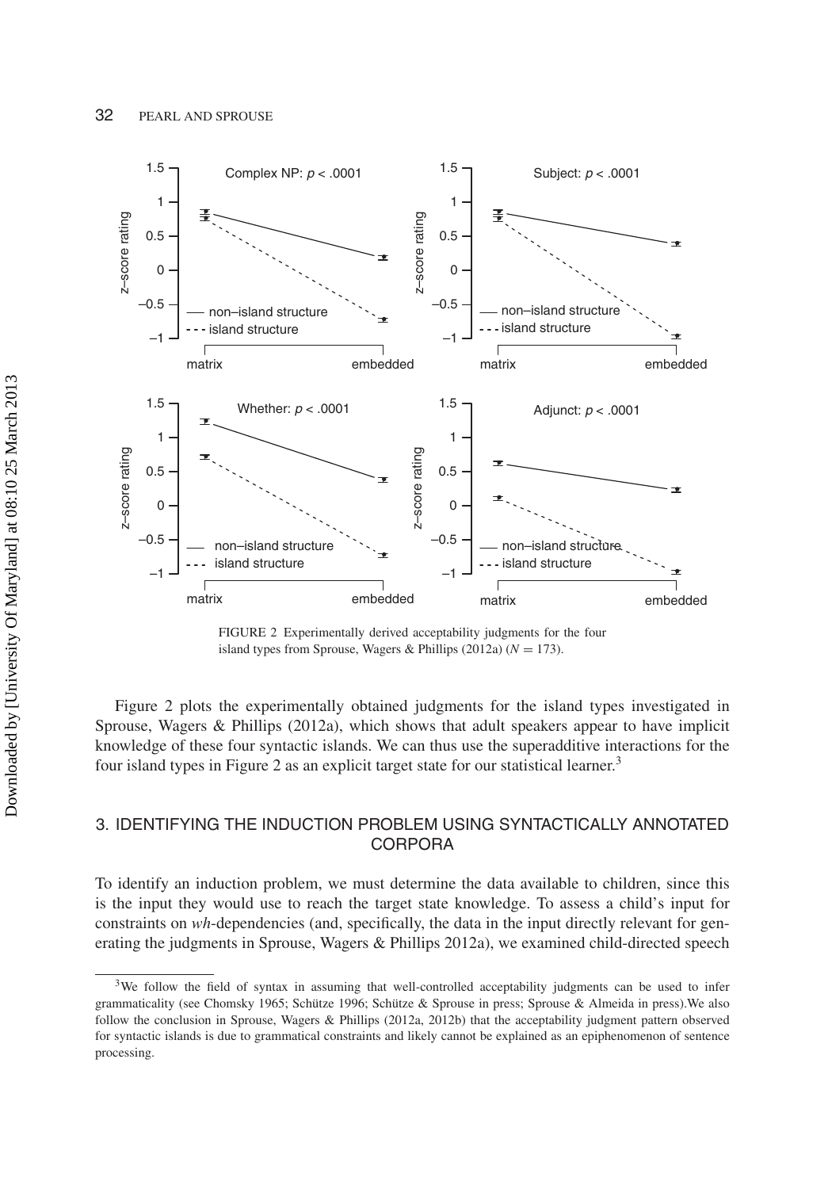FIGURE 2 Experimentally derived acceptability judgments for the four island types from Sprouse, Wagers & Phillips (2012a) ($N = 173$).

Figure 2 plots the experimentally obtained judgments for the island types investigated in Sprouse, Wagers & Phillips (2012a), which shows that adult speakers appear to have implicit knowledge of these four syntactic islands. We can thus use the superadditive interactions for the four island types in Figure 2 as an explicit target state for our statistical learner.[3]

## 3. IDENTIFYING THE INDUCTION PROBLEM USING SYNTACTICALLY ANNOTATED CORPORA

To identify an induction problem, we must determine the data available to children, since this is the input they would use to reach the target state knowledge. To assess a child's input for constraints on *wh*-dependencies (and, specifically, the data in the input directly relevant for generating the judgments in Sprouse, Wagers & Phillips 2012a), we examined child-directed speech

---

[3]We follow the field of syntax in assuming that well-controlled acceptability judgments can be used to infer grammaticality (see Chomsky 1965; Schütze 1996; Schütze & Sprouse in press; Sprouse & Almeida in press).We also follow the conclusion in Sprouse, Wagers & Phillips (2012a, 2012b) that the acceptability judgment pattern observed for syntactic islands is due to grammatical constraints and likely cannot be explained as an epiphenomenon of sentence processing.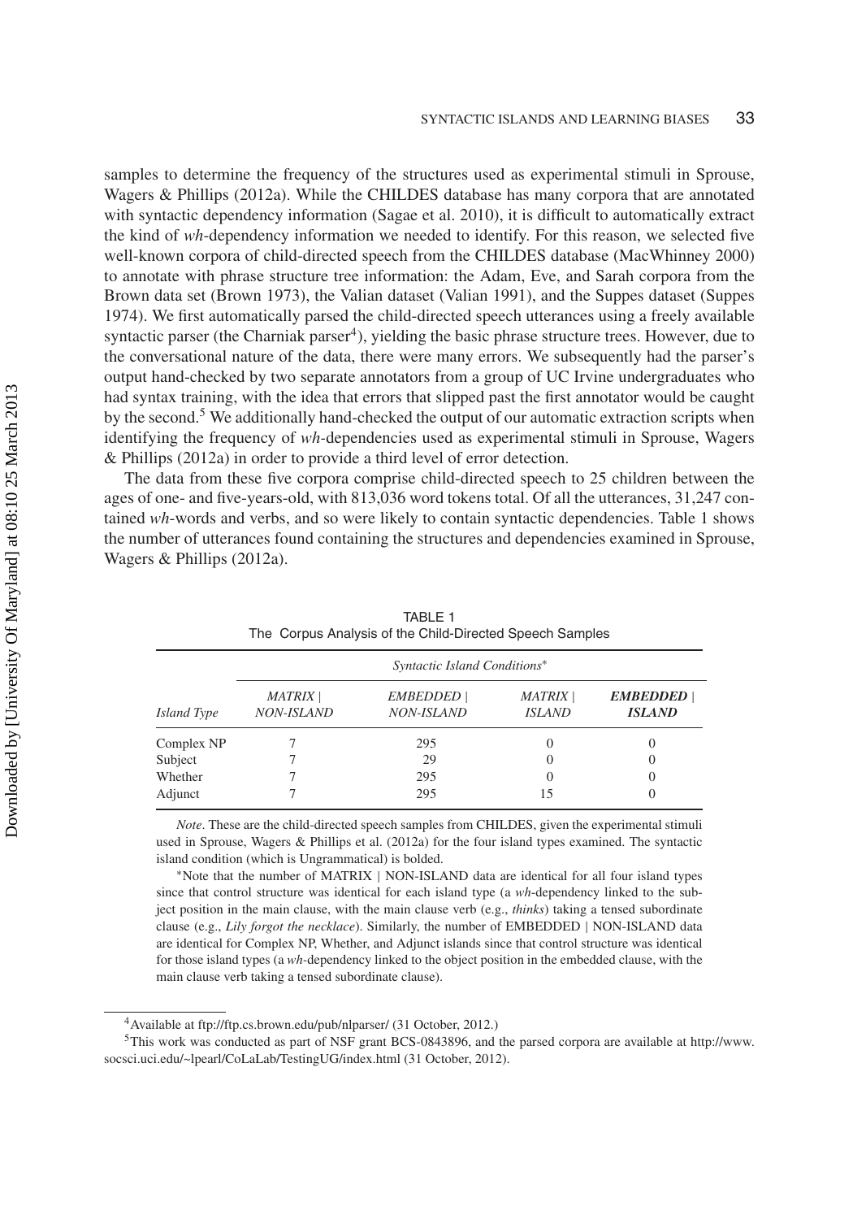samples to determine the frequency of the structures used as experimental stimuli in Sprouse, Wagers & Phillips (2012a). While the CHILDES database has many corpora that are annotated with syntactic dependency information (Sagae et al. 2010), it is difficult to automatically extract the kind of *wh*-dependency information we needed to identify. For this reason, we selected five well-known corpora of child-directed speech from the CHILDES database (MacWhinney 2000) to annotate with phrase structure tree information: the Adam, Eve, and Sarah corpora from the Brown data set (Brown 1973), the Valian dataset (Valian 1991), and the Suppes dataset (Suppes 1974). We first automatically parsed the child-directed speech utterances using a freely available syntactic parser (the Charniak parser[4]), yielding the basic phrase structure trees. However, due to the conversational nature of the data, there were many errors. We subsequently had the parser's output hand-checked by two separate annotators from a group of UC Irvine undergraduates who had syntax training, with the idea that errors that slipped past the first annotator would be caught by the second.[5] We additionally hand-checked the output of our automatic extraction scripts when identifying the frequency of *wh*-dependencies used as experimental stimuli in Sprouse, Wagers & Phillips (2012a) in order to provide a third level of error detection.

The data from these five corpora comprise child-directed speech to 25 children between the ages of one- and five-years-old, with 813,036 word tokens total. Of all the utterances, 31,247 contained *wh*-words and verbs, and so were likely to contain syntactic dependencies. Table 1 shows the number of utterances found containing the structures and dependencies examined in Sprouse, Wagers & Phillips (2012a).

TABLE 1
The Corpus Analysis of the Child-Directed Speech Samples

| | *Syntactic Island Conditions** | | | |
|---|---|---|---|---|
| *Island Type* | *MATRIX \| NON-ISLAND* | *EMBEDDED \| NON-ISLAND* | *MATRIX \| ISLAND* | ***EMBEDDED \| ISLAND*** |
| Complex NP | 7 | 295 | 0 | 0 |
| Subject | 7 | 29 | 0 | 0 |
| Whether | 7 | 295 | 0 | 0 |
| Adjunct | 7 | 295 | 15 | 0 |

*Note*. These are the child-directed speech samples from CHILDES, given the experimental stimuli used in Sprouse, Wagers & Phillips et al. (2012a) for the four island types examined. The syntactic island condition (which is Ungrammatical) is bolded.

*Note that the number of MATRIX | NON-ISLAND data are identical for all four island types since that control structure was identical for each island type (a *wh*-dependency linked to the subject position in the main clause, with the main clause verb (e.g., *thinks*) taking a tensed subordinate clause (e.g., *Lily forgot the necklace*). Similarly, the number of EMBEDDED | NON-ISLAND data are identical for Complex NP, Whether, and Adjunct islands since that control structure was identical for those island types (a *wh*-dependency linked to the object position in the embedded clause, with the main clause verb taking a tensed subordinate clause).

[4] Available at ftp://ftp.cs.brown.edu/pub/nlparser/ (31 October, 2012.)

[5] This work was conducted as part of NSF grant BCS-0843896, and the parsed corpora are available at http://www.socsci.uci.edu/~lpearl/CoLaLab/TestingUG/index.html (31 October, 2012).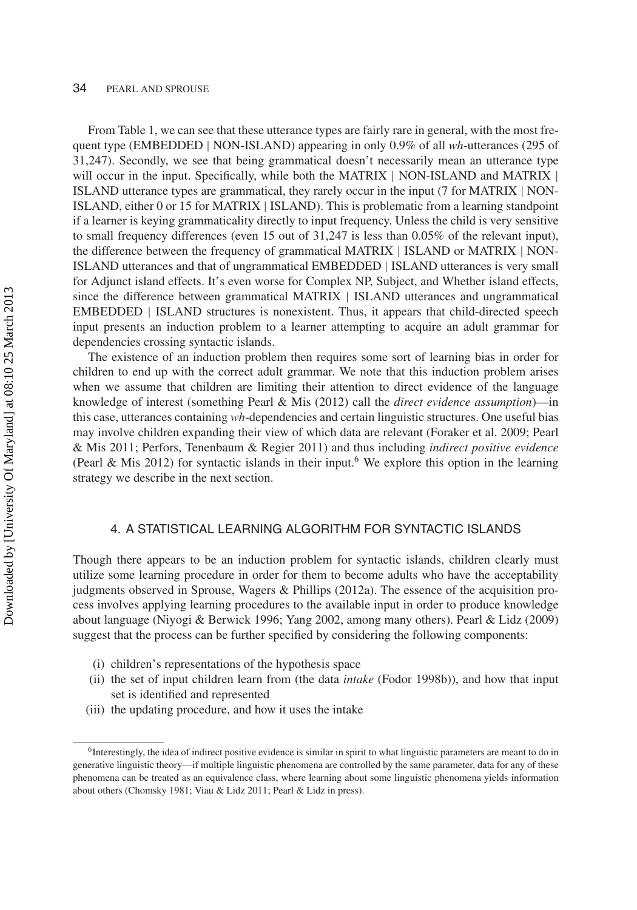From Table 1, we can see that these utterance types are fairly rare in general, with the most frequent type (EMBEDDED | NON-ISLAND) appearing in only 0.9% of all *wh*-utterances (295 of 31,247). Secondly, we see that being grammatical doesn't necessarily mean an utterance type will occur in the input. Specifically, while both the MATRIX | NON-ISLAND and MATRIX | ISLAND utterance types are grammatical, they rarely occur in the input (7 for MATRIX | NON-ISLAND, either 0 or 15 for MATRIX | ISLAND). This is problematic from a learning standpoint if a learner is keying grammaticality directly to input frequency. Unless the child is very sensitive to small frequency differences (even 15 out of 31,247 is less than 0.05% of the relevant input), the difference between the frequency of grammatical MATRIX | ISLAND or MATRIX | NON-ISLAND utterances and that of ungrammatical EMBEDDED | ISLAND utterances is very small for Adjunct island effects. It's even worse for Complex NP, Subject, and Whether island effects, since the difference between grammatical MATRIX | ISLAND utterances and ungrammatical EMBEDDED | ISLAND structures is nonexistent. Thus, it appears that child-directed speech input presents an induction problem to a learner attempting to acquire an adult grammar for dependencies crossing syntactic islands.

The existence of an induction problem then requires some sort of learning bias in order for children to end up with the correct adult grammar. We note that this induction problem arises when we assume that children are limiting their attention to direct evidence of the language knowledge of interest (something Pearl & Mis (2012) call the *direct evidence assumption*)—in this case, utterances containing *wh*-dependencies and certain linguistic structures. One useful bias may involve children expanding their view of which data are relevant (Foraker et al. 2009; Pearl & Mis 2011; Perfors, Tenenbaum & Regier 2011) and thus including *indirect positive evidence* (Pearl & Mis 2012) for syntactic islands in their input.[6] We explore this option in the learning strategy we describe in the next section.

## 4. A STATISTICAL LEARNING ALGORITHM FOR SYNTACTIC ISLANDS

Though there appears to be an induction problem for syntactic islands, children clearly must utilize some learning procedure in order for them to become adults who have the acceptability judgments observed in Sprouse, Wagers & Phillips (2012a). The essence of the acquisition process involves applying learning procedures to the available input in order to produce knowledge about language (Niyogi & Berwick 1996; Yang 2002, among many others). Pearl & Lidz (2009) suggest that the process can be further specified by considering the following components:

(i) children's representations of the hypothesis space
(ii) the set of input children learn from (the data *intake* (Fodor 1998b)), and how that input set is identified and represented
(iii) the updating procedure, and how it uses the intake

[6]Interestingly, the idea of indirect positive evidence is similar in spirit to what linguistic parameters are meant to do in generative linguistic theory—if multiple linguistic phenomena are controlled by the same parameter, data for any of these phenomena can be treated as an equivalence class, where learning about some linguistic phenomena yields information about others (Chomsky 1981; Viau & Lidz 2011; Pearl & Lidz in press).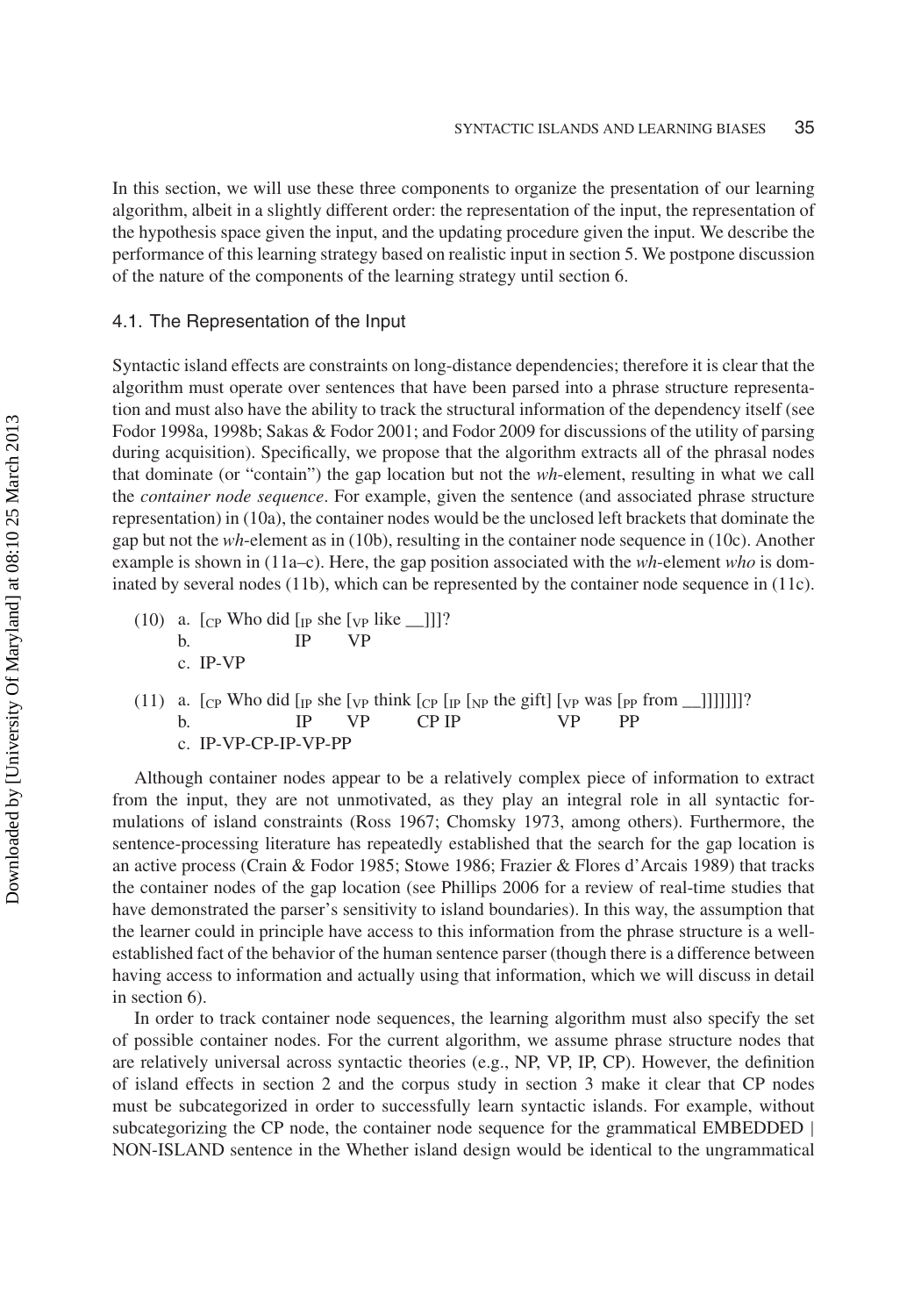In this section, we will use these three components to organize the presentation of our learning algorithm, albeit in a slightly different order: the representation of the input, the representation of the hypothesis space given the input, and the updating procedure given the input. We describe the performance of this learning strategy based on realistic input in section 5. We postpone discussion of the nature of the components of the learning strategy until section 6.

### 4.1. The Representation of the Input

Syntactic island effects are constraints on long-distance dependencies; therefore it is clear that the algorithm must operate over sentences that have been parsed into a phrase structure representation and must also have the ability to track the structural information of the dependency itself (see Fodor 1998a, 1998b; Sakas & Fodor 2001; and Fodor 2009 for discussions of the utility of parsing during acquisition). Specifically, we propose that the algorithm extracts all of the phrasal nodes that dominate (or "contain") the gap location but not the *wh*-element, resulting in what we call the *container node sequence*. For example, given the sentence (and associated phrase structure representation) in (10a), the container nodes would be the unclosed left brackets that dominate the gap but not the *wh*-element as in (10b), resulting in the container node sequence in (10c). Another example is shown in (11a–c). Here, the gap position associated with the *wh*-element *who* is dominated by several nodes (11b), which can be represented by the container node sequence in (11c).

(10) a. [$_{CP}$ Who did [$_{IP}$ she [$_{VP}$ like __]]]?
     b. IP VP
     c. IP-VP

(11) a. [$_{CP}$ Who did [$_{IP}$ she [$_{VP}$ think [$_{CP}$ [$_{IP}$ [$_{NP}$ the gift] [$_{VP}$ was [$_{PP}$ from __]]]]]]]?
     b. IP VP CP IP VP PP
     c. IP-VP-CP-IP-VP-PP

Although container nodes appear to be a relatively complex piece of information to extract from the input, they are not unmotivated, as they play an integral role in all syntactic formulations of island constraints (Ross 1967; Chomsky 1973, among others). Furthermore, the sentence-processing literature has repeatedly established that the search for the gap location is an active process (Crain & Fodor 1985; Stowe 1986; Frazier & Flores d'Arcais 1989) that tracks the container nodes of the gap location (see Phillips 2006 for a review of real-time studies that have demonstrated the parser's sensitivity to island boundaries). In this way, the assumption that the learner could in principle have access to this information from the phrase structure is a well-established fact of the behavior of the human sentence parser (though there is a difference between having access to information and actually using that information, which we will discuss in detail in section 6).

In order to track container node sequences, the learning algorithm must also specify the set of possible container nodes. For the current algorithm, we assume phrase structure nodes that are relatively universal across syntactic theories (e.g., NP, VP, IP, CP). However, the definition of island effects in section 2 and the corpus study in section 3 make it clear that CP nodes must be subcategorized in order to successfully learn syntactic islands. For example, without subcategorizing the CP node, the container node sequence for the grammatical EMBEDDED | NON-ISLAND sentence in the Whether island design would be identical to the ungrammatical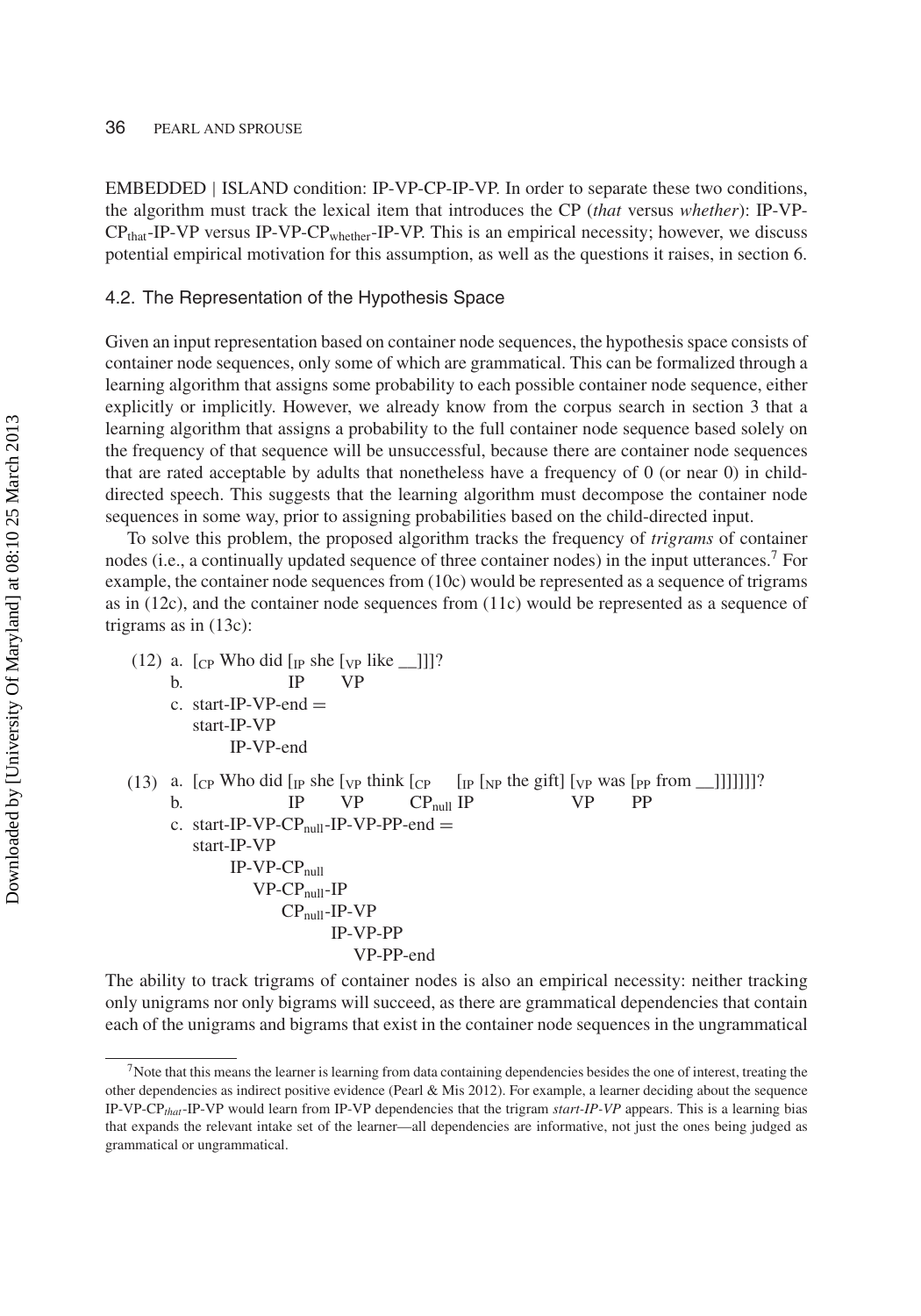EMBEDDED | ISLAND condition: IP-VP-CP-IP-VP. In order to separate these two conditions, the algorithm must track the lexical item that introduces the CP (*that* versus *whether*): IP-VP-$CP_{that}$-IP-VP versus IP-VP-$CP_{whether}$-IP-VP. This is an empirical necessity; however, we discuss potential empirical motivation for this assumption, as well as the questions it raises, in section 6.

## 4.2. The Representation of the Hypothesis Space

Given an input representation based on container node sequences, the hypothesis space consists of container node sequences, only some of which are grammatical. This can be formalized through a learning algorithm that assigns some probability to each possible container node sequence, either explicitly or implicitly. However, we already know from the corpus search in section 3 that a learning algorithm that assigns a probability to the full container node sequence based solely on the frequency of that sequence will be unsuccessful, because there are container node sequences that are rated acceptable by adults that nonetheless have a frequency of 0 (or near 0) in child-directed speech. This suggests that the learning algorithm must decompose the container node sequences in some way, prior to assigning probabilities based on the child-directed input.

To solve this problem, the proposed algorithm tracks the frequency of *trigrams* of container nodes (i.e., a continually updated sequence of three container nodes) in the input utterances.[7] For example, the container node sequences from (10c) would be represented as a sequence of trigrams as in (12c), and the container node sequences from (11c) would be represented as a sequence of trigrams as in (13c):

(12) a. [$_{CP}$ Who did [$_{IP}$ she [$_{VP}$ like __]]]?
b. IP VP
c. start-IP-VP-end =
start-IP-VP
IP-VP-end

(13) a. [$_{CP}$ Who did [$_{IP}$ she [$_{VP}$ think [$_{CP}$ [$_{IP}$ [$_{NP}$ the gift] [$_{VP}$ was [$_{PP}$ from __]]]]]]]?
b. IP VP $CP_{null}$ IP VP PP
c. start-IP-VP-$CP_{null}$-IP-VP-PP-end =
start-IP-VP
IP-VP-$CP_{null}$
VP-$CP_{null}$-IP
$CP_{null}$-IP-VP
IP-VP-PP
VP-PP-end

The ability to track trigrams of container nodes is also an empirical necessity: neither tracking only unigrams nor only bigrams will succeed, as there are grammatical dependencies that contain each of the unigrams and bigrams that exist in the container node sequences in the ungrammatical

[7] Note that this means the learner is learning from data containing dependencies besides the one of interest, treating the other dependencies as indirect positive evidence (Pearl & Mis 2012). For example, a learner deciding about the sequence IP-VP-$CP_{that}$-IP-VP would learn from IP-VP dependencies that the trigram *start-IP-VP* appears. This is a learning bias that expands the relevant intake set of the learner—all dependencies are informative, not just the ones being judged as grammatical or ungrammatical.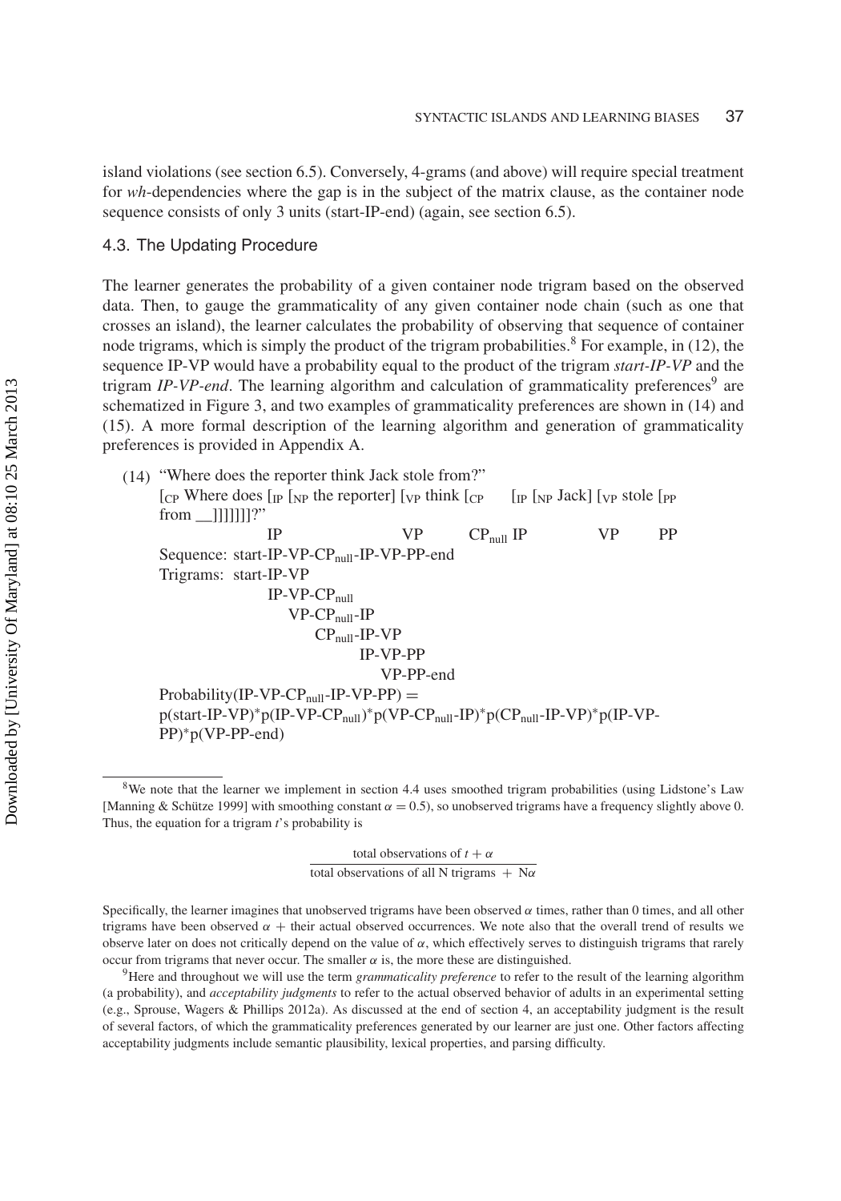island violations (see section 6.5). Conversely, 4-grams (and above) will require special treatment for *wh*-dependencies where the gap is in the subject of the matrix clause, as the container node sequence consists of only 3 units (start-IP-end) (again, see section 6.5).

### 4.3. The Updating Procedure

The learner generates the probability of a given container node trigram based on the observed data. Then, to gauge the grammaticality of any given container node chain (such as one that crosses an island), the learner calculates the probability of observing that sequence of container node trigrams, which is simply the product of the trigram probabilities.[8] For example, in (12), the sequence IP-VP would have a probability equal to the product of the trigram *start-IP-VP* and the trigram *IP-VP-end*. The learning algorithm and calculation of grammaticality preferences[9] are schematized in Figure 3, and two examples of grammaticality preferences are shown in (14) and (15). A more formal description of the learning algorithm and generation of grammaticality preferences is provided in Appendix A.

(14) "Where does the reporter think Jack stole from?"

[$_{CP}$ Where does [$_{IP}$ [$_{NP}$ the reporter] [$_{VP}$ think [$_{CP}$ [$_{IP}$ [$_{NP}$ Jack] [$_{VP}$ stole [$_{PP}$ from __]]]]]]]?"

IP VP $CP_{null}$ IP VP PP

Sequence: start-IP-VP-$CP_{null}$-IP-VP-PP-end

Trigrams: start-IP-VP
IP-VP-$CP_{null}$
VP-$CP_{null}$-IP
$CP_{null}$-IP-VP
IP-VP-PP
VP-PP-end

Probability(IP-VP-$CP_{null}$-IP-VP-PP) =
p(start-IP-VP)*p(IP-VP-$CP_{null}$)*p(VP-$CP_{null}$-IP)*p($CP_{null}$-IP-VP)*p(IP-VP-PP)*p(VP-PP-end)

---

[8] We note that the learner we implement in section 4.4 uses smoothed trigram probabilities (using Lidstone's Law [Manning & Schütze 1999] with smoothing constant $\alpha = 0.5$), so unobserved trigrams have a frequency slightly above 0. Thus, the equation for a trigram *t*'s probability is

$$\frac{\text{total observations of } t + \alpha}{\text{total observations of all N trigrams } + N\alpha}$$

Specifically, the learner imagines that unobserved trigrams have been observed $\alpha$ times, rather than 0 times, and all other trigrams have been observed $\alpha$ + their actual observed occurrences. We note also that the overall trend of results we observe later on does not critically depend on the value of $\alpha$, which effectively serves to distinguish trigrams that rarely occur from trigrams that never occur. The smaller $\alpha$ is, the more these are distinguished.

[9] Here and throughout we will use the term *grammaticality preference* to refer to the result of the learning algorithm (a probability), and *acceptability judgments* to refer to the actual observed behavior of adults in an experimental setting (e.g., Sprouse, Wagers & Phillips 2012a). As discussed at the end of section 4, an acceptability judgment is the result of several factors, of which the grammaticality preferences generated by our learner are just one. Other factors affecting acceptability judgments include semantic plausibility, lexical properties, and parsing difficulty.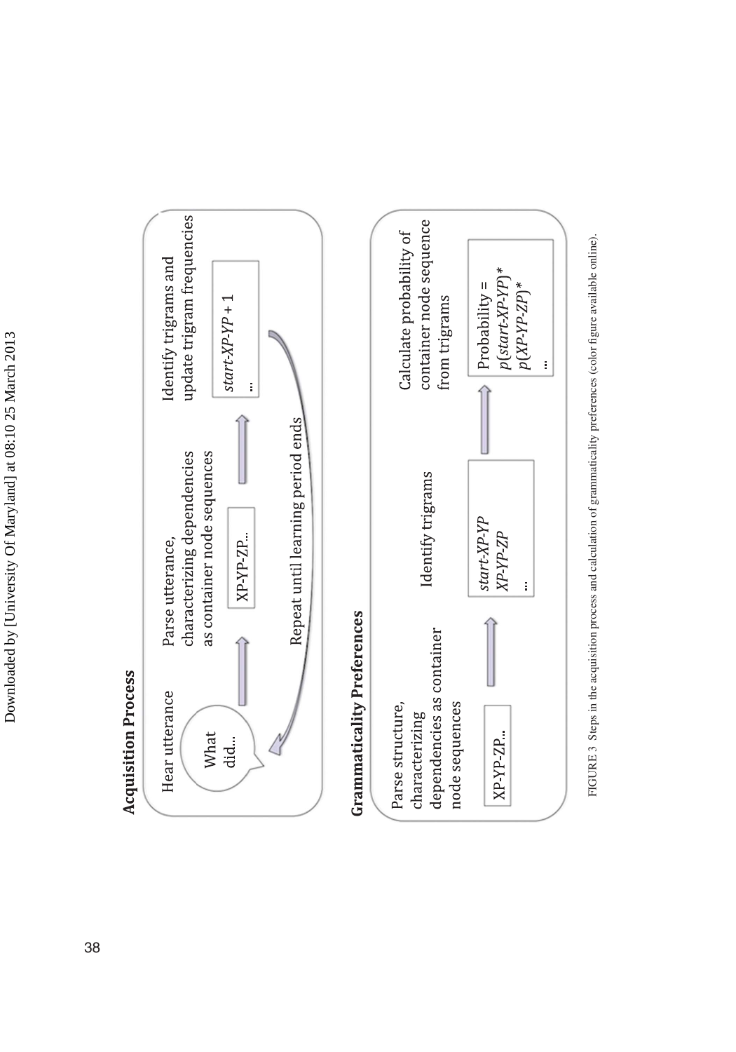**Acquisition Process**

Hear utterance

What did...

Parse utterance, characterizing dependencies as container node sequences

XP-YP-ZP...

Identify trigrams and update trigram frequencies

*start-XP-YP* + 1

...

Repeat until learning period ends

**Grammaticality Preferences**

Parse structure, characterizing dependencies as container node sequences

XP-YP-ZP...

Identify trigrams

*start-XP-YP*
*XP-YP-ZP*
...

Calculate probability of container node sequence from trigrams

Probability =
*p*(*start-XP-YP*)*
*p*(*XP-YP-ZP*)*
...

FIGURE 3 Steps in the acquisition process and calculation of grammaticality preferences (color figure available online).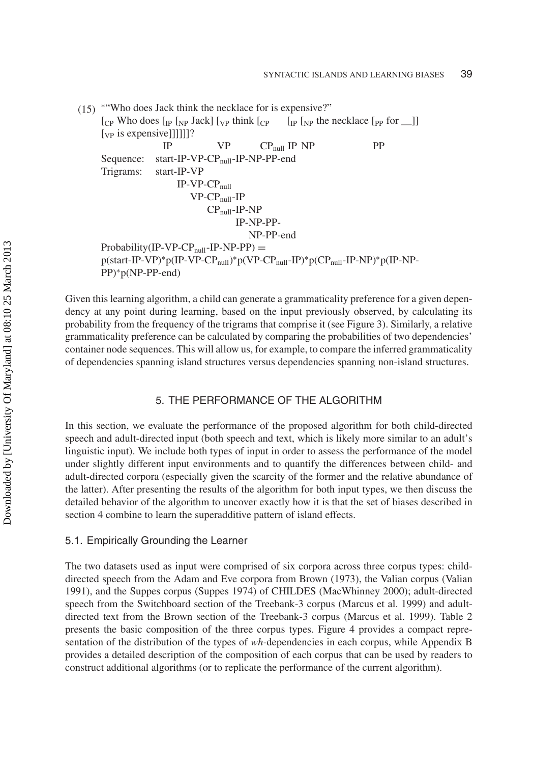(15) *"Who does Jack think the necklace for is expensive?"

[$_{CP}$ Who does [$_{IP}$ [$_{NP}$ Jack] [$_{VP}$ think [$_{CP}$ [$_{IP}$ [$_{NP}$ the necklace [$_{PP}$ for __]] [$_{VP}$ is expensive]]]]]]?

IP VP $CP_{null}$ IP NP PP

Sequence: start-IP-VP-$CP_{null}$-IP-NP-PP-end

Trigrams: start-IP-VP
IP-VP-$CP_{null}$
VP-$CP_{null}$-IP
$CP_{null}$-IP-NP
IP-NP-PP-
NP-PP-end

Probability(IP-VP-$CP_{null}$-IP-NP-PP) = p(start-IP-VP)*p(IP-VP-$CP_{null}$)*p(VP-$CP_{null}$-IP)*p($CP_{null}$-IP-NP)*p(IP-NP-PP)*p(NP-PP-end)

Given this learning algorithm, a child can generate a grammaticality preference for a given dependency at any point during learning, based on the input previously observed, by calculating its probability from the frequency of the trigrams that comprise it (see Figure 3). Similarly, a relative grammaticality preference can be calculated by comparing the probabilities of two dependencies' container node sequences. This will allow us, for example, to compare the inferred grammaticality of dependencies spanning island structures versus dependencies spanning non-island structures.

## 5. THE PERFORMANCE OF THE ALGORITHM

In this section, we evaluate the performance of the proposed algorithm for both child-directed speech and adult-directed input (both speech and text, which is likely more similar to an adult's linguistic input). We include both types of input in order to assess the performance of the model under slightly different input environments and to quantify the differences between child- and adult-directed corpora (especially given the scarcity of the former and the relative abundance of the latter). After presenting the results of the algorithm for both input types, we then discuss the detailed behavior of the algorithm to uncover exactly how it is that the set of biases described in section 4 combine to learn the superadditive pattern of island effects.

### 5.1. Empirically Grounding the Learner

The two datasets used as input were comprised of six corpora across three corpus types: child-directed speech from the Adam and Eve corpora from Brown (1973), the Valian corpus (Valian 1991), and the Suppes corpus (Suppes 1974) of CHILDES (MacWhinney 2000); adult-directed speech from the Switchboard section of the Treebank-3 corpus (Marcus et al. 1999) and adult-directed text from the Brown section of the Treebank-3 corpus (Marcus et al. 1999). Table 2 presents the basic composition of the three corpus types. Figure 4 provides a compact representation of the distribution of the types of *wh*-dependencies in each corpus, while Appendix B provides a detailed description of the composition of each corpus that can be used by readers to construct additional algorithms (or to replicate the performance of the current algorithm).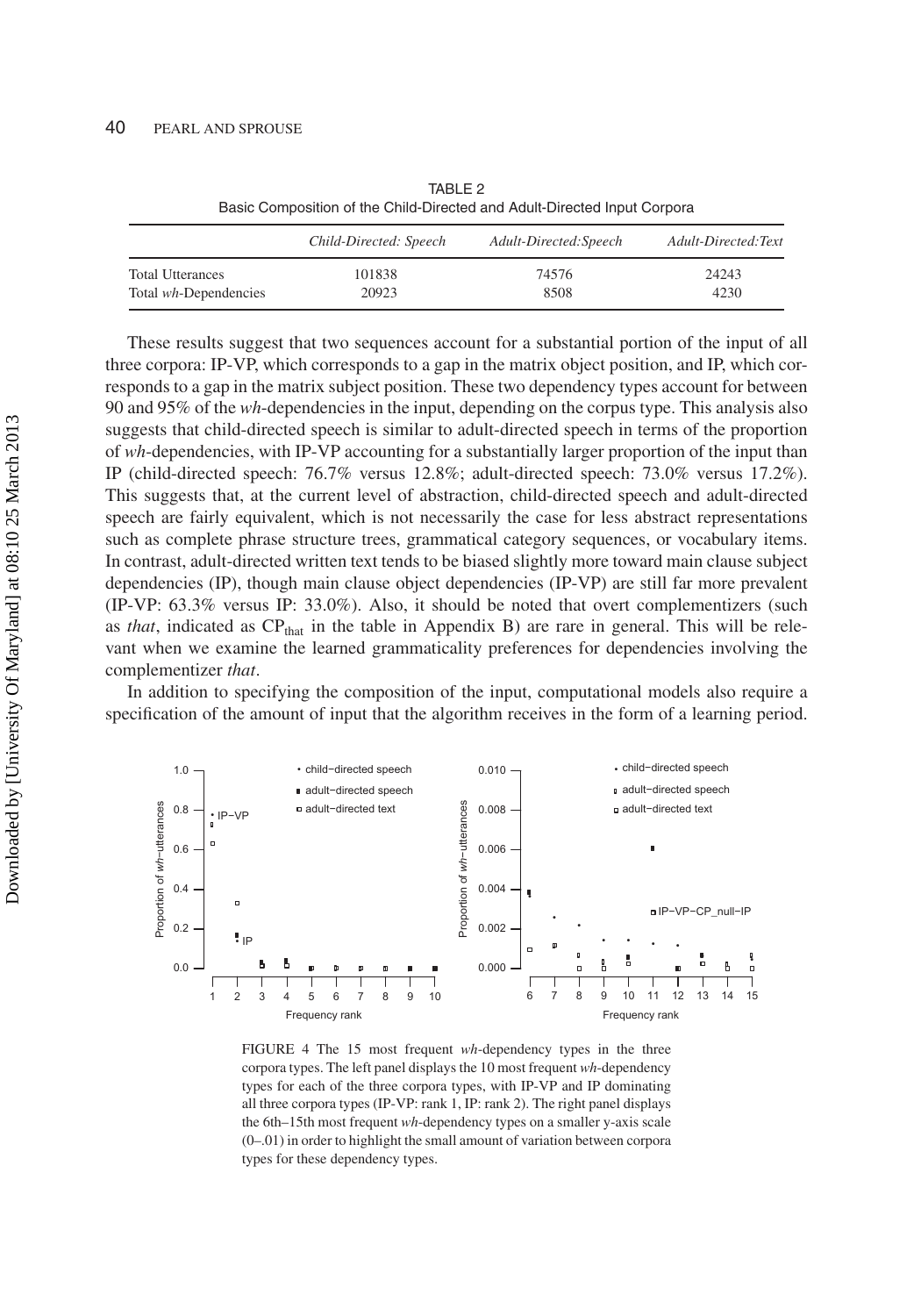TABLE 2
Basic Composition of the Child-Directed and Adult-Directed Input Corpora

| | *Child-Directed: Speech* | *Adult-Directed:Speech* | *Adult-Directed:Text* |
|---|---|---|---|
| Total Utterances | 101838 | 74576 | 24243 |
| Total *wh*-Dependencies | 20923 | 8508 | 4230 |

These results suggest that two sequences account for a substantial portion of the input of all three corpora: IP-VP, which corresponds to a gap in the matrix object position, and IP, which corresponds to a gap in the matrix subject position. These two dependency types account for between 90 and 95% of the *wh*-dependencies in the input, depending on the corpus type. This analysis also suggests that child-directed speech is similar to adult-directed speech in terms of the proportion of *wh*-dependencies, with IP-VP accounting for a substantially larger proportion of the input than IP (child-directed speech: 76.7% versus 12.8%; adult-directed speech: 73.0% versus 17.2%). This suggests that, at the current level of abstraction, child-directed speech and adult-directed speech are fairly equivalent, which is not necessarily the case for less abstract representations such as complete phrase structure trees, grammatical category sequences, or vocabulary items. In contrast, adult-directed written text tends to be biased slightly more toward main clause subject dependencies (IP), though main clause object dependencies (IP-VP) are still far more prevalent (IP-VP: 63.3% versus IP: 33.0%). Also, it should be noted that overt complementizers (such as *that*, indicated as $CP_{that}$ in the table in Appendix B) are rare in general. This will be relevant when we examine the learned grammaticality preferences for dependencies involving the complementizer *that*.

In addition to specifying the composition of the input, computational models also require a specification of the amount of input that the algorithm receives in the form of a learning period.

FIGURE 4 The 15 most frequent *wh*-dependency types in the three corpora types. The left panel displays the 10 most frequent *wh*-dependency types for each of the three corpora types, with IP-VP and IP dominating all three corpora types (IP-VP: rank 1, IP: rank 2). The right panel displays the 6th–15th most frequent *wh*-dependency types on a smaller y-axis scale (0–.01) in order to highlight the small amount of variation between corpora types for these dependency types.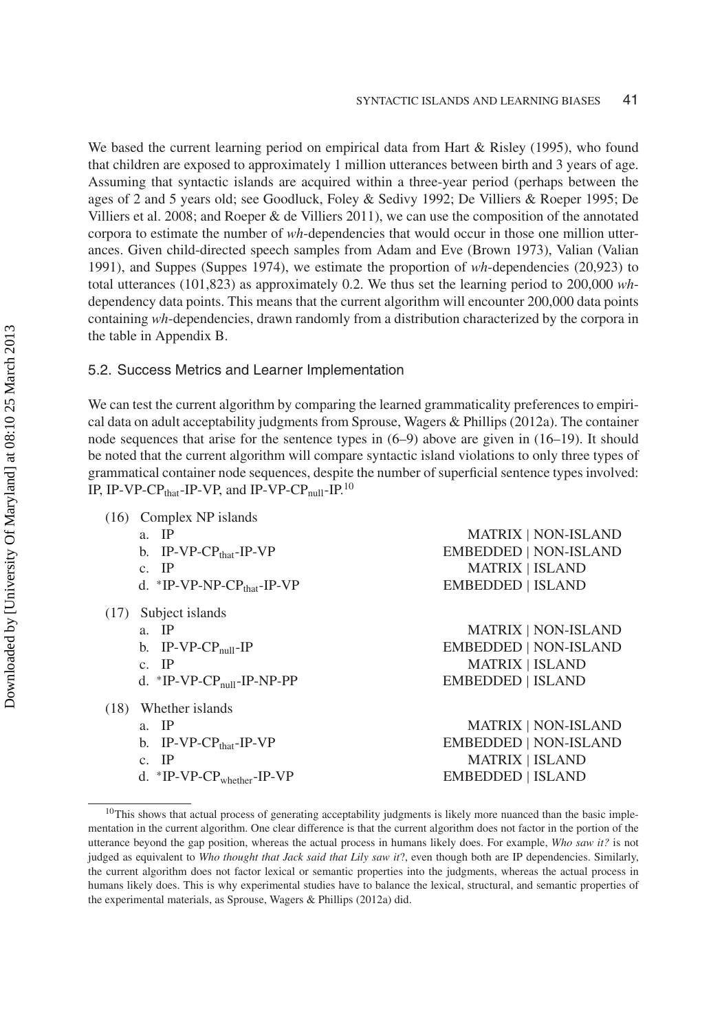We based the current learning period on empirical data from Hart & Risley (1995), who found that children are exposed to approximately 1 million utterances between birth and 3 years of age. Assuming that syntactic islands are acquired within a three-year period (perhaps between the ages of 2 and 5 years old; see Goodluck, Foley & Sedivy 1992; De Villiers & Roeper 1995; De Villiers et al. 2008; and Roeper & de Villiers 2011), we can use the composition of the annotated corpora to estimate the number of *wh*-dependencies that would occur in those one million utterances. Given child-directed speech samples from Adam and Eve (Brown 1973), Valian (Valian 1991), and Suppes (Suppes 1974), we estimate the proportion of *wh*-dependencies (20,923) to total utterances (101,823) as approximately 0.2. We thus set the learning period to 200,000 *wh*-dependency data points. This means that the current algorithm will encounter 200,000 data points containing *wh*-dependencies, drawn randomly from a distribution characterized by the corpora in the table in Appendix B.

## 5.2. Success Metrics and Learner Implementation

We can test the current algorithm by comparing the learned grammaticality preferences to empirical data on adult acceptability judgments from Sprouse, Wagers & Phillips (2012a). The container node sequences that arise for the sentence types in (6–9) above are given in (16–19). It should be noted that the current algorithm will compare syntactic island violations to only three types of grammatical container node sequences, despite the number of superficial sentence types involved: IP, IP-VP-$CP_{that}$-IP-VP, and IP-VP-$CP_{null}$-IP.[10]

(16) Complex NP islands

- a. IP — MATRIX | NON-ISLAND
- b. IP-VP-$CP_{that}$-IP-VP — EMBEDDED | NON-ISLAND
- c. IP — MATRIX | ISLAND
- d. *IP-VP-NP-$CP_{that}$-IP-VP — EMBEDDED | ISLAND

(17) Subject islands

- a. IP — MATRIX | NON-ISLAND
- b. IP-VP-$CP_{null}$-IP — EMBEDDED | NON-ISLAND
- c. IP — MATRIX | ISLAND
- d. *IP-VP-$CP_{null}$-IP-NP-PP — EMBEDDED | ISLAND

(18) Whether islands

- a. IP — MATRIX | NON-ISLAND
- b. IP-VP-$CP_{that}$-IP-VP — EMBEDDED | NON-ISLAND
- c. IP — MATRIX | ISLAND
- d. *IP-VP-$CP_{whether}$-IP-VP — EMBEDDED | ISLAND

[10] This shows that actual process of generating acceptability judgments is likely more nuanced than the basic implementation in the current algorithm. One clear difference is that the current algorithm does not factor in the portion of the utterance beyond the gap position, whereas the actual process in humans likely does. For example, *Who saw it?* is not judged as equivalent to *Who thought that Jack said that Lily saw it*?, even though both are IP dependencies. Similarly, the current algorithm does not factor lexical or semantic properties into the judgments, whereas the actual process in humans likely does. This is why experimental studies have to balance the lexical, structural, and semantic properties of the experimental materials, as Sprouse, Wagers & Phillips (2012a) did.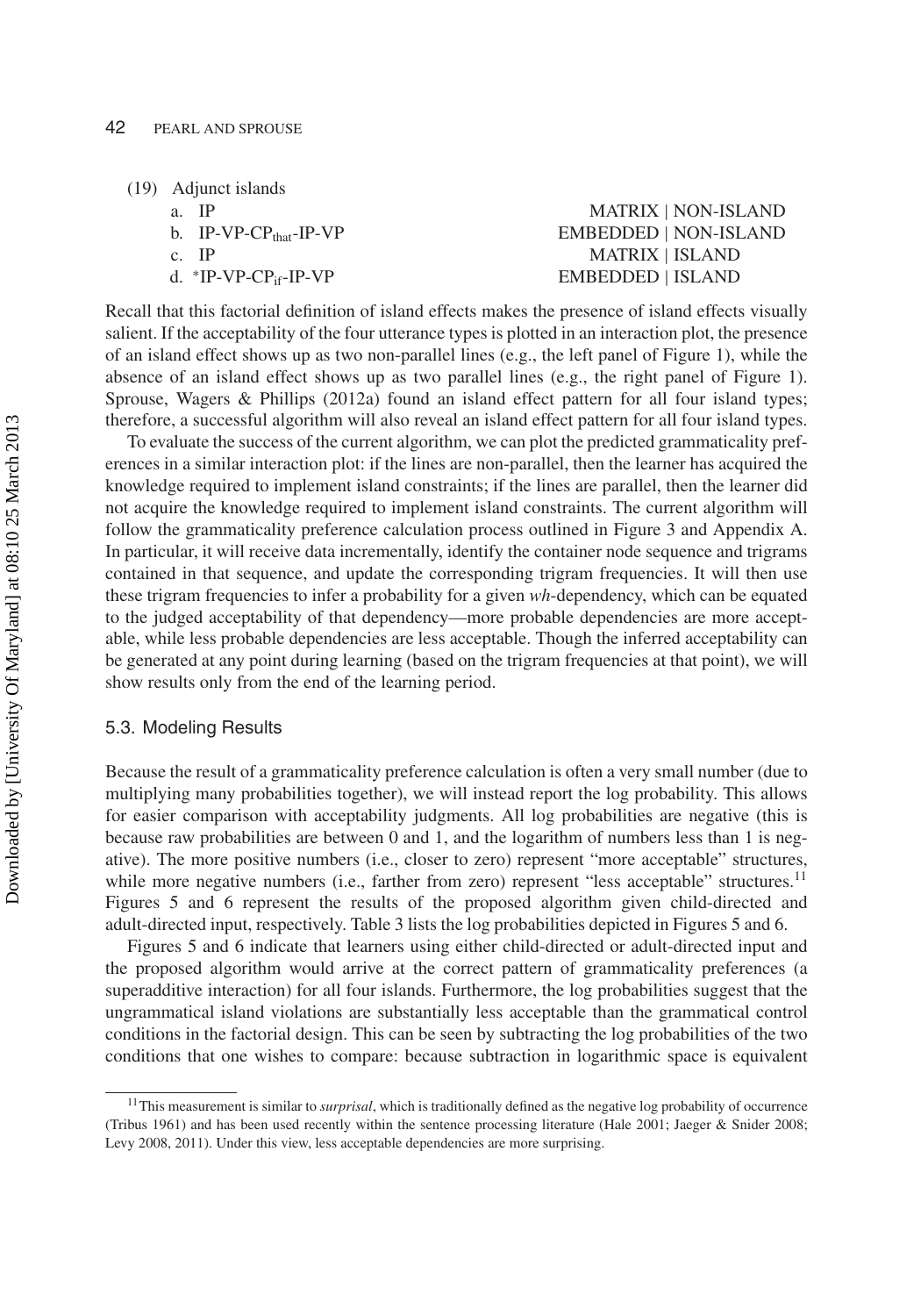(19) Adjunct islands

| | | |
|---|---|---|
| a. | IP | MATRIX \| NON-ISLAND |
| b. | IP-VP-$CP_{that}$-IP-VP | EMBEDDED \| NON-ISLAND |
| c. | IP | MATRIX \| ISLAND |
| d. | *IP-VP-$CP_{if}$-IP-VP | EMBEDDED \| ISLAND |

Recall that this factorial definition of island effects makes the presence of island effects visually salient. If the acceptability of the four utterance types is plotted in an interaction plot, the presence of an island effect shows up as two non-parallel lines (e.g., the left panel of Figure 1), while the absence of an island effect shows up as two parallel lines (e.g., the right panel of Figure 1). Sprouse, Wagers & Phillips (2012a) found an island effect pattern for all four island types; therefore, a successful algorithm will also reveal an island effect pattern for all four island types.

To evaluate the success of the current algorithm, we can plot the predicted grammaticality preferences in a similar interaction plot: if the lines are non-parallel, then the learner has acquired the knowledge required to implement island constraints; if the lines are parallel, then the learner did not acquire the knowledge required to implement island constraints. The current algorithm will follow the grammaticality preference calculation process outlined in Figure 3 and Appendix A. In particular, it will receive data incrementally, identify the container node sequence and trigrams contained in that sequence, and update the corresponding trigram frequencies. It will then use these trigram frequencies to infer a probability for a given *wh*-dependency, which can be equated to the judged acceptability of that dependency—more probable dependencies are more acceptable, while less probable dependencies are less acceptable. Though the inferred acceptability can be generated at any point during learning (based on the trigram frequencies at that point), we will show results only from the end of the learning period.

### 5.3. Modeling Results

Because the result of a grammaticality preference calculation is often a very small number (due to multiplying many probabilities together), we will instead report the log probability. This allows for easier comparison with acceptability judgments. All log probabilities are negative (this is because raw probabilities are between 0 and 1, and the logarithm of numbers less than 1 is negative). The more positive numbers (i.e., closer to zero) represent "more acceptable" structures, while more negative numbers (i.e., farther from zero) represent "less acceptable" structures.[11] Figures 5 and 6 represent the results of the proposed algorithm given child-directed and adult-directed input, respectively. Table 3 lists the log probabilities depicted in Figures 5 and 6.

Figures 5 and 6 indicate that learners using either child-directed or adult-directed input and the proposed algorithm would arrive at the correct pattern of grammaticality preferences (a superadditive interaction) for all four islands. Furthermore, the log probabilities suggest that the ungrammatical island violations are substantially less acceptable than the grammatical control conditions in the factorial design. This can be seen by subtracting the log probabilities of the two conditions that one wishes to compare: because subtraction in logarithmic space is equivalent

[11] This measurement is similar to *surprisal*, which is traditionally defined as the negative log probability of occurrence (Tribus 1961) and has been used recently within the sentence processing literature (Hale 2001; Jaeger & Snider 2008; Levy 2008, 2011). Under this view, less acceptable dependencies are more surprising.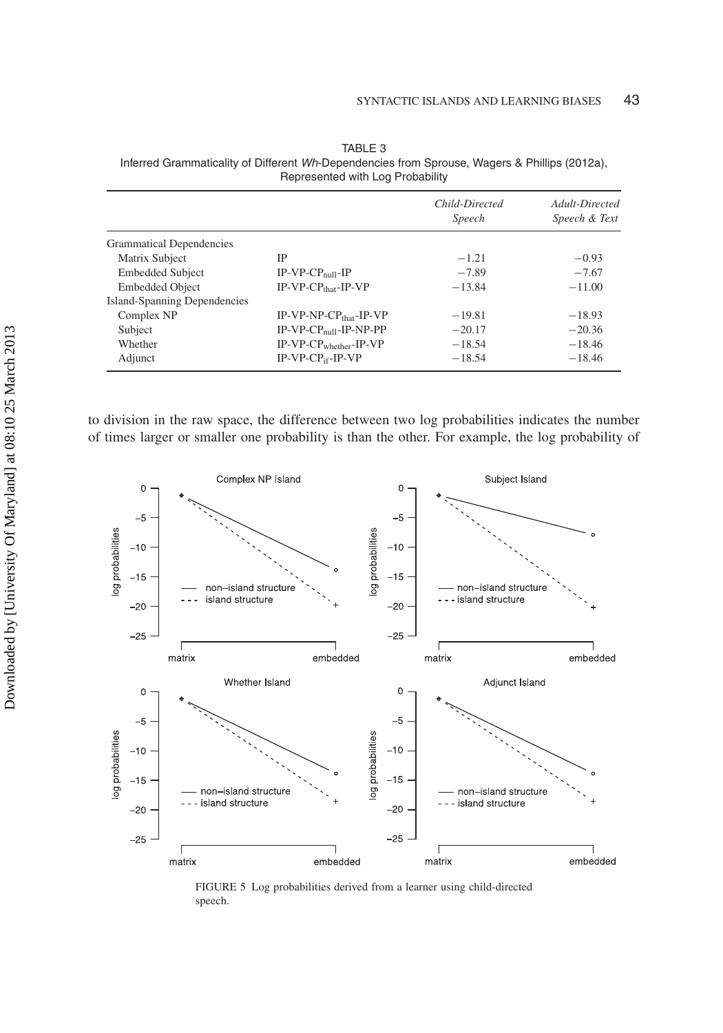TABLE 3
Inferred Grammaticality of Different *Wh*-Dependencies from Sprouse, Wagers & Phillips (2012a), Represented with Log Probability

| | | *Child-Directed Speech* | *Adult-Directed Speech & Text* |
|---|---|---|---|
| Grammatical Dependencies | | | |
| Matrix Subject | IP | −1.21 | −0.93 |
| Embedded Subject | IP-VP-$CP_{null}$-IP | −7.89 | −7.67 |
| Embedded Object | IP-VP-$CP_{that}$-IP-VP | −13.84 | −11.00 |
| Island-Spanning Dependencies | | | |
| Complex NP | IP-VP-NP-$CP_{that}$-IP-VP | −19.81 | −18.93 |
| Subject | IP-VP-$CP_{null}$-IP-NP-PP | −20.17 | −20.36 |
| Whether | IP-VP-$CP_{whether}$-IP-VP | −18.54 | −18.46 |
| Adjunct | IP-VP-$CP_{if}$-IP-VP | −18.54 | −18.46 |

to division in the raw space, the difference between two log probabilities indicates the number of times larger or smaller one probability is than the other. For example, the log probability of

FIGURE 5 Log probabilities derived from a learner using child-directed speech.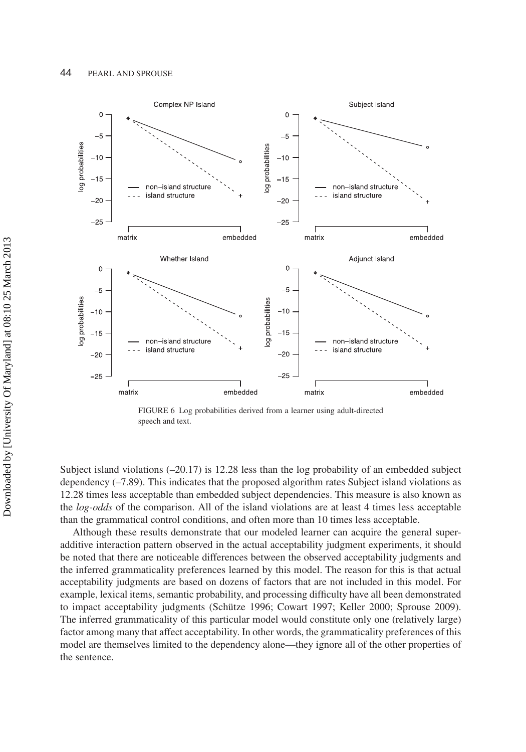FIGURE 6 Log probabilities derived from a learner using adult-directed speech and text.

Subject island violations (–20.17) is 12.28 less than the log probability of an embedded subject dependency (–7.89). This indicates that the proposed algorithm rates Subject island violations as 12.28 times less acceptable than embedded subject dependencies. This measure is also known as the *log-odds* of the comparison. All of the island violations are at least 4 times less acceptable than the grammatical control conditions, and often more than 10 times less acceptable.

Although these results demonstrate that our modeled learner can acquire the general superadditive interaction pattern observed in the actual acceptability judgment experiments, it should be noted that there are noticeable differences between the observed acceptability judgments and the inferred grammaticality preferences learned by this model. The reason for this is that actual acceptability judgments are based on dozens of factors that are not included in this model. For example, lexical items, semantic probability, and processing difficulty have all been demonstrated to impact acceptability judgments (Schütze 1996; Cowart 1997; Keller 2000; Sprouse 2009). The inferred grammaticality of this particular model would constitute only one (relatively large) factor among many that affect acceptability. In other words, the grammaticality preferences of this model are themselves limited to the dependency alone—they ignore all of the other properties of the sentence.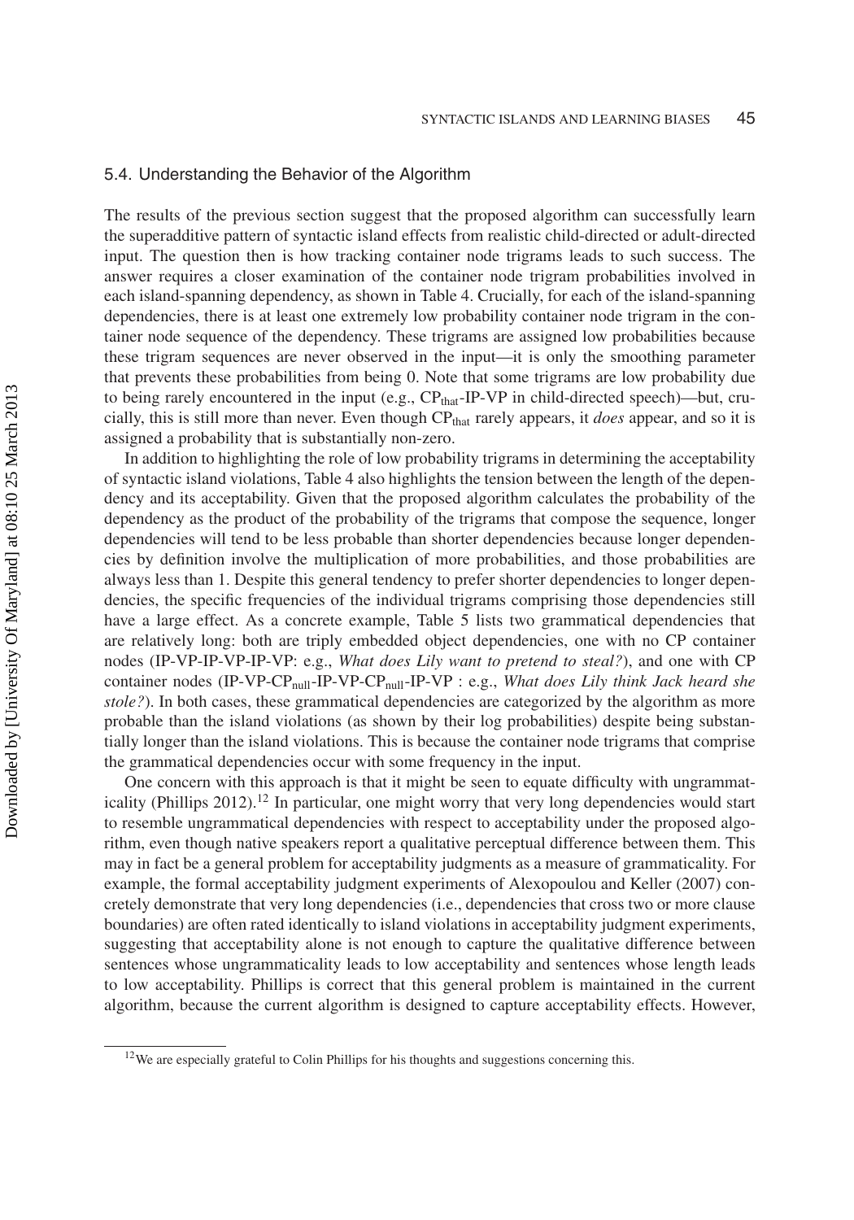### 5.4. Understanding the Behavior of the Algorithm

The results of the previous section suggest that the proposed algorithm can successfully learn the superadditive pattern of syntactic island effects from realistic child-directed or adult-directed input. The question then is how tracking container node trigrams leads to such success. The answer requires a closer examination of the container node trigram probabilities involved in each island-spanning dependency, as shown in Table 4. Crucially, for each of the island-spanning dependencies, there is at least one extremely low probability container node trigram in the container node sequence of the dependency. These trigrams are assigned low probabilities because these trigram sequences are never observed in the input—it is only the smoothing parameter that prevents these probabilities from being 0. Note that some trigrams are low probability due to being rarely encountered in the input (e.g., $CP_{that}$-IP-VP in child-directed speech)—but, crucially, this is still more than never. Even though $CP_{that}$ rarely appears, it *does* appear, and so it is assigned a probability that is substantially non-zero.

In addition to highlighting the role of low probability trigrams in determining the acceptability of syntactic island violations, Table 4 also highlights the tension between the length of the dependency and its acceptability. Given that the proposed algorithm calculates the probability of the dependency as the product of the probability of the trigrams that compose the sequence, longer dependencies will tend to be less probable than shorter dependencies because longer dependencies by definition involve the multiplication of more probabilities, and those probabilities are always less than 1. Despite this general tendency to prefer shorter dependencies to longer dependencies, the specific frequencies of the individual trigrams comprising those dependencies still have a large effect. As a concrete example, Table 5 lists two grammatical dependencies that are relatively long: both are triply embedded object dependencies, one with no CP container nodes (IP-VP-IP-VP-IP-VP: e.g., *What does Lily want to pretend to steal?*), and one with CP container nodes (IP-VP-$CP_{null}$-IP-VP-$CP_{null}$-IP-VP : e.g., *What does Lily think Jack heard she stole?*). In both cases, these grammatical dependencies are categorized by the algorithm as more probable than the island violations (as shown by their log probabilities) despite being substantially longer than the island violations. This is because the container node trigrams that comprise the grammatical dependencies occur with some frequency in the input.

One concern with this approach is that it might be seen to equate difficulty with ungrammaticality (Phillips 2012).[12] In particular, one might worry that very long dependencies would start to resemble ungrammatical dependencies with respect to acceptability under the proposed algorithm, even though native speakers report a qualitative perceptual difference between them. This may in fact be a general problem for acceptability judgments as a measure of grammaticality. For example, the formal acceptability judgment experiments of Alexopoulou and Keller (2007) concretely demonstrate that very long dependencies (i.e., dependencies that cross two or more clause boundaries) are often rated identically to island violations in acceptability judgment experiments, suggesting that acceptability alone is not enough to capture the qualitative difference between sentences whose ungrammaticality leads to low acceptability and sentences whose length leads to low acceptability. Phillips is correct that this general problem is maintained in the current algorithm, because the current algorithm is designed to capture acceptability effects. However,

[12] We are especially grateful to Colin Phillips for his thoughts and suggestions concerning this.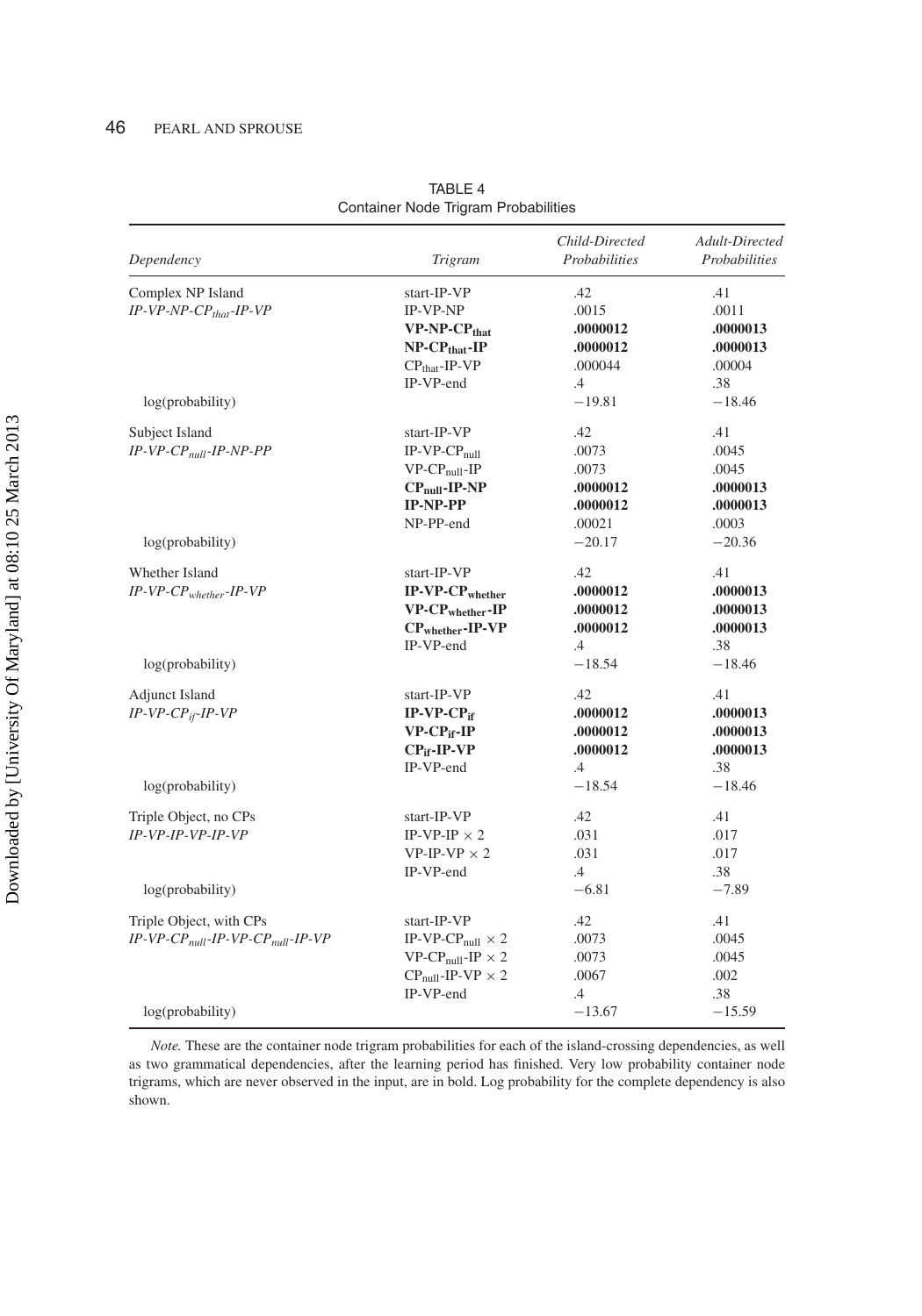TABLE 4
Container Node Trigram Probabilities

| Dependency | Trigram | Child-Directed Probabilities | Adult-Directed Probabilities |
|---|---|---|---|
| Complex NP Island | start-IP-VP | .42 | .41 |
| *IP-VP-NP-CP$_{that}$-IP-VP* | IP-VP-NP | .0015 | .0011 |
| | **VP-NP-CP$_{\mathbf{that}}$** | **.0000012** | **.0000013** |
| | **NP-CP$_{\mathbf{that}}$-IP** | **.0000012** | **.0000013** |
| | CP$_{that}$-IP-VP | .000044 | .00004 |
| | IP-VP-end | .4 | .38 |
| log(probability) | | −19.81 | −18.46 |
| Subject Island | start-IP-VP | .42 | .41 |
| *IP-VP-CP$_{null}$-IP-NP-PP* | IP-VP-CP$_{null}$ | .0073 | .0045 |
| | VP-CP$_{null}$-IP | .0073 | .0045 |
| | **CP$_{\mathbf{null}}$-IP-NP** | **.0000012** | **.0000013** |
| | **IP-NP-PP** | **.0000012** | **.0000013** |
| | NP-PP-end | .00021 | .0003 |
| log(probability) | | −20.17 | −20.36 |
| Whether Island | start-IP-VP | .42 | .41 |
| *IP-VP-CP$_{whether}$-IP-VP* | **IP-VP-CP$_{\mathbf{whether}}$** | **.0000012** | **.0000013** |
| | **VP-CP$_{\mathbf{whether}}$-IP** | **.0000012** | **.0000013** |
| | **CP$_{\mathbf{whether}}$-IP-VP** | **.0000012** | **.0000013** |
| | IP-VP-end | .4 | .38 |
| log(probability) | | −18.54 | −18.46 |
| Adjunct Island | start-IP-VP | .42 | .41 |
| *IP-VP-CP$_{if}$-IP-VP* | **IP-VP-CP$_{\mathbf{if}}$** | **.0000012** | **.0000013** |
| | **VP-CP$_{\mathbf{if}}$-IP** | **.0000012** | **.0000013** |
| | **CP$_{\mathbf{if}}$-IP-VP** | **.0000012** | **.0000013** |
| | IP-VP-end | .4 | .38 |
| log(probability) | | −18.54 | −18.46 |
| Triple Object, no CPs | start-IP-VP | .42 | .41 |
| *IP-VP-IP-VP-IP-VP* | IP-VP-IP $\times$ 2 | .031 | .017 |
| | VP-IP-VP $\times$ 2 | .031 | .017 |
| | IP-VP-end | .4 | .38 |
| log(probability) | | −6.81 | −7.89 |
| Triple Object, with CPs | start-IP-VP | .42 | .41 |
| *IP-VP-CP$_{null}$-IP-VP-CP$_{null}$-IP-VP* | IP-VP-CP$_{null}$ $\times$ 2 | .0073 | .0045 |
| | VP-CP$_{null}$-IP $\times$ 2 | .0073 | .0045 |
| | CP$_{null}$-IP-VP $\times$ 2 | .0067 | .002 |
| | IP-VP-end | .4 | .38 |
| log(probability) | | −13.67 | −15.59 |

*Note.* These are the container node trigram probabilities for each of the island-crossing dependencies, as well as two grammatical dependencies, after the learning period has finished. Very low probability container node trigrams, which are never observed in the input, are in bold. Log probability for the complete dependency is also shown.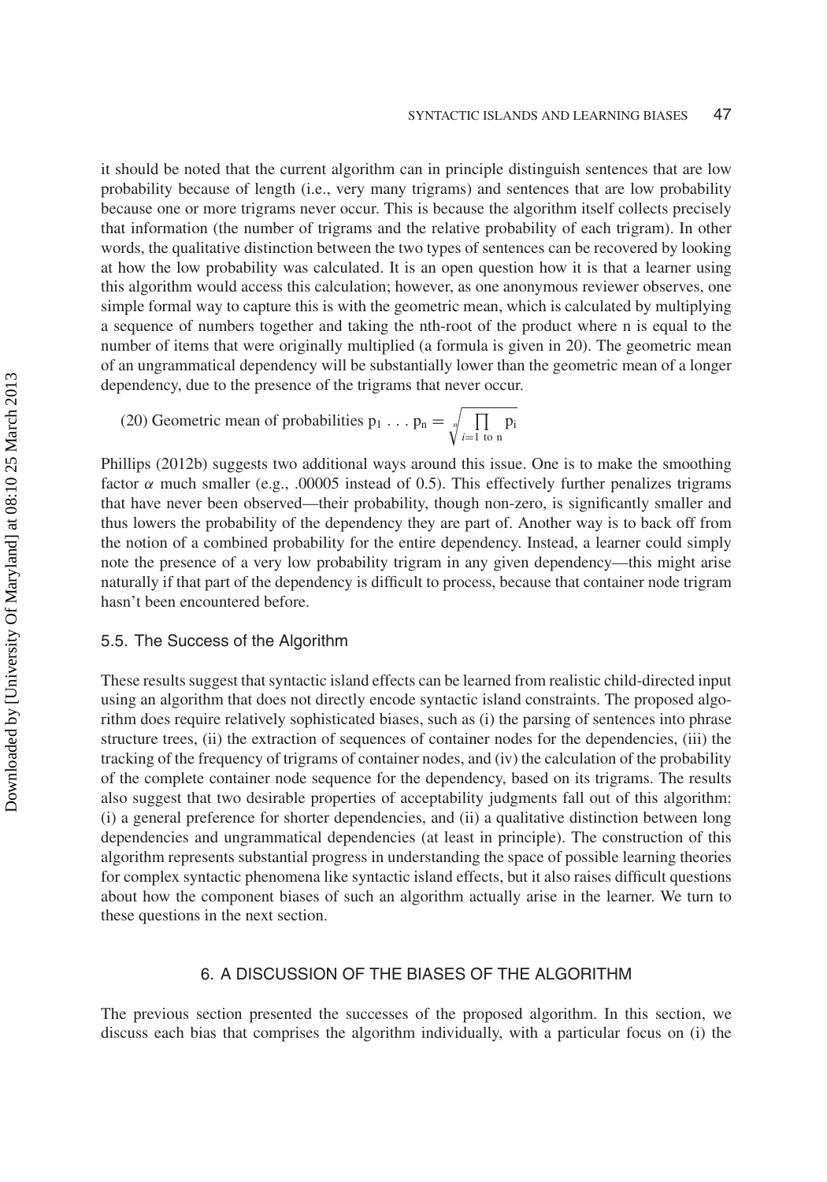it should be noted that the current algorithm can in principle distinguish sentences that are low probability because of length (i.e., very many trigrams) and sentences that are low probability because one or more trigrams never occur. This is because the algorithm itself collects precisely that information (the number of trigrams and the relative probability of each trigram). In other words, the qualitative distinction between the two types of sentences can be recovered by looking at how the low probability was calculated. It is an open question how it is that a learner using this algorithm would access this calculation; however, as one anonymous reviewer observes, one simple formal way to capture this is with the geometric mean, which is calculated by multiplying a sequence of numbers together and taking the nth-root of the product where n is equal to the number of items that were originally multiplied (a formula is given in 20). The geometric mean of an ungrammatical dependency will be substantially lower than the geometric mean of a longer dependency, due to the presence of the trigrams that never occur.

(20) Geometric mean of probabilities $p_1 \ldots p_n = \sqrt[n]{\prod_{i=1 \text{ to } n} p_i}$

Phillips (2012b) suggests two additional ways around this issue. One is to make the smoothing factor $\alpha$ much smaller (e.g., .00005 instead of 0.5). This effectively further penalizes trigrams that have never been observed—their probability, though non-zero, is significantly smaller and thus lowers the probability of the dependency they are part of. Another way is to back off from the notion of a combined probability for the entire dependency. Instead, a learner could simply note the presence of a very low probability trigram in any given dependency—this might arise naturally if that part of the dependency is difficult to process, because that container node trigram hasn't been encountered before.

### 5.5. The Success of the Algorithm

These results suggest that syntactic island effects can be learned from realistic child-directed input using an algorithm that does not directly encode syntactic island constraints. The proposed algorithm does require relatively sophisticated biases, such as (i) the parsing of sentences into phrase structure trees, (ii) the extraction of sequences of container nodes for the dependencies, (iii) the tracking of the frequency of trigrams of container nodes, and (iv) the calculation of the probability of the complete container node sequence for the dependency, based on its trigrams. The results also suggest that two desirable properties of acceptability judgments fall out of this algorithm: (i) a general preference for shorter dependencies, and (ii) a qualitative distinction between long dependencies and ungrammatical dependencies (at least in principle). The construction of this algorithm represents substantial progress in understanding the space of possible learning theories for complex syntactic phenomena like syntactic island effects, but it also raises difficult questions about how the component biases of such an algorithm actually arise in the learner. We turn to these questions in the next section.

## 6. A DISCUSSION OF THE BIASES OF THE ALGORITHM

The previous section presented the successes of the proposed algorithm. In this section, we discuss each bias that comprises the algorithm individually, with a particular focus on (i) the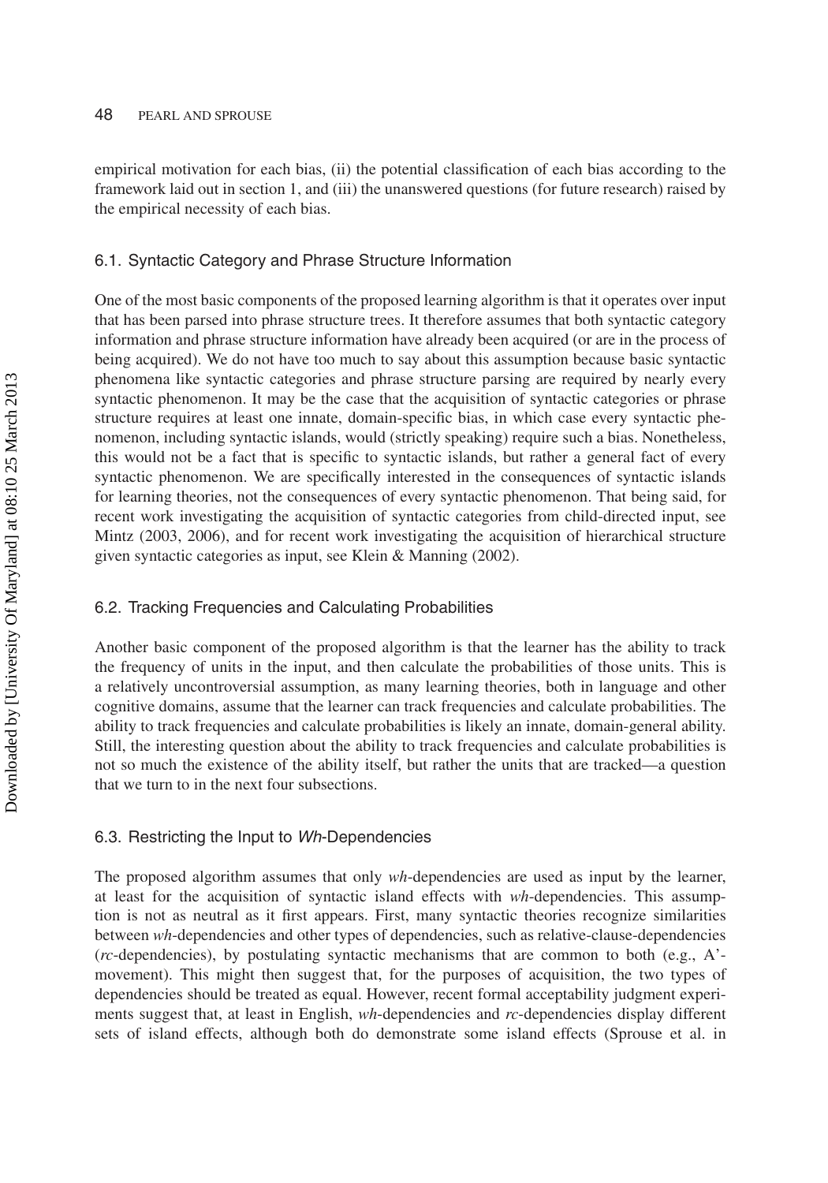empirical motivation for each bias, (ii) the potential classification of each bias according to the framework laid out in section 1, and (iii) the unanswered questions (for future research) raised by the empirical necessity of each bias.

### 6.1. Syntactic Category and Phrase Structure Information

One of the most basic components of the proposed learning algorithm is that it operates over input that has been parsed into phrase structure trees. It therefore assumes that both syntactic category information and phrase structure information have already been acquired (or are in the process of being acquired). We do not have too much to say about this assumption because basic syntactic phenomena like syntactic categories and phrase structure parsing are required by nearly every syntactic phenomenon. It may be the case that the acquisition of syntactic categories or phrase structure requires at least one innate, domain-specific bias, in which case every syntactic phenomenon, including syntactic islands, would (strictly speaking) require such a bias. Nonetheless, this would not be a fact that is specific to syntactic islands, but rather a general fact of every syntactic phenomenon. We are specifically interested in the consequences of syntactic islands for learning theories, not the consequences of every syntactic phenomenon. That being said, for recent work investigating the acquisition of syntactic categories from child-directed input, see Mintz (2003, 2006), and for recent work investigating the acquisition of hierarchical structure given syntactic categories as input, see Klein & Manning (2002).

### 6.2. Tracking Frequencies and Calculating Probabilities

Another basic component of the proposed algorithm is that the learner has the ability to track the frequency of units in the input, and then calculate the probabilities of those units. This is a relatively uncontroversial assumption, as many learning theories, both in language and other cognitive domains, assume that the learner can track frequencies and calculate probabilities. The ability to track frequencies and calculate probabilities is likely an innate, domain-general ability. Still, the interesting question about the ability to track frequencies and calculate probabilities is not so much the existence of the ability itself, but rather the units that are tracked—a question that we turn to in the next four subsections.

### 6.3. Restricting the Input to *Wh*-Dependencies

The proposed algorithm assumes that only *wh*-dependencies are used as input by the learner, at least for the acquisition of syntactic island effects with *wh*-dependencies. This assumption is not as neutral as it first appears. First, many syntactic theories recognize similarities between *wh*-dependencies and other types of dependencies, such as relative-clause-dependencies (*rc*-dependencies), by postulating syntactic mechanisms that are common to both (e.g., A'-movement). This might then suggest that, for the purposes of acquisition, the two types of dependencies should be treated as equal. However, recent formal acceptability judgment experiments suggest that, at least in English, *wh*-dependencies and *rc*-dependencies display different sets of island effects, although both do demonstrate some island effects (Sprouse et al. in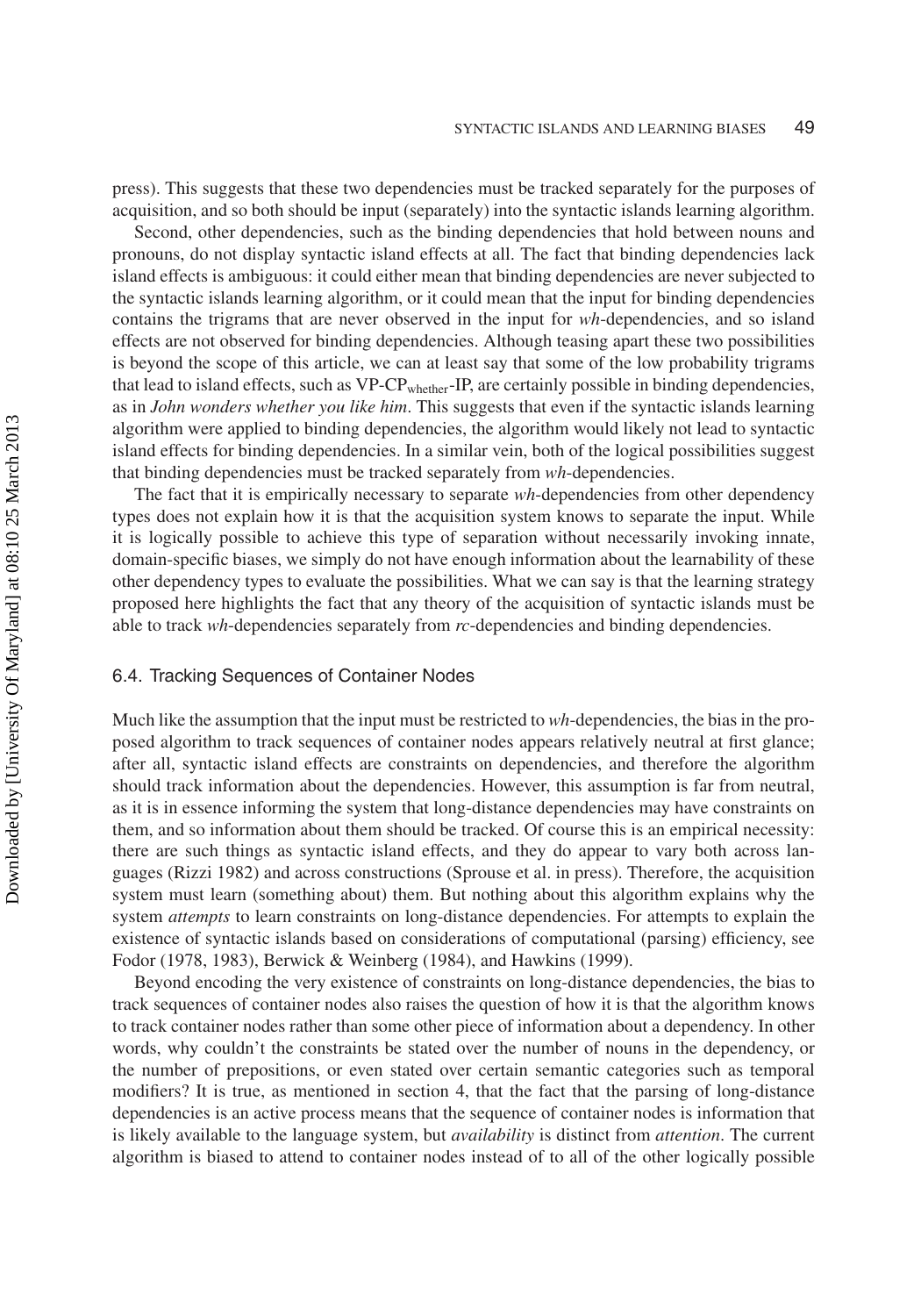press). This suggests that these two dependencies must be tracked separately for the purposes of acquisition, and so both should be input (separately) into the syntactic islands learning algorithm.

Second, other dependencies, such as the binding dependencies that hold between nouns and pronouns, do not display syntactic island effects at all. The fact that binding dependencies lack island effects is ambiguous: it could either mean that binding dependencies are never subjected to the syntactic islands learning algorithm, or it could mean that the input for binding dependencies contains the trigrams that are never observed in the input for *wh*-dependencies, and so island effects are not observed for binding dependencies. Although teasing apart these two possibilities is beyond the scope of this article, we can at least say that some of the low probability trigrams that lead to island effects, such as VP-$CP_{whether}$-IP, are certainly possible in binding dependencies, as in *John wonders whether you like him*. This suggests that even if the syntactic islands learning algorithm were applied to binding dependencies, the algorithm would likely not lead to syntactic island effects for binding dependencies. In a similar vein, both of the logical possibilities suggest that binding dependencies must be tracked separately from *wh*-dependencies.

The fact that it is empirically necessary to separate *wh*-dependencies from other dependency types does not explain how it is that the acquisition system knows to separate the input. While it is logically possible to achieve this type of separation without necessarily invoking innate, domain-specific biases, we simply do not have enough information about the learnability of these other dependency types to evaluate the possibilities. What we can say is that the learning strategy proposed here highlights the fact that any theory of the acquisition of syntactic islands must be able to track *wh*-dependencies separately from *rc*-dependencies and binding dependencies.

### 6.4. Tracking Sequences of Container Nodes

Much like the assumption that the input must be restricted to *wh*-dependencies, the bias in the proposed algorithm to track sequences of container nodes appears relatively neutral at first glance; after all, syntactic island effects are constraints on dependencies, and therefore the algorithm should track information about the dependencies. However, this assumption is far from neutral, as it is in essence informing the system that long-distance dependencies may have constraints on them, and so information about them should be tracked. Of course this is an empirical necessity: there are such things as syntactic island effects, and they do appear to vary both across languages (Rizzi 1982) and across constructions (Sprouse et al. in press). Therefore, the acquisition system must learn (something about) them. But nothing about this algorithm explains why the system *attempts* to learn constraints on long-distance dependencies. For attempts to explain the existence of syntactic islands based on considerations of computational (parsing) efficiency, see Fodor (1978, 1983), Berwick & Weinberg (1984), and Hawkins (1999).

Beyond encoding the very existence of constraints on long-distance dependencies, the bias to track sequences of container nodes also raises the question of how it is that the algorithm knows to track container nodes rather than some other piece of information about a dependency. In other words, why couldn't the constraints be stated over the number of nouns in the dependency, or the number of prepositions, or even stated over certain semantic categories such as temporal modifiers? It is true, as mentioned in section 4, that the fact that the parsing of long-distance dependencies is an active process means that the sequence of container nodes is information that is likely available to the language system, but *availability* is distinct from *attention*. The current algorithm is biased to attend to container nodes instead of to all of the other logically possible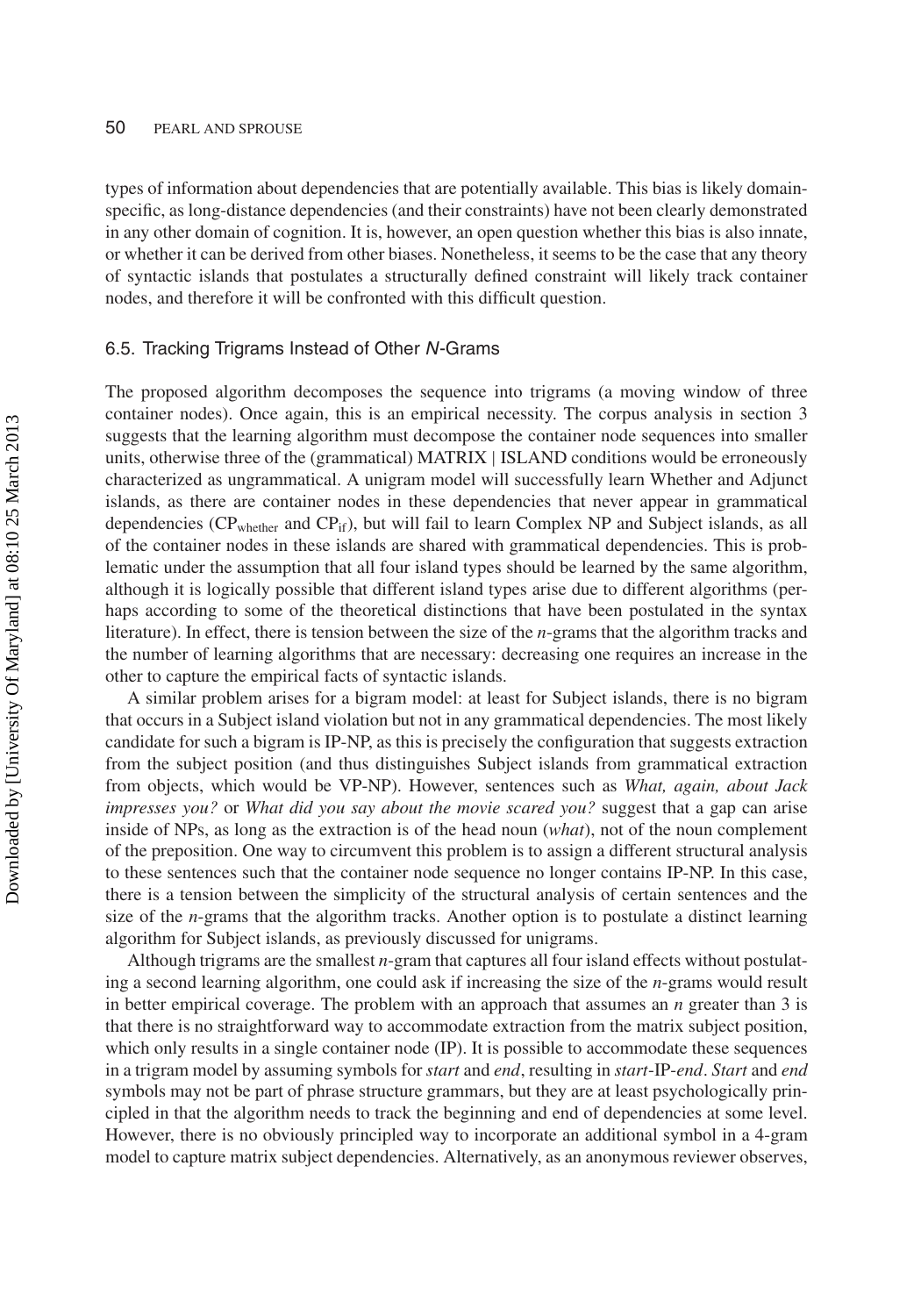types of information about dependencies that are potentially available. This bias is likely domain-specific, as long-distance dependencies (and their constraints) have not been clearly demonstrated in any other domain of cognition. It is, however, an open question whether this bias is also innate, or whether it can be derived from other biases. Nonetheless, it seems to be the case that any theory of syntactic islands that postulates a structurally defined constraint will likely track container nodes, and therefore it will be confronted with this difficult question.

### 6.5. Tracking Trigrams Instead of Other *N*-Grams

The proposed algorithm decomposes the sequence into trigrams (a moving window of three container nodes). Once again, this is an empirical necessity. The corpus analysis in section 3 suggests that the learning algorithm must decompose the container node sequences into smaller units, otherwise three of the (grammatical) MATRIX | ISLAND conditions would be erroneously characterized as ungrammatical. A unigram model will successfully learn Whether and Adjunct islands, as there are container nodes in these dependencies that never appear in grammatical dependencies ($CP_{whether}$ and $CP_{if}$), but will fail to learn Complex NP and Subject islands, as all of the container nodes in these islands are shared with grammatical dependencies. This is problematic under the assumption that all four island types should be learned by the same algorithm, although it is logically possible that different island types arise due to different algorithms (perhaps according to some of the theoretical distinctions that have been postulated in the syntax literature). In effect, there is tension between the size of the *n*-grams that the algorithm tracks and the number of learning algorithms that are necessary: decreasing one requires an increase in the other to capture the empirical facts of syntactic islands.

A similar problem arises for a bigram model: at least for Subject islands, there is no bigram that occurs in a Subject island violation but not in any grammatical dependencies. The most likely candidate for such a bigram is IP-NP, as this is precisely the configuration that suggests extraction from the subject position (and thus distinguishes Subject islands from grammatical extraction from objects, which would be VP-NP). However, sentences such as *What, again, about Jack impresses you?* or *What did you say about the movie scared you?* suggest that a gap can arise inside of NPs, as long as the extraction is of the head noun (*what*), not of the noun complement of the preposition. One way to circumvent this problem is to assign a different structural analysis to these sentences such that the container node sequence no longer contains IP-NP. In this case, there is a tension between the simplicity of the structural analysis of certain sentences and the size of the *n*-grams that the algorithm tracks. Another option is to postulate a distinct learning algorithm for Subject islands, as previously discussed for unigrams.

Although trigrams are the smallest *n*-gram that captures all four island effects without postulating a second learning algorithm, one could ask if increasing the size of the *n*-grams would result in better empirical coverage. The problem with an approach that assumes an *n* greater than 3 is that there is no straightforward way to accommodate extraction from the matrix subject position, which only results in a single container node (IP). It is possible to accommodate these sequences in a trigram model by assuming symbols for *start* and *end*, resulting in *start*-IP-*end*. *Start* and *end* symbols may not be part of phrase structure grammars, but they are at least psychologically principled in that the algorithm needs to track the beginning and end of dependencies at some level. However, there is no obviously principled way to incorporate an additional symbol in a 4-gram model to capture matrix subject dependencies. Alternatively, as an anonymous reviewer observes,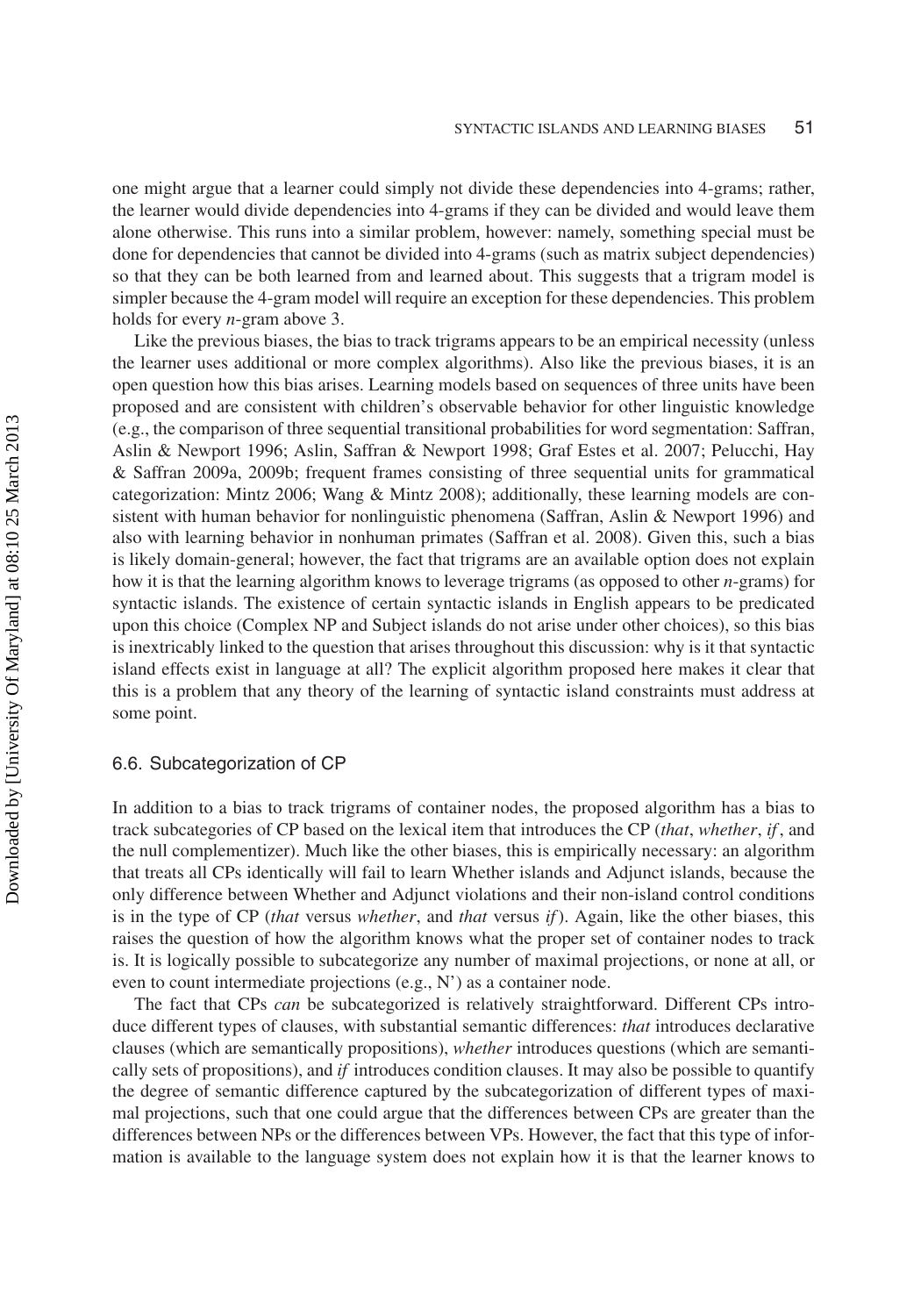one might argue that a learner could simply not divide these dependencies into 4-grams; rather, the learner would divide dependencies into 4-grams if they can be divided and would leave them alone otherwise. This runs into a similar problem, however: namely, something special must be done for dependencies that cannot be divided into 4-grams (such as matrix subject dependencies) so that they can be both learned from and learned about. This suggests that a trigram model is simpler because the 4-gram model will require an exception for these dependencies. This problem holds for every *n*-gram above 3.

Like the previous biases, the bias to track trigrams appears to be an empirical necessity (unless the learner uses additional or more complex algorithms). Also like the previous biases, it is an open question how this bias arises. Learning models based on sequences of three units have been proposed and are consistent with children's observable behavior for other linguistic knowledge (e.g., the comparison of three sequential transitional probabilities for word segmentation: Saffran, Aslin & Newport 1996; Aslin, Saffran & Newport 1998; Graf Estes et al. 2007; Pelucchi, Hay & Saffran 2009a, 2009b; frequent frames consisting of three sequential units for grammatical categorization: Mintz 2006; Wang & Mintz 2008); additionally, these learning models are consistent with human behavior for nonlinguistic phenomena (Saffran, Aslin & Newport 1996) and also with learning behavior in nonhuman primates (Saffran et al. 2008). Given this, such a bias is likely domain-general; however, the fact that trigrams are an available option does not explain how it is that the learning algorithm knows to leverage trigrams (as opposed to other *n*-grams) for syntactic islands. The existence of certain syntactic islands in English appears to be predicated upon this choice (Complex NP and Subject islands do not arise under other choices), so this bias is inextricably linked to the question that arises throughout this discussion: why is it that syntactic island effects exist in language at all? The explicit algorithm proposed here makes it clear that this is a problem that any theory of the learning of syntactic island constraints must address at some point.

### 6.6. Subcategorization of CP

In addition to a bias to track trigrams of container nodes, the proposed algorithm has a bias to track subcategories of CP based on the lexical item that introduces the CP (*that*, *whether*, *if*, and the null complementizer). Much like the other biases, this is empirically necessary: an algorithm that treats all CPs identically will fail to learn Whether islands and Adjunct islands, because the only difference between Whether and Adjunct violations and their non-island control conditions is in the type of CP (*that* versus *whether*, and *that* versus *if*). Again, like the other biases, this raises the question of how the algorithm knows what the proper set of container nodes to track is. It is logically possible to subcategorize any number of maximal projections, or none at all, or even to count intermediate projections (e.g., N') as a container node.

The fact that CPs *can* be subcategorized is relatively straightforward. Different CPs introduce different types of clauses, with substantial semantic differences: *that* introduces declarative clauses (which are semantically propositions), *whether* introduces questions (which are semantically sets of propositions), and *if* introduces condition clauses. It may also be possible to quantify the degree of semantic difference captured by the subcategorization of different types of maximal projections, such that one could argue that the differences between CPs are greater than the differences between NPs or the differences between VPs. However, the fact that this type of information is available to the language system does not explain how it is that the learner knows to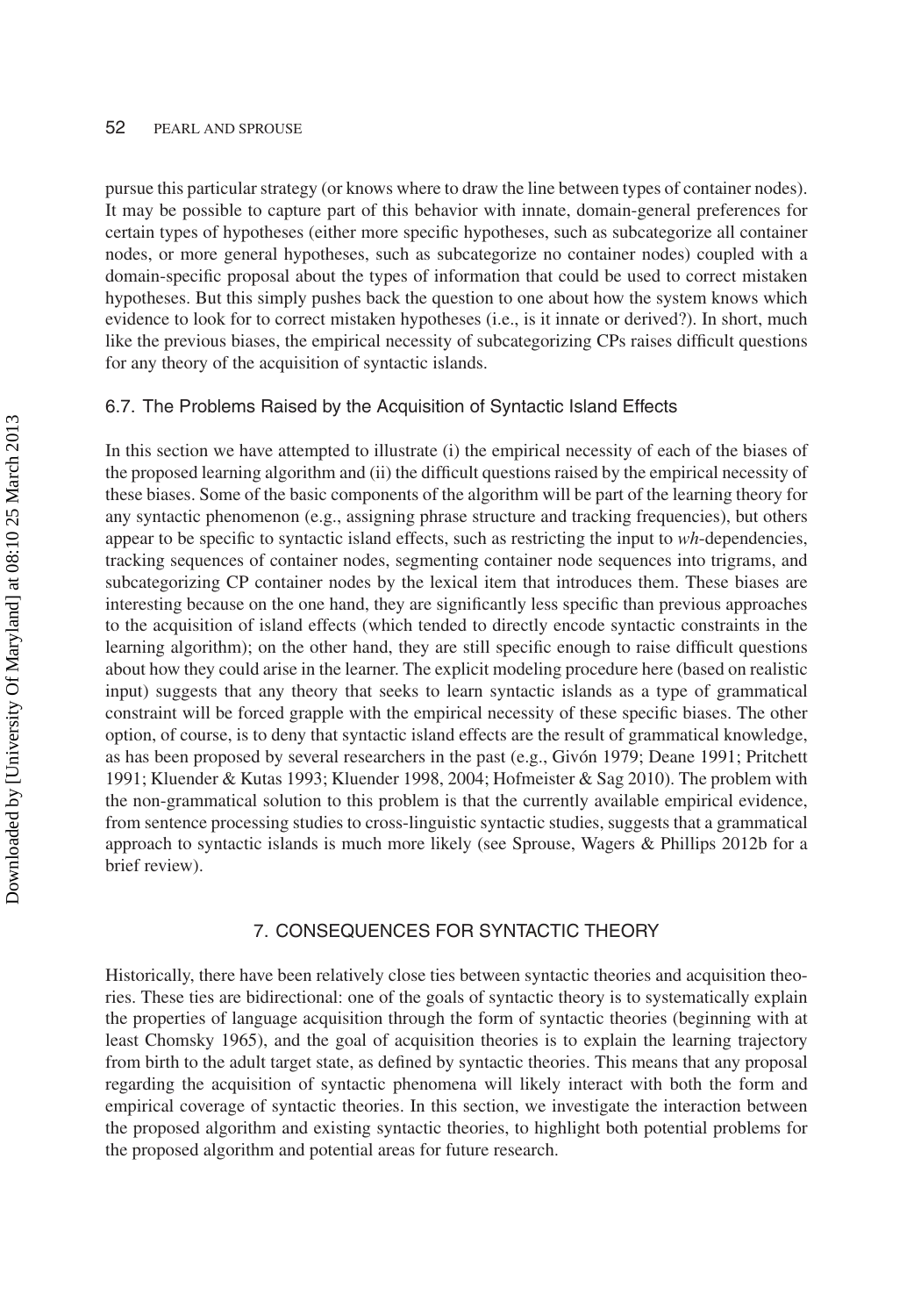pursue this particular strategy (or knows where to draw the line between types of container nodes). It may be possible to capture part of this behavior with innate, domain-general preferences for certain types of hypotheses (either more specific hypotheses, such as subcategorize all container nodes, or more general hypotheses, such as subcategorize no container nodes) coupled with a domain-specific proposal about the types of information that could be used to correct mistaken hypotheses. But this simply pushes back the question to one about how the system knows which evidence to look for to correct mistaken hypotheses (i.e., is it innate or derived?). In short, much like the previous biases, the empirical necessity of subcategorizing CPs raises difficult questions for any theory of the acquisition of syntactic islands.

### 6.7. The Problems Raised by the Acquisition of Syntactic Island Effects

In this section we have attempted to illustrate (i) the empirical necessity of each of the biases of the proposed learning algorithm and (ii) the difficult questions raised by the empirical necessity of these biases. Some of the basic components of the algorithm will be part of the learning theory for any syntactic phenomenon (e.g., assigning phrase structure and tracking frequencies), but others appear to be specific to syntactic island effects, such as restricting the input to *wh*-dependencies, tracking sequences of container nodes, segmenting container node sequences into trigrams, and subcategorizing CP container nodes by the lexical item that introduces them. These biases are interesting because on the one hand, they are significantly less specific than previous approaches to the acquisition of island effects (which tended to directly encode syntactic constraints in the learning algorithm); on the other hand, they are still specific enough to raise difficult questions about how they could arise in the learner. The explicit modeling procedure here (based on realistic input) suggests that any theory that seeks to learn syntactic islands as a type of grammatical constraint will be forced grapple with the empirical necessity of these specific biases. The other option, of course, is to deny that syntactic island effects are the result of grammatical knowledge, as has been proposed by several researchers in the past (e.g., Givón 1979; Deane 1991; Pritchett 1991; Kluender & Kutas 1993; Kluender 1998, 2004; Hofmeister & Sag 2010). The problem with the non-grammatical solution to this problem is that the currently available empirical evidence, from sentence processing studies to cross-linguistic syntactic studies, suggests that a grammatical approach to syntactic islands is much more likely (see Sprouse, Wagers & Phillips 2012b for a brief review).

## 7. CONSEQUENCES FOR SYNTACTIC THEORY

Historically, there have been relatively close ties between syntactic theories and acquisition theories. These ties are bidirectional: one of the goals of syntactic theory is to systematically explain the properties of language acquisition through the form of syntactic theories (beginning with at least Chomsky 1965), and the goal of acquisition theories is to explain the learning trajectory from birth to the adult target state, as defined by syntactic theories. This means that any proposal regarding the acquisition of syntactic phenomena will likely interact with both the form and empirical coverage of syntactic theories. In this section, we investigate the interaction between the proposed algorithm and existing syntactic theories, to highlight both potential problems for the proposed algorithm and potential areas for future research.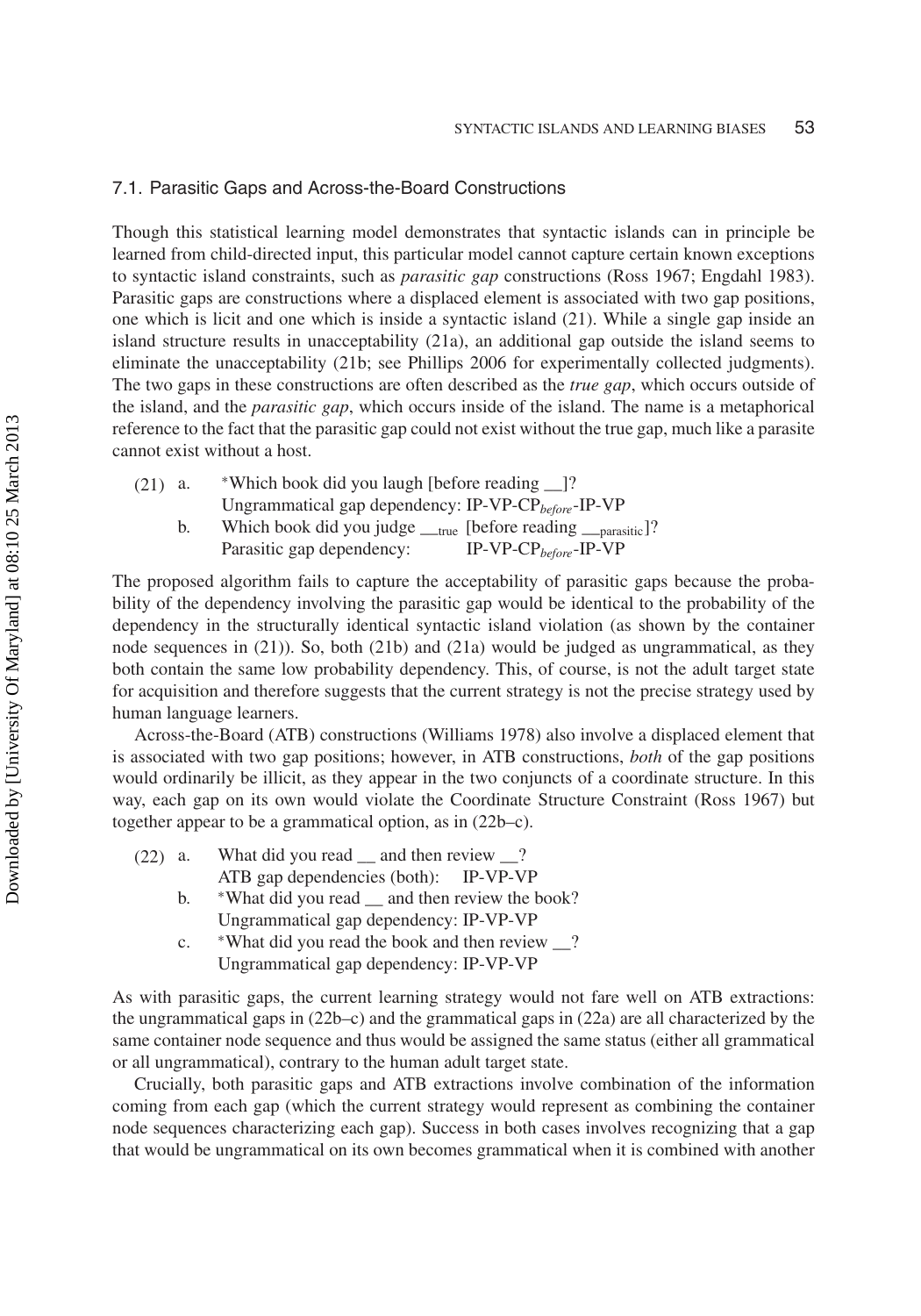### 7.1. Parasitic Gaps and Across-the-Board Constructions

Though this statistical learning model demonstrates that syntactic islands can in principle be learned from child-directed input, this particular model cannot capture certain known exceptions to syntactic island constraints, such as *parasitic gap* constructions (Ross 1967; Engdahl 1983). Parasitic gaps are constructions where a displaced element is associated with two gap positions, one which is licit and one which is inside a syntactic island (21). While a single gap inside an island structure results in unacceptability (21a), an additional gap outside the island seems to eliminate the unacceptability (21b; see Phillips 2006 for experimentally collected judgments). The two gaps in these constructions are often described as the *true gap*, which occurs outside of the island, and the *parasitic gap*, which occurs inside of the island. The name is a metaphorical reference to the fact that the parasitic gap could not exist without the true gap, much like a parasite cannot exist without a host.

(21) a. *Which book did you laugh [before reading __]?
Ungrammatical gap dependency: IP-VP-CP$_{before}$-IP-VP

b. Which book did you judge __$_{true}$ [before reading __$_{parasitic}$]?
Parasitic gap dependency: IP-VP-CP$_{before}$-IP-VP

The proposed algorithm fails to capture the acceptability of parasitic gaps because the probability of the dependency involving the parasitic gap would be identical to the probability of the dependency in the structurally identical syntactic island violation (as shown by the container node sequences in (21)). So, both (21b) and (21a) would be judged as ungrammatical, as they both contain the same low probability dependency. This, of course, is not the adult target state for acquisition and therefore suggests that the current strategy is not the precise strategy used by human language learners.

Across-the-Board (ATB) constructions (Williams 1978) also involve a displaced element that is associated with two gap positions; however, in ATB constructions, *both* of the gap positions would ordinarily be illicit, as they appear in the two conjuncts of a coordinate structure. In this way, each gap on its own would violate the Coordinate Structure Constraint (Ross 1967) but together appear to be a grammatical option, as in (22b–c).

(22) a. What did you read __ and then review __?
ATB gap dependencies (both): IP-VP-VP

b. *What did you read __ and then review the book?
Ungrammatical gap dependency: IP-VP-VP

c. *What did you read the book and then review __?
Ungrammatical gap dependency: IP-VP-VP

As with parasitic gaps, the current learning strategy would not fare well on ATB extractions: the ungrammatical gaps in (22b–c) and the grammatical gaps in (22a) are all characterized by the same container node sequence and thus would be assigned the same status (either all grammatical or all ungrammatical), contrary to the human adult target state.

Crucially, both parasitic gaps and ATB extractions involve combination of the information coming from each gap (which the current strategy would represent as combining the container node sequences characterizing each gap). Success in both cases involves recognizing that a gap that would be ungrammatical on its own becomes grammatical when it is combined with another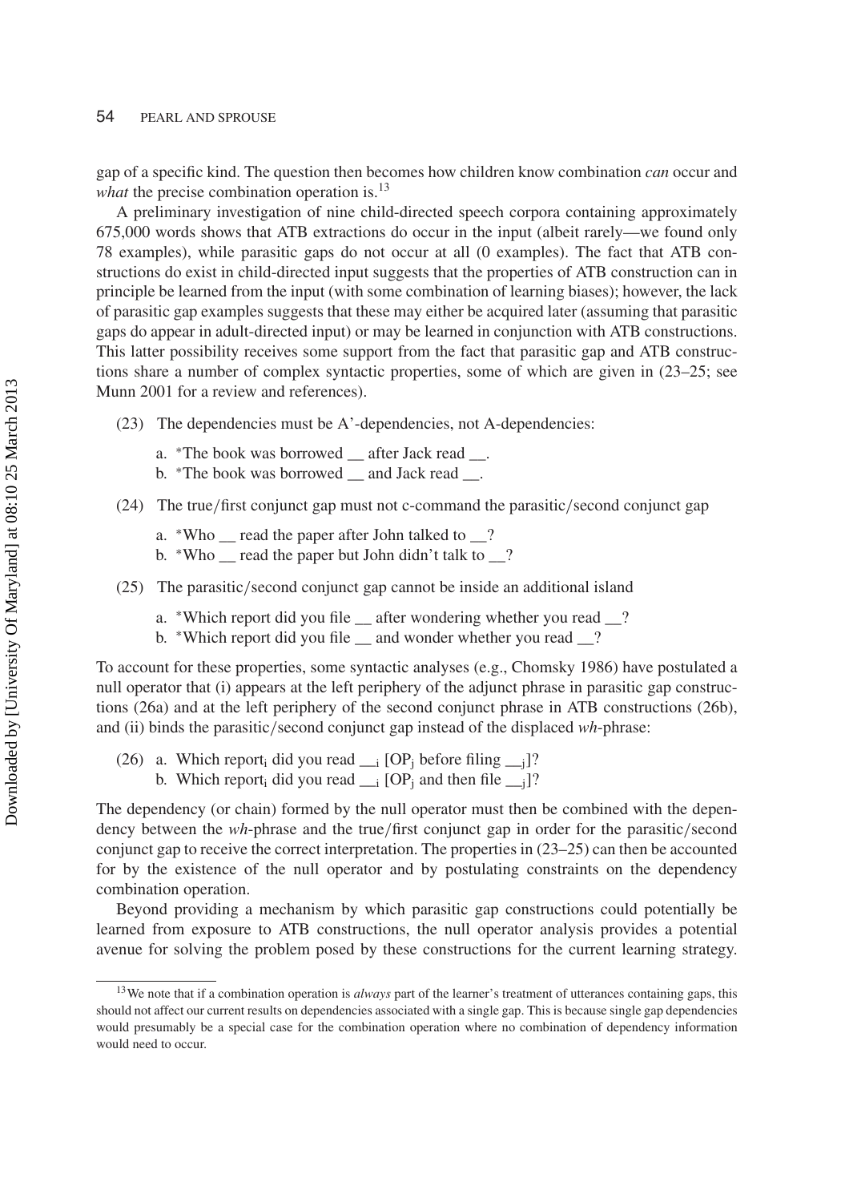gap of a specific kind. The question then becomes how children know combination *can* occur and *what* the precise combination operation is.[13]

A preliminary investigation of nine child-directed speech corpora containing approximately 675,000 words shows that ATB extractions do occur in the input (albeit rarely—we found only 78 examples), while parasitic gaps do not occur at all (0 examples). The fact that ATB constructions do exist in child-directed input suggests that the properties of ATB construction can in principle be learned from the input (with some combination of learning biases); however, the lack of parasitic gap examples suggests that these may either be acquired later (assuming that parasitic gaps do appear in adult-directed input) or may be learned in conjunction with ATB constructions. This latter possibility receives some support from the fact that parasitic gap and ATB constructions share a number of complex syntactic properties, some of which are given in (23–25; see Munn 2001 for a review and references).

(23) The dependencies must be A'-dependencies, not A-dependencies:

  a. *The book was borrowed __ after Jack read __.
  b. *The book was borrowed __ and Jack read __.

(24) The true/first conjunct gap must not c-command the parasitic/second conjunct gap

  a. *Who __ read the paper after John talked to __?
  b. *Who __ read the paper but John didn't talk to __?

(25) The parasitic/second conjunct gap cannot be inside an additional island

  a. *Which report did you file __ after wondering whether you read __?
  b. *Which report did you file __ and wonder whether you read __?

To account for these properties, some syntactic analyses (e.g., Chomsky 1986) have postulated a null operator that (i) appears at the left periphery of the adjunct phrase in parasitic gap constructions (26a) and at the left periphery of the second conjunct phrase in ATB constructions (26b), and (ii) binds the parasitic/second conjunct gap instead of the displaced *wh*-phrase:

(26) a. Which report$_i$ did you read $\_\__i$ [OP$_j$ before filing $\_\__j$]?
  b. Which report$_i$ did you read $\_\__i$ [OP$_j$ and then file $\_\__j$]?

The dependency (or chain) formed by the null operator must then be combined with the dependency between the *wh*-phrase and the true/first conjunct gap in order for the parasitic/second conjunct gap to receive the correct interpretation. The properties in (23–25) can then be accounted for by the existence of the null operator and by postulating constraints on the dependency combination operation.

Beyond providing a mechanism by which parasitic gap constructions could potentially be learned from exposure to ATB constructions, the null operator analysis provides a potential avenue for solving the problem posed by these constructions for the current learning strategy.

[13]We note that if a combination operation is *always* part of the learner's treatment of utterances containing gaps, this should not affect our current results on dependencies associated with a single gap. This is because single gap dependencies would presumably be a special case for the combination operation where no combination of dependency information would need to occur.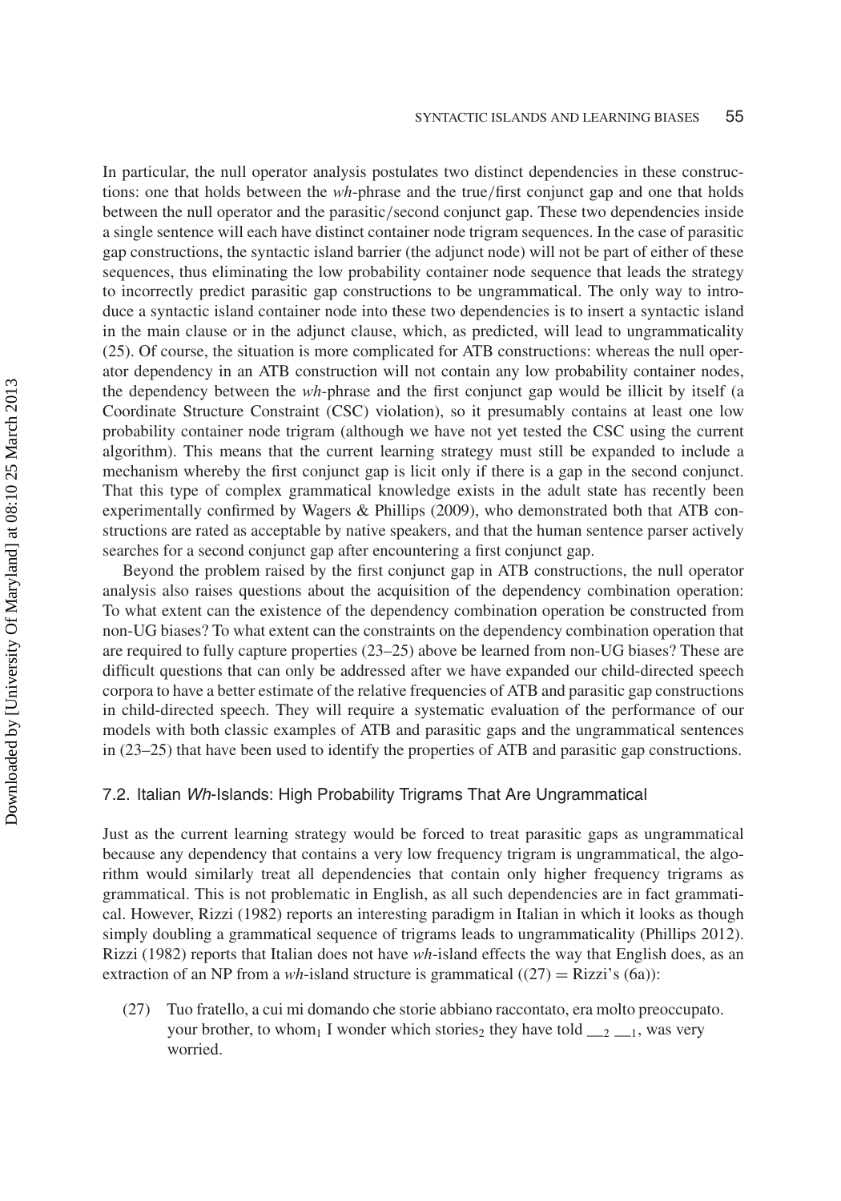In particular, the null operator analysis postulates two distinct dependencies in these constructions: one that holds between the *wh*-phrase and the true/first conjunct gap and one that holds between the null operator and the parasitic/second conjunct gap. These two dependencies inside a single sentence will each have distinct container node trigram sequences. In the case of parasitic gap constructions, the syntactic island barrier (the adjunct node) will not be part of either of these sequences, thus eliminating the low probability container node sequence that leads the strategy to incorrectly predict parasitic gap constructions to be ungrammatical. The only way to introduce a syntactic island container node into these two dependencies is to insert a syntactic island in the main clause or in the adjunct clause, which, as predicted, will lead to ungrammaticality (25). Of course, the situation is more complicated for ATB constructions: whereas the null operator dependency in an ATB construction will not contain any low probability container nodes, the dependency between the *wh*-phrase and the first conjunct gap would be illicit by itself (a Coordinate Structure Constraint (CSC) violation), so it presumably contains at least one low probability container node trigram (although we have not yet tested the CSC using the current algorithm). This means that the current learning strategy must still be expanded to include a mechanism whereby the first conjunct gap is licit only if there is a gap in the second conjunct. That this type of complex grammatical knowledge exists in the adult state has recently been experimentally confirmed by Wagers & Phillips (2009), who demonstrated both that ATB constructions are rated as acceptable by native speakers, and that the human sentence parser actively searches for a second conjunct gap after encountering a first conjunct gap.

Beyond the problem raised by the first conjunct gap in ATB constructions, the null operator analysis also raises questions about the acquisition of the dependency combination operation: To what extent can the existence of the dependency combination operation be constructed from non-UG biases? To what extent can the constraints on the dependency combination operation that are required to fully capture properties (23–25) above be learned from non-UG biases? These are difficult questions that can only be addressed after we have expanded our child-directed speech corpora to have a better estimate of the relative frequencies of ATB and parasitic gap constructions in child-directed speech. They will require a systematic evaluation of the performance of our models with both classic examples of ATB and parasitic gaps and the ungrammatical sentences in (23–25) that have been used to identify the properties of ATB and parasitic gap constructions.

### 7.2. Italian *Wh*-Islands: High Probability Trigrams That Are Ungrammatical

Just as the current learning strategy would be forced to treat parasitic gaps as ungrammatical because any dependency that contains a very low frequency trigram is ungrammatical, the algorithm would similarly treat all dependencies that contain only higher frequency trigrams as grammatical. This is not problematic in English, as all such dependencies are in fact grammatical. However, Rizzi (1982) reports an interesting paradigm in Italian in which it looks as though simply doubling a grammatical sequence of trigrams leads to ungrammaticality (Phillips 2012). Rizzi (1982) reports that Italian does not have *wh*-island effects the way that English does, as an extraction of an NP from a *wh*-island structure is grammatical ((27) = Rizzi's (6a)):

(27) Tuo fratello, a cui mi domando che storie abbiano raccontato, era molto preoccupato.
your brother, to whom$_1$ I wonder which stories$_2$ they have told \_\_$_2$ \_\_$_1$, was very worried.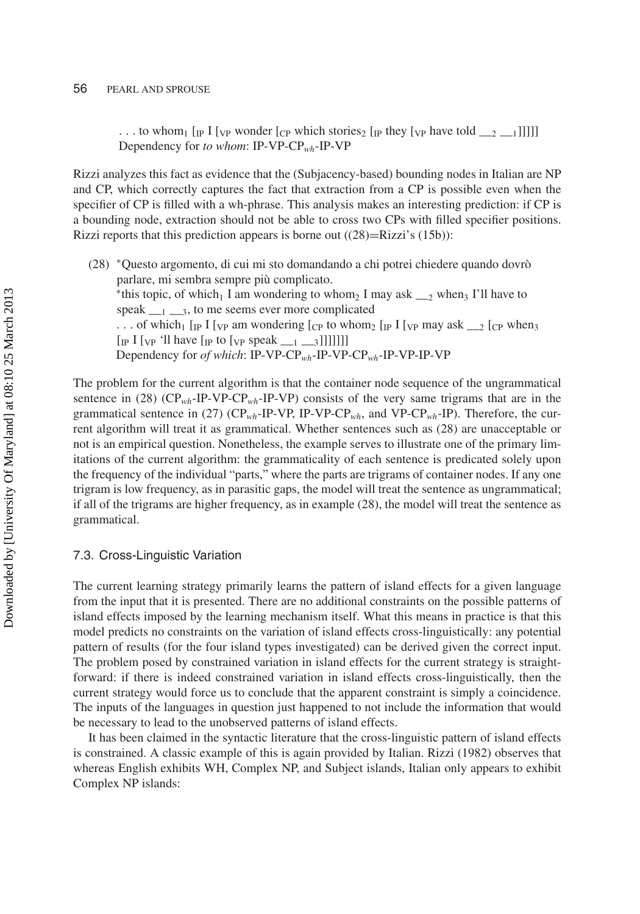. . . to whom$_1$ [$_{IP}$ I [$_{VP}$ wonder [$_{CP}$ which stories$_2$ [$_{IP}$ they [$_{VP}$ have told __$_2$ __$_1$]]]]]
Dependency for *to whom*: IP-VP-CP$_{wh}$-IP-VP

Rizzi analyzes this fact as evidence that the (Subjacency-based) bounding nodes in Italian are NP and CP, which correctly captures the fact that extraction from a CP is possible even when the specifier of CP is filled with a wh-phrase. This analysis makes an interesting prediction: if CP is a bounding node, extraction should not be able to cross two CPs with filled specifier positions. Rizzi reports that this prediction appears is borne out ((28)=Rizzi's (15b)):

(28) *Questo argomento, di cui mi sto domandando a chi potrei chiedere quando dovrò parlare, mi sembra sempre più complicato.
*this topic, of which$_1$ I am wondering to whom$_2$ I may ask __$_2$ when$_3$ I'll have to speak __$_1$ __$_3$, to me seems ever more complicated
. . . of which$_1$ [$_{IP}$ I [$_{VP}$ am wondering [$_{CP}$ to whom$_2$ [$_{IP}$ I [$_{VP}$ may ask __$_2$ [$_{CP}$ when$_3$ [$_{IP}$ I [$_{VP}$ 'll have [$_{IP}$ to [$_{VP}$ speak __$_1$ __$_3$]]]]]]]]
Dependency for *of which*: IP-VP-CP$_{wh}$-IP-VP-CP$_{wh}$-IP-VP-IP-VP

The problem for the current algorithm is that the container node sequence of the ungrammatical sentence in (28) (CP$_{wh}$-IP-VP-CP$_{wh}$-IP-VP) consists of the very same trigrams that are in the grammatical sentence in (27) (CP$_{wh}$-IP-VP, IP-VP-CP$_{wh}$, and VP-CP$_{wh}$-IP). Therefore, the current algorithm will treat it as grammatical. Whether sentences such as (28) are unacceptable or not is an empirical question. Nonetheless, the example serves to illustrate one of the primary limitations of the current algorithm: the grammaticality of each sentence is predicated solely upon the frequency of the individual "parts," where the parts are trigrams of container nodes. If any one trigram is low frequency, as in parasitic gaps, the model will treat the sentence as ungrammatical; if all of the trigrams are higher frequency, as in example (28), the model will treat the sentence as grammatical.

### 7.3. Cross-Linguistic Variation

The current learning strategy primarily learns the pattern of island effects for a given language from the input that it is presented. There are no additional constraints on the possible patterns of island effects imposed by the learning mechanism itself. What this means in practice is that this model predicts no constraints on the variation of island effects cross-linguistically: any potential pattern of results (for the four island types investigated) can be derived given the correct input. The problem posed by constrained variation in island effects for the current strategy is straightforward: if there is indeed constrained variation in island effects cross-linguistically, then the current strategy would force us to conclude that the apparent constraint is simply a coincidence. The inputs of the languages in question just happened to not include the information that would be necessary to lead to the unobserved patterns of island effects.

It has been claimed in the syntactic literature that the cross-linguistic pattern of island effects is constrained. A classic example of this is again provided by Italian. Rizzi (1982) observes that whereas English exhibits WH, Complex NP, and Subject islands, Italian only appears to exhibit Complex NP islands: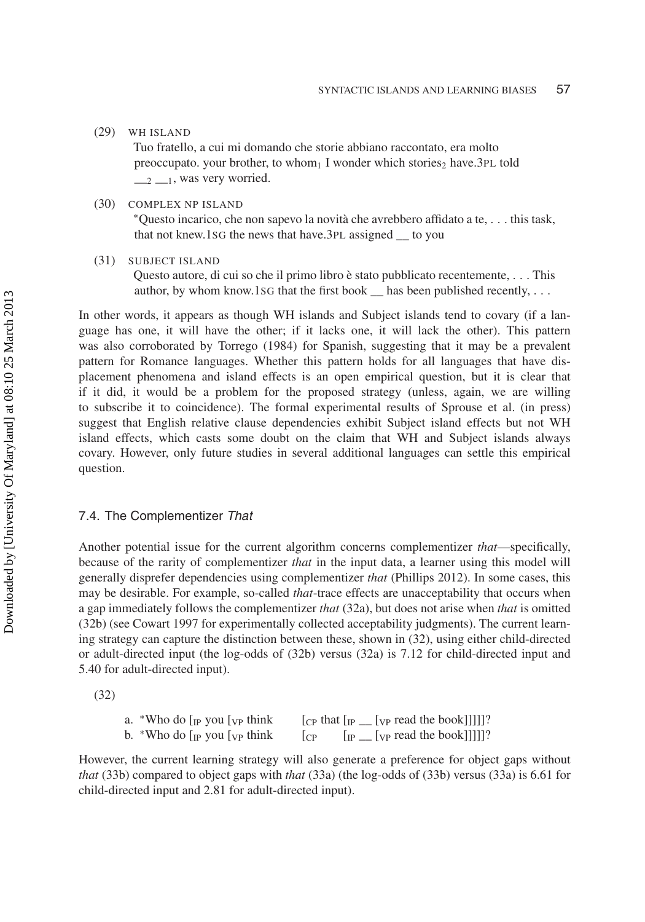(29) WH ISLAND

Tuo fratello, a cui mi domando che storie abbiano raccontato, era molto preoccupato. your brother, to whom$_1$ I wonder which stories$_2$ have.3PL told __$_2$ __$_1$, was very worried.

(30) COMPLEX NP ISLAND

*Questo incarico, che non sapevo la novità che avrebbero affidato a te, . . . this task, that not knew.1SG the news that have.3PL assigned __ to you

(31) SUBJECT ISLAND

Questo autore, di cui so che il primo libro è stato pubblicato recentemente, . . . This author, by whom know.1SG that the first book __ has been published recently, . . .

In other words, it appears as though WH islands and Subject islands tend to covary (if a language has one, it will have the other; if it lacks one, it will lack the other). This pattern was also corroborated by Torrego (1984) for Spanish, suggesting that it may be a prevalent pattern for Romance languages. Whether this pattern holds for all languages that have displacement phenomena and island effects is an open empirical question, but it is clear that if it did, it would be a problem for the proposed strategy (unless, again, we are willing to subscribe it to coincidence). The formal experimental results of Sprouse et al. (in press) suggest that English relative clause dependencies exhibit Subject island effects but not WH island effects, which casts some doubt on the claim that WH and Subject islands always covary. However, only future studies in several additional languages can settle this empirical question.

### 7.4. The Complementizer *That*

Another potential issue for the current algorithm concerns complementizer *that*—specifically, because of the rarity of complementizer *that* in the input data, a learner using this model will generally disprefer dependencies using complementizer *that* (Phillips 2012). In some cases, this may be desirable. For example, so-called *that*-trace effects are unacceptability that occurs when a gap immediately follows the complementizer *that* (32a), but does not arise when *that* is omitted (32b) (see Cowart 1997 for experimentally collected acceptability judgments). The current learning strategy can capture the distinction between these, shown in (32), using either child-directed or adult-directed input (the log-odds of (32b) versus (32a) is 7.12 for child-directed input and 5.40 for adult-directed input).

(32)

a. *Who do [$_{IP}$ you [$_{VP}$ think [$_{CP}$ that [$_{IP}$ __ [$_{VP}$ read the book]]]]]?

b. *Who do [$_{IP}$ you [$_{VP}$ think [$_{CP}$ [$_{IP}$ __ [$_{VP}$ read the book]]]]]?

However, the current learning strategy will also generate a preference for object gaps without *that* (33b) compared to object gaps with *that* (33a) (the log-odds of (33b) versus (33a) is 6.61 for child-directed input and 2.81 for adult-directed input).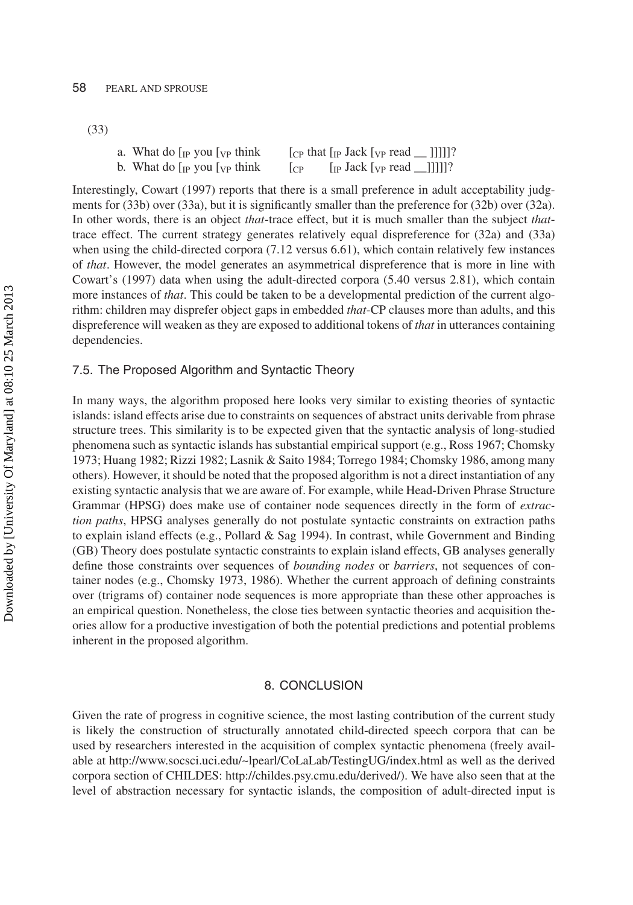(33)

a. What do [$_{IP}$ you [$_{VP}$ think [$_{CP}$ that [$_{IP}$ Jack [$_{VP}$ read __ ]]]]]?
b. What do [$_{IP}$ you [$_{VP}$ think [$_{CP}$ [$_{IP}$ Jack [$_{VP}$ read __]]]]]?

Interestingly, Cowart (1997) reports that there is a small preference in adult acceptability judgments for (33b) over (33a), but it is significantly smaller than the preference for (32b) over (32a). In other words, there is an object *that*-trace effect, but it is much smaller than the subject *that*-trace effect. The current strategy generates relatively equal dispreference for (32a) and (33a) when using the child-directed corpora (7.12 versus 6.61), which contain relatively few instances of *that*. However, the model generates an asymmetrical dispreference that is more in line with Cowart's (1997) data when using the adult-directed corpora (5.40 versus 2.81), which contain more instances of *that*. This could be taken to be a developmental prediction of the current algorithm: children may disprefer object gaps in embedded *that*-CP clauses more than adults, and this dispreference will weaken as they are exposed to additional tokens of *that* in utterances containing dependencies.

### 7.5. The Proposed Algorithm and Syntactic Theory

In many ways, the algorithm proposed here looks very similar to existing theories of syntactic islands: island effects arise due to constraints on sequences of abstract units derivable from phrase structure trees. This similarity is to be expected given that the syntactic analysis of long-studied phenomena such as syntactic islands has substantial empirical support (e.g., Ross 1967; Chomsky 1973; Huang 1982; Rizzi 1982; Lasnik & Saito 1984; Torrego 1984; Chomsky 1986, among many others). However, it should be noted that the proposed algorithm is not a direct instantiation of any existing syntactic analysis that we are aware of. For example, while Head-Driven Phrase Structure Grammar (HPSG) does make use of container node sequences directly in the form of *extraction paths*, HPSG analyses generally do not postulate syntactic constraints on extraction paths to explain island effects (e.g., Pollard & Sag 1994). In contrast, while Government and Binding (GB) Theory does postulate syntactic constraints to explain island effects, GB analyses generally define those constraints over sequences of *bounding nodes* or *barriers*, not sequences of container nodes (e.g., Chomsky 1973, 1986). Whether the current approach of defining constraints over (trigrams of) container node sequences is more appropriate than these other approaches is an empirical question. Nonetheless, the close ties between syntactic theories and acquisition theories allow for a productive investigation of both the potential predictions and potential problems inherent in the proposed algorithm.

## 8. CONCLUSION

Given the rate of progress in cognitive science, the most lasting contribution of the current study is likely the construction of structurally annotated child-directed speech corpora that can be used by researchers interested in the acquisition of complex syntactic phenomena (freely available at http://www.socsci.uci.edu/~lpearl/CoLaLab/TestingUG/index.html as well as the derived corpora section of CHILDES: http://childes.psy.cmu.edu/derived/). We have also seen that at the level of abstraction necessary for syntactic islands, the composition of adult-directed input is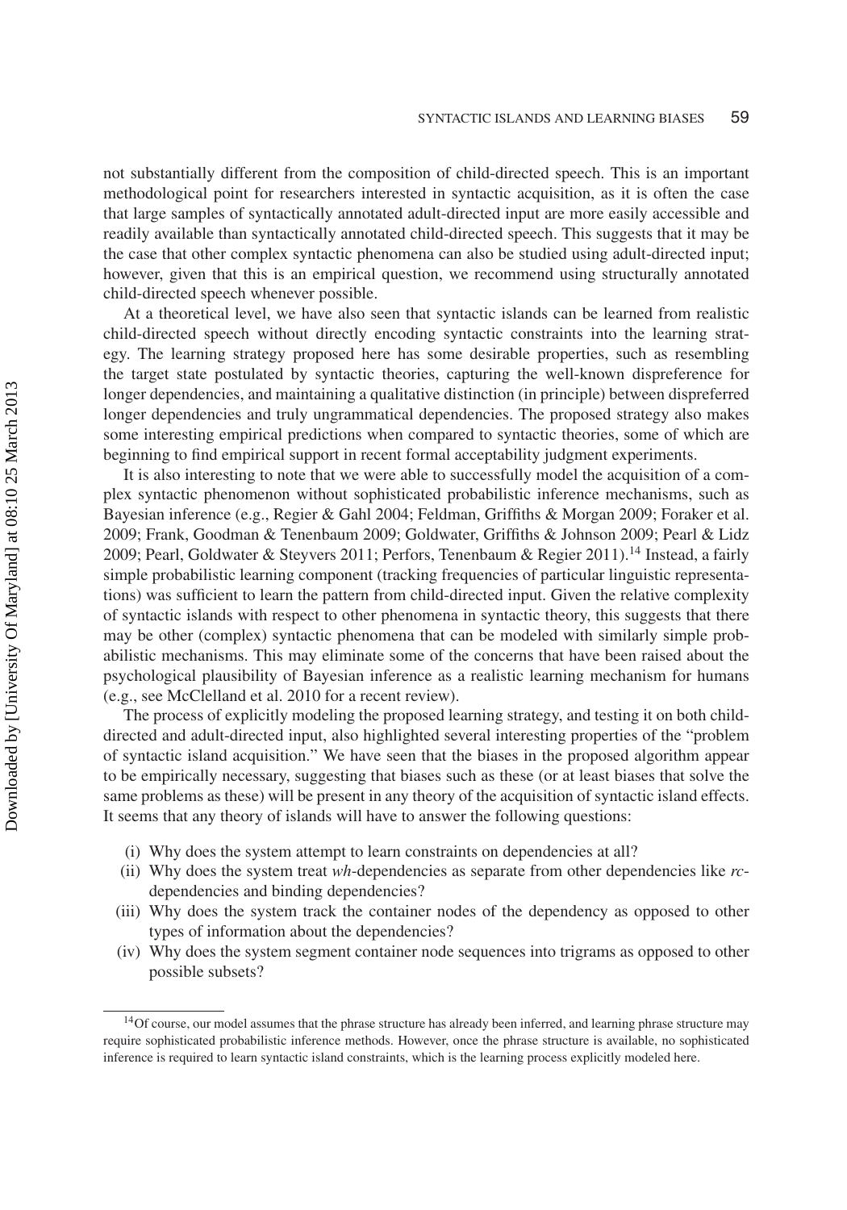not substantially different from the composition of child-directed speech. This is an important methodological point for researchers interested in syntactic acquisition, as it is often the case that large samples of syntactically annotated adult-directed input are more easily accessible and readily available than syntactically annotated child-directed speech. This suggests that it may be the case that other complex syntactic phenomena can also be studied using adult-directed input; however, given that this is an empirical question, we recommend using structurally annotated child-directed speech whenever possible.

At a theoretical level, we have also seen that syntactic islands can be learned from realistic child-directed speech without directly encoding syntactic constraints into the learning strategy. The learning strategy proposed here has some desirable properties, such as resembling the target state postulated by syntactic theories, capturing the well-known dispreference for longer dependencies, and maintaining a qualitative distinction (in principle) between dispreferred longer dependencies and truly ungrammatical dependencies. The proposed strategy also makes some interesting empirical predictions when compared to syntactic theories, some of which are beginning to find empirical support in recent formal acceptability judgment experiments.

It is also interesting to note that we were able to successfully model the acquisition of a complex syntactic phenomenon without sophisticated probabilistic inference mechanisms, such as Bayesian inference (e.g., Regier & Gahl 2004; Feldman, Griffiths & Morgan 2009; Foraker et al. 2009; Frank, Goodman & Tenenbaum 2009; Goldwater, Griffiths & Johnson 2009; Pearl & Lidz 2009; Pearl, Goldwater & Steyvers 2011; Perfors, Tenenbaum & Regier 2011).[14] Instead, a fairly simple probabilistic learning component (tracking frequencies of particular linguistic representations) was sufficient to learn the pattern from child-directed input. Given the relative complexity of syntactic islands with respect to other phenomena in syntactic theory, this suggests that there may be other (complex) syntactic phenomena that can be modeled with similarly simple probabilistic mechanisms. This may eliminate some of the concerns that have been raised about the psychological plausibility of Bayesian inference as a realistic learning mechanism for humans (e.g., see McClelland et al. 2010 for a recent review).

The process of explicitly modeling the proposed learning strategy, and testing it on both child-directed and adult-directed input, also highlighted several interesting properties of the "problem of syntactic island acquisition." We have seen that the biases in the proposed algorithm appear to be empirically necessary, suggesting that biases such as these (or at least biases that solve the same problems as these) will be present in any theory of the acquisition of syntactic island effects. It seems that any theory of islands will have to answer the following questions:

(i) Why does the system attempt to learn constraints on dependencies at all?
(ii) Why does the system treat *wh*-dependencies as separate from other dependencies like *rc*-dependencies and binding dependencies?
(iii) Why does the system track the container nodes of the dependency as opposed to other types of information about the dependencies?
(iv) Why does the system segment container node sequences into trigrams as opposed to other possible subsets?

[14] Of course, our model assumes that the phrase structure has already been inferred, and learning phrase structure may require sophisticated probabilistic inference methods. However, once the phrase structure is available, no sophisticated inference is required to learn syntactic island constraints, which is the learning process explicitly modeled here.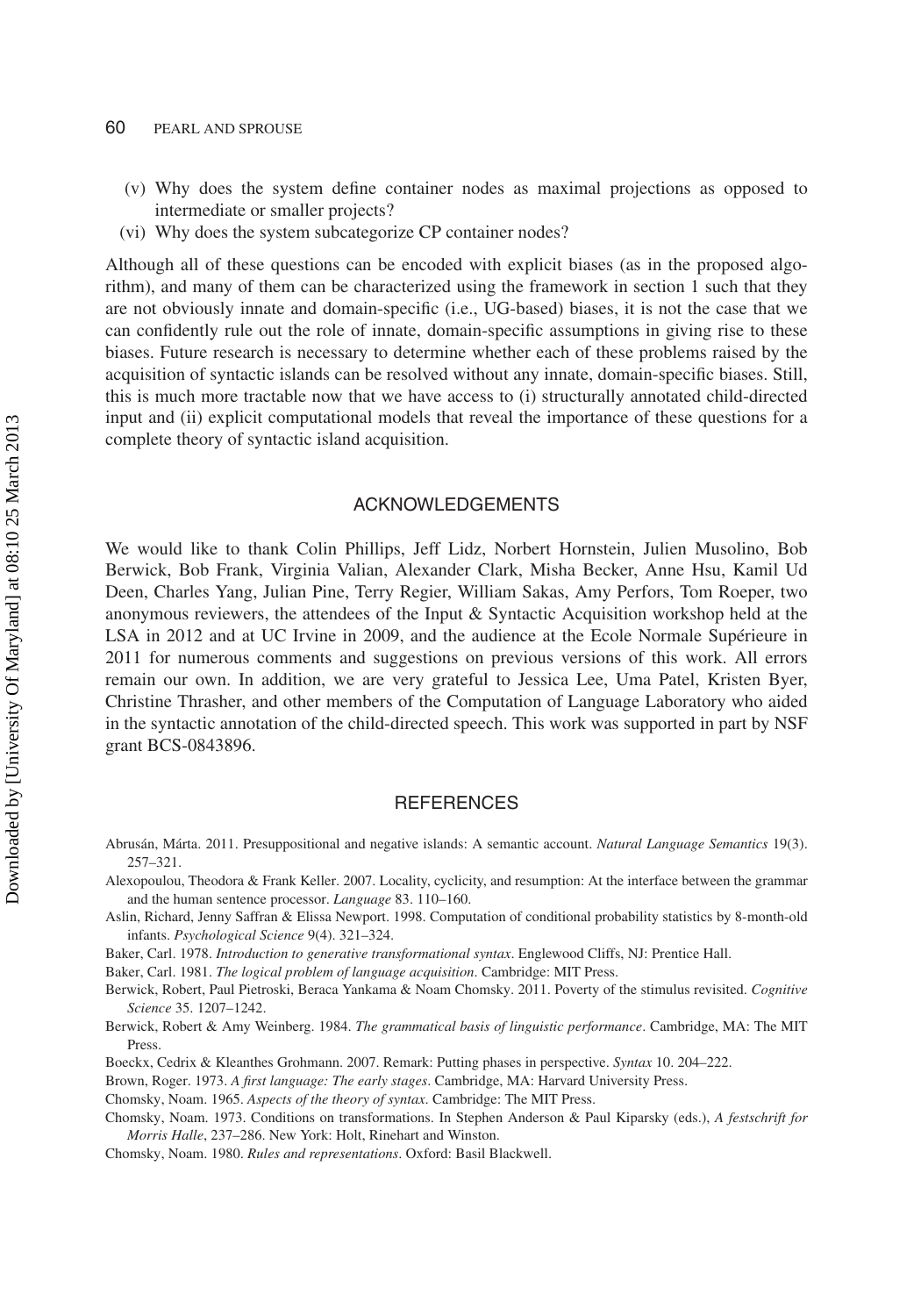(v) Why does the system define container nodes as maximal projections as opposed to intermediate or smaller projects?

(vi) Why does the system subcategorize CP container nodes?

Although all of these questions can be encoded with explicit biases (as in the proposed algorithm), and many of them can be characterized using the framework in section 1 such that they are not obviously innate and domain-specific (i.e., UG-based) biases, it is not the case that we can confidently rule out the role of innate, domain-specific assumptions in giving rise to these biases. Future research is necessary to determine whether each of these problems raised by the acquisition of syntactic islands can be resolved without any innate, domain-specific biases. Still, this is much more tractable now that we have access to (i) structurally annotated child-directed input and (ii) explicit computational models that reveal the importance of these questions for a complete theory of syntactic island acquisition.

## ACKNOWLEDGEMENTS

We would like to thank Colin Phillips, Jeff Lidz, Norbert Hornstein, Julien Musolino, Bob Berwick, Bob Frank, Virginia Valian, Alexander Clark, Misha Becker, Anne Hsu, Kamil Ud Deen, Charles Yang, Julian Pine, Terry Regier, William Sakas, Amy Perfors, Tom Roeper, two anonymous reviewers, the attendees of the Input & Syntactic Acquisition workshop held at the LSA in 2012 and at UC Irvine in 2009, and the audience at the Ecole Normale Supérieure in 2011 for numerous comments and suggestions on previous versions of this work. All errors remain our own. In addition, we are very grateful to Jessica Lee, Uma Patel, Kristen Byer, Christine Thrasher, and other members of the Computation of Language Laboratory who aided in the syntactic annotation of the child-directed speech. This work was supported in part by NSF grant BCS-0843896.

## REFERENCES

Abrusán, Márta. 2011. Presuppositional and negative islands: A semantic account. *Natural Language Semantics* 19(3). 257–321.

Alexopoulou, Theodora & Frank Keller. 2007. Locality, cyclicity, and resumption: At the interface between the grammar and the human sentence processor. *Language* 83. 110–160.

Aslin, Richard, Jenny Saffran & Elissa Newport. 1998. Computation of conditional probability statistics by 8-month-old infants. *Psychological Science* 9(4). 321–324.

Baker, Carl. 1978. *Introduction to generative transformational syntax*. Englewood Cliffs, NJ: Prentice Hall.

Baker, Carl. 1981. *The logical problem of language acquisition*. Cambridge: MIT Press.

Berwick, Robert, Paul Pietroski, Beraca Yankama & Noam Chomsky. 2011. Poverty of the stimulus revisited. *Cognitive Science* 35. 1207–1242.

Berwick, Robert & Amy Weinberg. 1984. *The grammatical basis of linguistic performance*. Cambridge, MA: The MIT Press.

Boeckx, Cedrix & Kleanthes Grohmann. 2007. Remark: Putting phases in perspective. *Syntax* 10. 204–222.

Brown, Roger. 1973. *A first language: The early stages*. Cambridge, MA: Harvard University Press.

Chomsky, Noam. 1965. *Aspects of the theory of syntax*. Cambridge: The MIT Press.

Chomsky, Noam. 1973. Conditions on transformations. In Stephen Anderson & Paul Kiparsky (eds.), *A festschrift for Morris Halle*, 237–286. New York: Holt, Rinehart and Winston.

Chomsky, Noam. 1980. *Rules and representations*. Oxford: Basil Blackwell.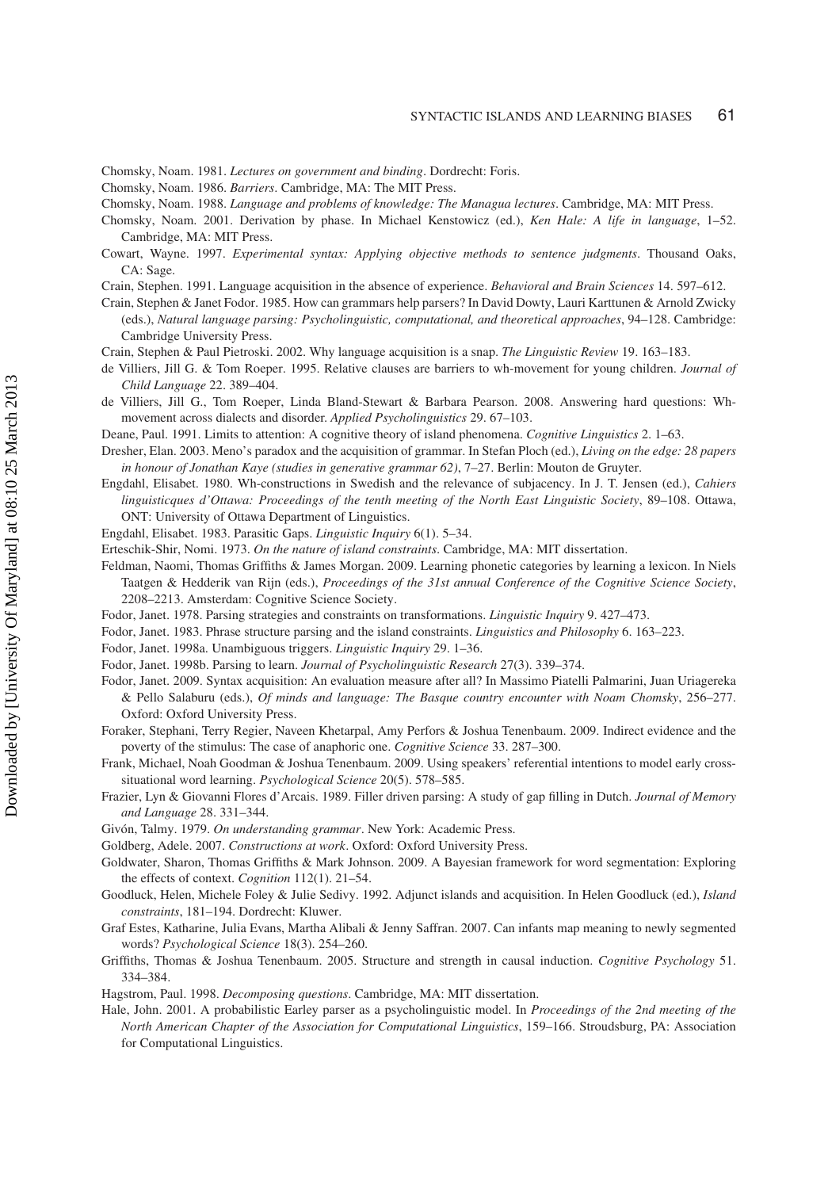Chomsky, Noam. 1981. *Lectures on government and binding*. Dordrecht: Foris.

Chomsky, Noam. 1986. *Barriers*. Cambridge, MA: The MIT Press.

Chomsky, Noam. 1988. *Language and problems of knowledge: The Managua lectures*. Cambridge, MA: MIT Press.

Chomsky, Noam. 2001. Derivation by phase. In Michael Kenstowicz (ed.), *Ken Hale: A life in language*, 1–52. Cambridge, MA: MIT Press.

Cowart, Wayne. 1997. *Experimental syntax: Applying objective methods to sentence judgments*. Thousand Oaks, CA: Sage.

Crain, Stephen. 1991. Language acquisition in the absence of experience. *Behavioral and Brain Sciences* 14. 597–612.

Crain, Stephen & Janet Fodor. 1985. How can grammars help parsers? In David Dowty, Lauri Karttunen & Arnold Zwicky (eds.), *Natural language parsing: Psycholinguistic, computational, and theoretical approaches*, 94–128. Cambridge: Cambridge University Press.

Crain, Stephen & Paul Pietroski. 2002. Why language acquisition is a snap. *The Linguistic Review* 19. 163–183.

de Villiers, Jill G. & Tom Roeper. 1995. Relative clauses are barriers to wh-movement for young children. *Journal of Child Language* 22. 389–404.

de Villiers, Jill G., Tom Roeper, Linda Bland-Stewart & Barbara Pearson. 2008. Answering hard questions: Wh-movement across dialects and disorder. *Applied Psycholinguistics* 29. 67–103.

Deane, Paul. 1991. Limits to attention: A cognitive theory of island phenomena. *Cognitive Linguistics* 2. 1–63.

Dresher, Elan. 2003. Meno's paradox and the acquisition of grammar. In Stefan Ploch (ed.), *Living on the edge: 28 papers in honour of Jonathan Kaye (studies in generative grammar 62)*, 7–27. Berlin: Mouton de Gruyter.

Engdahl, Elisabet. 1980. Wh-constructions in Swedish and the relevance of subjacency. In J. T. Jensen (ed.), *Cahiers linguisticques d'Ottawa: Proceedings of the tenth meeting of the North East Linguistic Society*, 89–108. Ottawa, ONT: University of Ottawa Department of Linguistics.

Engdahl, Elisabet. 1983. Parasitic Gaps. *Linguistic Inquiry* 6(1). 5–34.

Erteschik-Shir, Nomi. 1973. *On the nature of island constraints*. Cambridge, MA: MIT dissertation.

Feldman, Naomi, Thomas Griffiths & James Morgan. 2009. Learning phonetic categories by learning a lexicon. In Niels Taatgen & Hedderik van Rijn (eds.), *Proceedings of the 31st annual Conference of the Cognitive Science Society*, 2208–2213. Amsterdam: Cognitive Science Society.

Fodor, Janet. 1978. Parsing strategies and constraints on transformations. *Linguistic Inquiry* 9. 427–473.

Fodor, Janet. 1983. Phrase structure parsing and the island constraints. *Linguistics and Philosophy* 6. 163–223.

Fodor, Janet. 1998a. Unambiguous triggers. *Linguistic Inquiry* 29. 1–36.

Fodor, Janet. 1998b. Parsing to learn. *Journal of Psycholinguistic Research* 27(3). 339–374.

Fodor, Janet. 2009. Syntax acquisition: An evaluation measure after all? In Massimo Piatelli Palmarini, Juan Uriagereka & Pello Salaburu (eds.), *Of minds and language: The Basque country encounter with Noam Chomsky*, 256–277. Oxford: Oxford University Press.

Foraker, Stephani, Terry Regier, Naveen Khetarpal, Amy Perfors & Joshua Tenenbaum. 2009. Indirect evidence and the poverty of the stimulus: The case of anaphoric one. *Cognitive Science* 33. 287–300.

Frank, Michael, Noah Goodman & Joshua Tenenbaum. 2009. Using speakers' referential intentions to model early cross-situational word learning. *Psychological Science* 20(5). 578–585.

Frazier, Lyn & Giovanni Flores d'Arcais. 1989. Filler driven parsing: A study of gap filling in Dutch. *Journal of Memory and Language* 28. 331–344.

Givón, Talmy. 1979. *On understanding grammar*. New York: Academic Press.

Goldberg, Adele. 2007. *Constructions at work*. Oxford: Oxford University Press.

Goldwater, Sharon, Thomas Griffiths & Mark Johnson. 2009. A Bayesian framework for word segmentation: Exploring the effects of context. *Cognition* 112(1). 21–54.

Goodluck, Helen, Michele Foley & Julie Sedivy. 1992. Adjunct islands and acquisition. In Helen Goodluck (ed.), *Island constraints*, 181–194. Dordrecht: Kluwer.

Graf Estes, Katharine, Julia Evans, Martha Alibali & Jenny Saffran. 2007. Can infants map meaning to newly segmented words? *Psychological Science* 18(3). 254–260.

Griffiths, Thomas & Joshua Tenenbaum. 2005. Structure and strength in causal induction. *Cognitive Psychology* 51. 334–384.

Hagstrom, Paul. 1998. *Decomposing questions*. Cambridge, MA: MIT dissertation.

Hale, John. 2001. A probabilistic Earley parser as a psycholinguistic model. In *Proceedings of the 2nd meeting of the North American Chapter of the Association for Computational Linguistics*, 159–166. Stroudsburg, PA: Association for Computational Linguistics.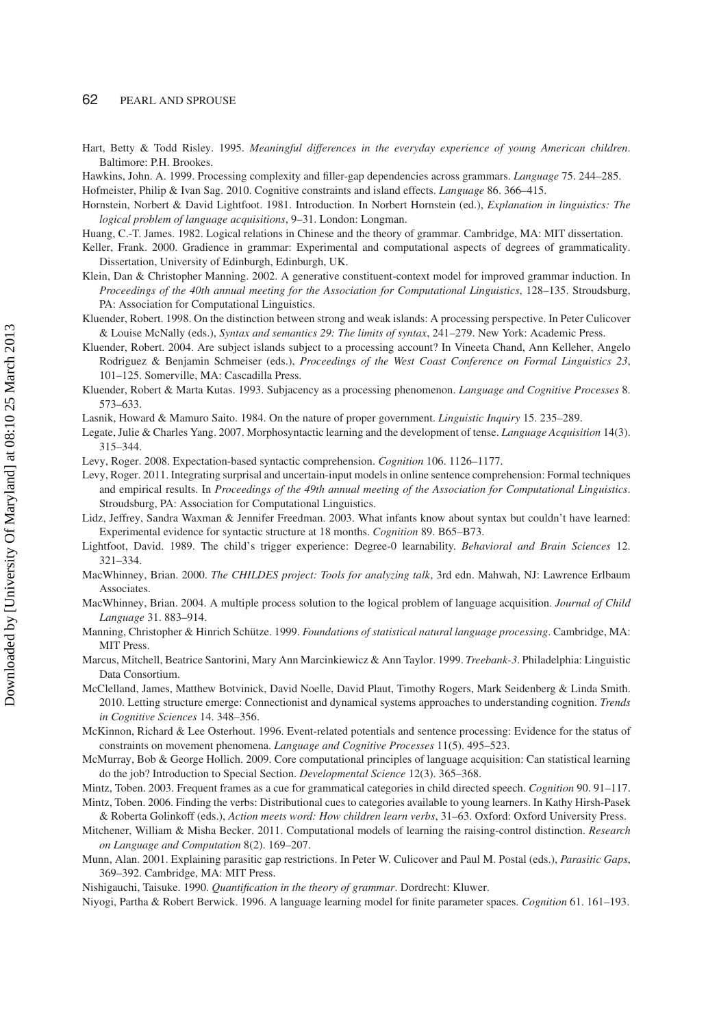Hart, Betty & Todd Risley. 1995. *Meaningful differences in the everyday experience of young American children*. Baltimore: P.H. Brookes.

Hawkins, John. A. 1999. Processing complexity and filler-gap dependencies across grammars. *Language* 75. 244–285.

Hofmeister, Philip & Ivan Sag. 2010. Cognitive constraints and island effects. *Language* 86. 366–415.

Hornstein, Norbert & David Lightfoot. 1981. Introduction. In Norbert Hornstein (ed.), *Explanation in linguistics: The logical problem of language acquisitions*, 9–31. London: Longman.

Huang, C.-T. James. 1982. Logical relations in Chinese and the theory of grammar. Cambridge, MA: MIT dissertation.

Keller, Frank. 2000. Gradience in grammar: Experimental and computational aspects of degrees of grammaticality. Dissertation, University of Edinburgh, Edinburgh, UK.

Klein, Dan & Christopher Manning. 2002. A generative constituent-context model for improved grammar induction. In *Proceedings of the 40th annual meeting for the Association for Computational Linguistics*, 128–135. Stroudsburg, PA: Association for Computational Linguistics.

Kluender, Robert. 1998. On the distinction between strong and weak islands: A processing perspective. In Peter Culicover & Louise McNally (eds.), *Syntax and semantics 29: The limits of syntax*, 241–279. New York: Academic Press.

Kluender, Robert. 2004. Are subject islands subject to a processing account? In Vineeta Chand, Ann Kelleher, Angelo Rodriguez & Benjamin Schmeiser (eds.), *Proceedings of the West Coast Conference on Formal Linguistics 23*, 101–125. Somerville, MA: Cascadilla Press.

Kluender, Robert & Marta Kutas. 1993. Subjacency as a processing phenomenon. *Language and Cognitive Processes* 8. 573–633.

Lasnik, Howard & Mamuro Saito. 1984. On the nature of proper government. *Linguistic Inquiry* 15. 235–289.

Legate, Julie & Charles Yang. 2007. Morphosyntactic learning and the development of tense. *Language Acquisition* 14(3). 315–344.

Levy, Roger. 2008. Expectation-based syntactic comprehension. *Cognition* 106. 1126–1177.

Levy, Roger. 2011. Integrating surprisal and uncertain-input models in online sentence comprehension: Formal techniques and empirical results. In *Proceedings of the 49th annual meeting of the Association for Computational Linguistics*. Stroudsburg, PA: Association for Computational Linguistics.

Lidz, Jeffrey, Sandra Waxman & Jennifer Freedman. 2003. What infants know about syntax but couldn't have learned: Experimental evidence for syntactic structure at 18 months. *Cognition* 89. B65–B73.

Lightfoot, David. 1989. The child's trigger experience: Degree-0 learnability. *Behavioral and Brain Sciences* 12. 321–334.

MacWhinney, Brian. 2000. *The CHILDES project: Tools for analyzing talk*, 3rd edn. Mahwah, NJ: Lawrence Erlbaum Associates.

MacWhinney, Brian. 2004. A multiple process solution to the logical problem of language acquisition. *Journal of Child Language* 31. 883–914.

Manning, Christopher & Hinrich Schütze. 1999. *Foundations of statistical natural language processing*. Cambridge, MA: MIT Press.

Marcus, Mitchell, Beatrice Santorini, Mary Ann Marcinkiewicz & Ann Taylor. 1999. *Treebank-3*. Philadelphia: Linguistic Data Consortium.

McClelland, James, Matthew Botvinick, David Noelle, David Plaut, Timothy Rogers, Mark Seidenberg & Linda Smith. 2010. Letting structure emerge: Connectionist and dynamical systems approaches to understanding cognition. *Trends in Cognitive Sciences* 14. 348–356.

McKinnon, Richard & Lee Osterhout. 1996. Event-related potentials and sentence processing: Evidence for the status of constraints on movement phenomena. *Language and Cognitive Processes* 11(5). 495–523.

McMurray, Bob & George Hollich. 2009. Core computational principles of language acquisition: Can statistical learning do the job? Introduction to Special Section. *Developmental Science* 12(3). 365–368.

Mintz, Toben. 2003. Frequent frames as a cue for grammatical categories in child directed speech. *Cognition* 90. 91–117.

Mintz, Toben. 2006. Finding the verbs: Distributional cues to categories available to young learners. In Kathy Hirsh-Pasek & Roberta Golinkoff (eds.), *Action meets word: How children learn verbs*, 31–63. Oxford: Oxford University Press.

Mitchener, William & Misha Becker. 2011. Computational models of learning the raising-control distinction. *Research on Language and Computation* 8(2). 169–207.

Munn, Alan. 2001. Explaining parasitic gap restrictions. In Peter W. Culicover and Paul M. Postal (eds.), *Parasitic Gaps*, 369–392. Cambridge, MA: MIT Press.

Nishigauchi, Taisuke. 1990. *Quantification in the theory of grammar*. Dordrecht: Kluwer.

Niyogi, Partha & Robert Berwick. 1996. A language learning model for finite parameter spaces. *Cognition* 61. 161–193.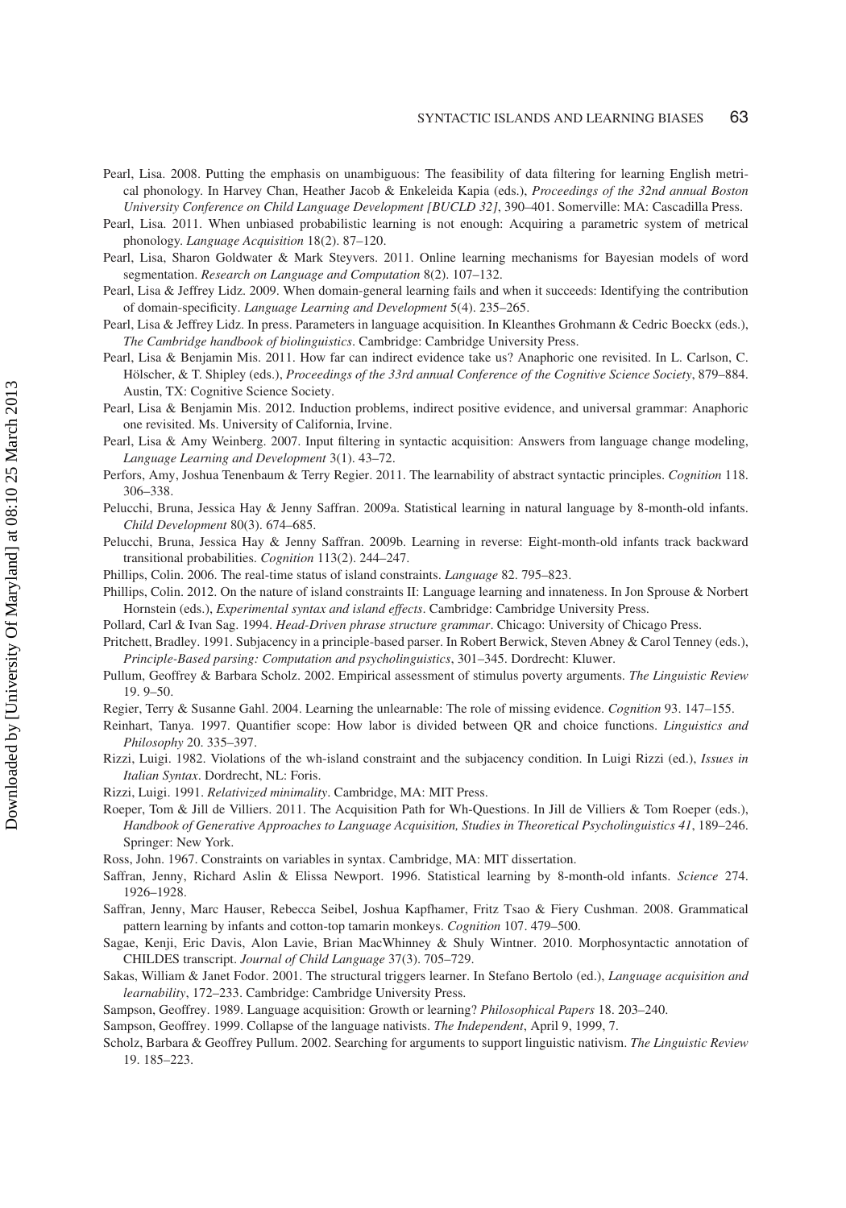Pearl, Lisa. 2008. Putting the emphasis on unambiguous: The feasibility of data filtering for learning English metrical phonology. In Harvey Chan, Heather Jacob & Enkeleida Kapia (eds.), *Proceedings of the 32nd annual Boston University Conference on Child Language Development [BUCLD 32]*, 390–401. Somerville: MA: Cascadilla Press.

Pearl, Lisa. 2011. When unbiased probabilistic learning is not enough: Acquiring a parametric system of metrical phonology. *Language Acquisition* 18(2). 87–120.

Pearl, Lisa, Sharon Goldwater & Mark Steyvers. 2011. Online learning mechanisms for Bayesian models of word segmentation. *Research on Language and Computation* 8(2). 107–132.

Pearl, Lisa & Jeffrey Lidz. 2009. When domain-general learning fails and when it succeeds: Identifying the contribution of domain-specificity. *Language Learning and Development* 5(4). 235–265.

Pearl, Lisa & Jeffrey Lidz. In press. Parameters in language acquisition. In Kleanthes Grohmann & Cedric Boeckx (eds.), *The Cambridge handbook of biolinguistics*. Cambridge: Cambridge University Press.

Pearl, Lisa & Benjamin Mis. 2011. How far can indirect evidence take us? Anaphoric one revisited. In L. Carlson, C. Hölscher, & T. Shipley (eds.), *Proceedings of the 33rd annual Conference of the Cognitive Science Society*, 879–884. Austin, TX: Cognitive Science Society.

Pearl, Lisa & Benjamin Mis. 2012. Induction problems, indirect positive evidence, and universal grammar: Anaphoric one revisited. Ms. University of California, Irvine.

Pearl, Lisa & Amy Weinberg. 2007. Input filtering in syntactic acquisition: Answers from language change modeling, *Language Learning and Development* 3(1). 43–72.

Perfors, Amy, Joshua Tenenbaum & Terry Regier. 2011. The learnability of abstract syntactic principles. *Cognition* 118. 306–338.

Pelucchi, Bruna, Jessica Hay & Jenny Saffran. 2009a. Statistical learning in natural language by 8-month-old infants. *Child Development* 80(3). 674–685.

Pelucchi, Bruna, Jessica Hay & Jenny Saffran. 2009b. Learning in reverse: Eight-month-old infants track backward transitional probabilities. *Cognition* 113(2). 244–247.

Phillips, Colin. 2006. The real-time status of island constraints. *Language* 82. 795–823.

Phillips, Colin. 2012. On the nature of island constraints II: Language learning and innateness. In Jon Sprouse & Norbert Hornstein (eds.), *Experimental syntax and island effects*. Cambridge: Cambridge University Press.

Pollard, Carl & Ivan Sag. 1994. *Head-Driven phrase structure grammar*. Chicago: University of Chicago Press.

Pritchett, Bradley. 1991. Subjacency in a principle-based parser. In Robert Berwick, Steven Abney & Carol Tenney (eds.), *Principle-Based parsing: Computation and psycholinguistics*, 301–345. Dordrecht: Kluwer.

Pullum, Geoffrey & Barbara Scholz. 2002. Empirical assessment of stimulus poverty arguments. *The Linguistic Review* 19. 9–50.

Regier, Terry & Susanne Gahl. 2004. Learning the unlearnable: The role of missing evidence. *Cognition* 93. 147–155.

Reinhart, Tanya. 1997. Quantifier scope: How labor is divided between QR and choice functions. *Linguistics and Philosophy* 20. 335–397.

Rizzi, Luigi. 1982. Violations of the wh-island constraint and the subjacency condition. In Luigi Rizzi (ed.), *Issues in Italian Syntax*. Dordrecht, NL: Foris.

Rizzi, Luigi. 1991. *Relativized minimality*. Cambridge, MA: MIT Press.

Roeper, Tom & Jill de Villiers. 2011. The Acquisition Path for Wh-Questions. In Jill de Villiers & Tom Roeper (eds.), *Handbook of Generative Approaches to Language Acquisition, Studies in Theoretical Psycholinguistics 41*, 189–246. Springer: New York.

Ross, John. 1967. Constraints on variables in syntax. Cambridge, MA: MIT dissertation.

Saffran, Jenny, Richard Aslin & Elissa Newport. 1996. Statistical learning by 8-month-old infants. *Science* 274. 1926–1928.

Saffran, Jenny, Marc Hauser, Rebecca Seibel, Joshua Kapfhamer, Fritz Tsao & Fiery Cushman. 2008. Grammatical pattern learning by infants and cotton-top tamarin monkeys. *Cognition* 107. 479–500.

Sagae, Kenji, Eric Davis, Alon Lavie, Brian MacWhinney & Shuly Wintner. 2010. Morphosyntactic annotation of CHILDES transcript. *Journal of Child Language* 37(3). 705–729.

Sakas, William & Janet Fodor. 2001. The structural triggers learner. In Stefano Bertolo (ed.), *Language acquisition and learnability*, 172–233. Cambridge: Cambridge University Press.

Sampson, Geoffrey. 1989. Language acquisition: Growth or learning? *Philosophical Papers* 18. 203–240.

Sampson, Geoffrey. 1999. Collapse of the language nativists. *The Independent*, April 9, 1999, 7.

Scholz, Barbara & Geoffrey Pullum. 2002. Searching for arguments to support linguistic nativism. *The Linguistic Review* 19. 185–223.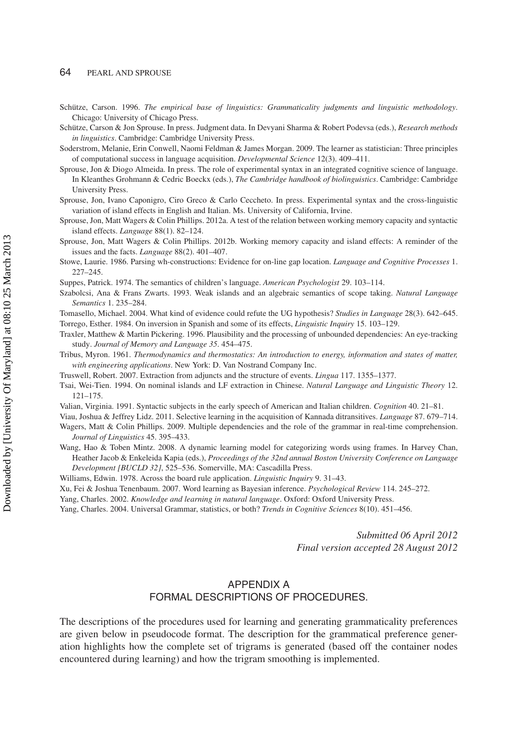Schütze, Carson. 1996. *The empirical base of linguistics: Grammaticality judgments and linguistic methodology*. Chicago: University of Chicago Press.

Schütze, Carson & Jon Sprouse. In press. Judgment data. In Devyani Sharma & Robert Podevsa (eds.), *Research methods in linguistics*. Cambridge: Cambridge University Press.

Soderstrom, Melanie, Erin Conwell, Naomi Feldman & James Morgan. 2009. The learner as statistician: Three principles of computational success in language acquisition. *Developmental Science* 12(3). 409–411.

Sprouse, Jon & Diogo Almeida. In press. The role of experimental syntax in an integrated cognitive science of language. In Kleanthes Grohmann & Cedric Boeckx (eds.), *The Cambridge handbook of biolinguistics*. Cambridge: Cambridge University Press.

Sprouse, Jon, Ivano Caponigro, Ciro Greco & Carlo Ceccheto. In press. Experimental syntax and the cross-linguistic variation of island effects in English and Italian. Ms. University of California, Irvine.

Sprouse, Jon, Matt Wagers & Colin Phillips. 2012a. A test of the relation between working memory capacity and syntactic island effects. *Language* 88(1). 82–124.

Sprouse, Jon, Matt Wagers & Colin Phillips. 2012b. Working memory capacity and island effects: A reminder of the issues and the facts. *Language* 88(2). 401–407.

Stowe, Laurie. 1986. Parsing wh-constructions: Evidence for on-line gap location. *Language and Cognitive Processes* 1. 227–245.

Suppes, Patrick. 1974. The semantics of children's language. *American Psychologist* 29. 103–114.

Szabolcsi, Ana & Frans Zwarts. 1993. Weak islands and an algebraic semantics of scope taking. *Natural Language Semantics* 1. 235–284.

Tomasello, Michael. 2004. What kind of evidence could refute the UG hypothesis? *Studies in Language* 28(3). 642–645.

Torrego, Esther. 1984. On inversion in Spanish and some of its effects, *Linguistic Inquiry* 15. 103–129.

Traxler, Matthew & Martin Pickering. 1996. Plausibility and the processing of unbounded dependencies: An eye-tracking study. *Journal of Memory and Language 35*. 454–475.

Tribus, Myron. 1961. *Thermodynamics and thermostatics: An introduction to energy, information and states of matter, with engineering applications*. New York: D. Van Nostrand Company Inc.

Truswell, Robert. 2007. Extraction from adjuncts and the structure of events. *Lingua* 117. 1355–1377.

Tsai, Wei-Tien. 1994. On nominal islands and LF extraction in Chinese. *Natural Language and Linguistic Theory* 12. 121–175.

Valian, Virginia. 1991. Syntactic subjects in the early speech of American and Italian children. *Cognition* 40. 21–81.

Viau, Joshua & Jeffrey Lidz. 2011. Selective learning in the acquisition of Kannada ditransitives. *Language* 87. 679–714.

Wagers, Matt & Colin Phillips. 2009. Multiple dependencies and the role of the grammar in real-time comprehension. *Journal of Linguistics* 45. 395–433.

Wang, Hao & Toben Mintz. 2008. A dynamic learning model for categorizing words using frames. In Harvey Chan, Heather Jacob & Enkeleida Kapia (eds.), *Proceedings of the 32nd annual Boston University Conference on Language Development [BUCLD 32]*, 525–536. Somerville, MA: Cascadilla Press.

Williams, Edwin. 1978. Across the board rule application. *Linguistic Inquiry* 9. 31–43.

Xu, Fei & Joshua Tenenbaum. 2007. Word learning as Bayesian inference. *Psychological Review* 114. 245–272.

Yang, Charles. 2002. *Knowledge and learning in natural language*. Oxford: Oxford University Press.

Yang, Charles. 2004. Universal Grammar, statistics, or both? *Trends in Cognitive Sciences* 8(10). 451–456.

*Submitted 06 April 2012*
*Final version accepted 28 August 2012*

## APPENDIX A
## FORMAL DESCRIPTIONS OF PROCEDURES.

The descriptions of the procedures used for learning and generating grammaticality preferences are given below in pseudocode format. The description for the grammatical preference generation highlights how the complete set of trigrams is generated (based off the container nodes encountered during learning) and how the trigram smoothing is implemented.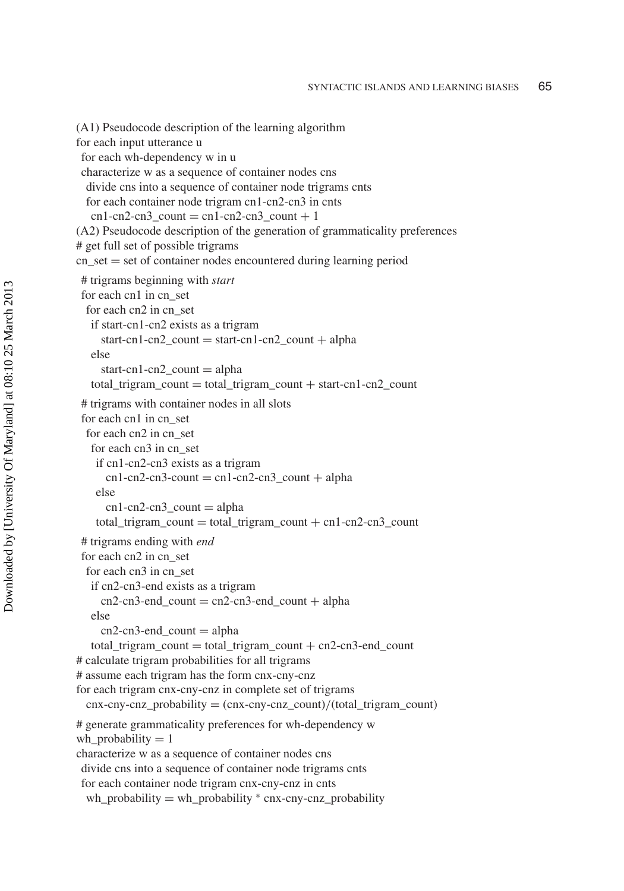(A1) Pseudocode description of the learning algorithm

```
for each input utterance u
 for each wh-dependency w in u
 characterize w as a sequence of container nodes cns
  divide cns into a sequence of container node trigrams cnts
  for each container node trigram cn1-cn2-cn3 in cnts
   cn1-cn2-cn3_count = cn1-cn2-cn3_count + 1
```

(A2) Pseudocode description of the generation of grammaticality preferences

```
# get full set of possible trigrams
cn_set = set of container nodes encountered during learning period
 # trigrams beginning with start
 for each cn1 in cn_set
  for each cn2 in cn_set
   if start-cn1-cn2 exists as a trigram
     start-cn1-cn2_count = start-cn1-cn2_count + alpha
   else
     start-cn1-cn2_count = alpha
   total_trigram_count = total_trigram_count + start-cn1-cn2_count
 # trigrams with container nodes in all slots
 for each cn1 in cn_set
  for each cn2 in cn_set
   for each cn3 in cn_set
    if cn1-cn2-cn3 exists as a trigram
      cn1-cn2-cn3-count = cn1-cn2-cn3_count + alpha
    else
      cn1-cn2-cn3_count = alpha
    total_trigram_count = total_trigram_count + cn1-cn2-cn3_count
 # trigrams ending with end
 for each cn2 in cn_set
  for each cn3 in cn_set
   if cn2-cn3-end exists as a trigram
     cn2-cn3-end_count = cn2-cn3-end_count + alpha
   else
     cn2-cn3-end_count = alpha
   total_trigram_count = total_trigram_count + cn2-cn3-end_count
# calculate trigram probabilities for all trigrams
# assume each trigram has the form cnx-cny-cnz
for each trigram cnx-cny-cnz in complete set of trigrams
  cnx-cny-cnz_probability = (cnx-cny-cnz_count)/(total_trigram_count)
# generate grammaticality preferences for wh-dependency w
wh_probability = 1
characterize w as a sequence of container nodes cns
 divide cns into a sequence of container node trigrams cnts
 for each container node trigram cnx-cny-cnz in cnts
  wh_probability = wh_probability * cnx-cny-cnz_probability
```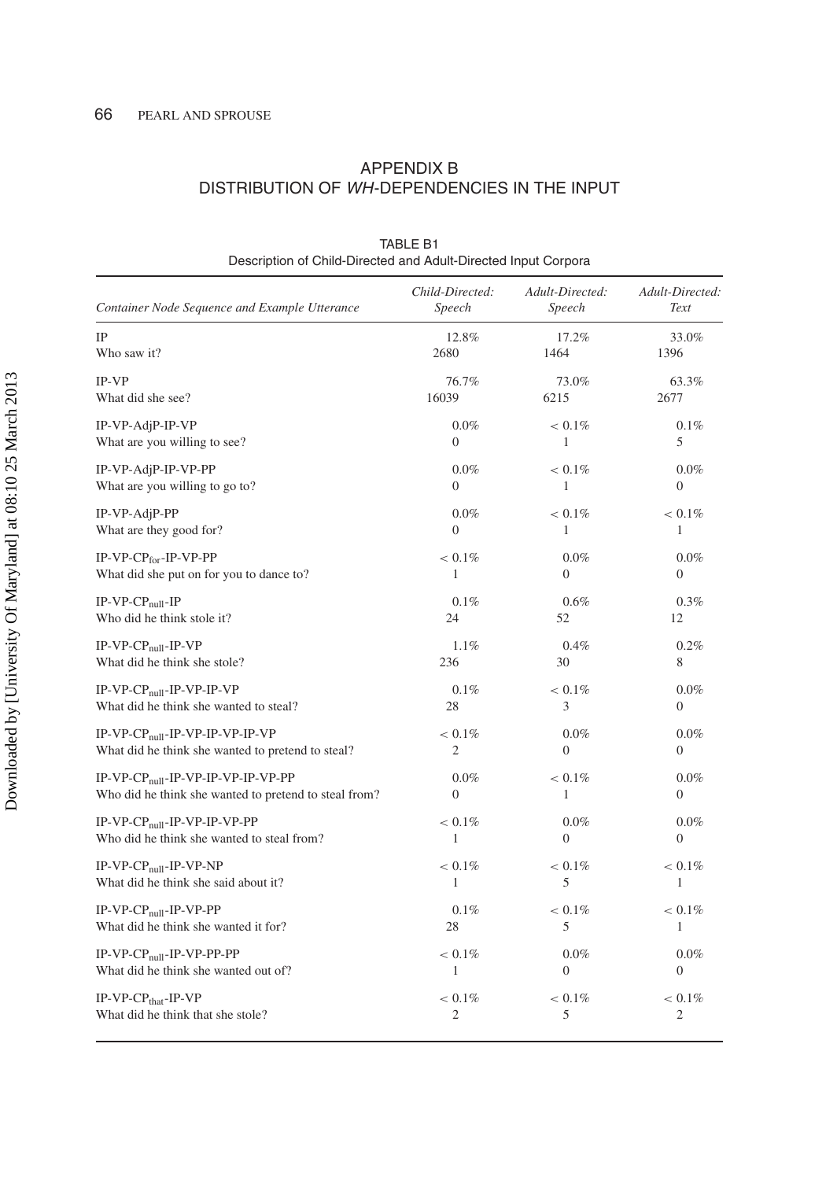## APPENDIX B
## DISTRIBUTION OF *WH*-DEPENDENCIES IN THE INPUT

TABLE B1
Description of Child-Directed and Adult-Directed Input Corpora

| *Container Node Sequence and Example Utterance* | *Child-Directed: Speech* | *Adult-Directed: Speech* | *Adult-Directed: Text* |
|---|---|---|---|
| IP | 12.8% | 17.2% | 33.0% |
| Who saw it? | 2680 | 1464 | 1396 |
| IP-VP | 76.7% | 73.0% | 63.3% |
| What did she see? | 16039 | 6215 | 2677 |
| IP-VP-AdjP-IP-VP | 0.0% | < 0.1% | 0.1% |
| What are you willing to see? | 0 | 1 | 5 |
| IP-VP-AdjP-IP-VP-PP | 0.0% | < 0.1% | 0.0% |
| What are you willing to go to? | 0 | 1 | 0 |
| IP-VP-AdjP-PP | 0.0% | < 0.1% | < 0.1% |
| What are they good for? | 0 | 1 | 1 |
| IP-VP-$CP_{for}$-IP-VP-PP | < 0.1% | 0.0% | 0.0% |
| What did she put on for you to dance to? | 1 | 0 | 0 |
| IP-VP-$CP_{null}$-IP | 0.1% | 0.6% | 0.3% |
| Who did he think stole it? | 24 | 52 | 12 |
| IP-VP-$CP_{null}$-IP-VP | 1.1% | 0.4% | 0.2% |
| What did he think she stole? | 236 | 30 | 8 |
| IP-VP-$CP_{null}$-IP-VP-IP-VP | 0.1% | < 0.1% | 0.0% |
| What did he think she wanted to steal? | 28 | 3 | 0 |
| IP-VP-$CP_{null}$-IP-VP-IP-VP-IP-VP | < 0.1% | 0.0% | 0.0% |
| What did he think she wanted to pretend to steal? | 2 | 0 | 0 |
| IP-VP-$CP_{null}$-IP-VP-IP-VP-IP-VP-PP | 0.0% | < 0.1% | 0.0% |
| Who did he think she wanted to pretend to steal from? | 0 | 1 | 0 |
| IP-VP-$CP_{null}$-IP-VP-IP-VP-PP | < 0.1% | 0.0% | 0.0% |
| Who did he think she wanted to steal from? | 1 | 0 | 0 |
| IP-VP-$CP_{null}$-IP-VP-NP | < 0.1% | < 0.1% | < 0.1% |
| What did he think she said about it? | 1 | 5 | 1 |
| IP-VP-$CP_{null}$-IP-VP-PP | 0.1% | < 0.1% | < 0.1% |
| What did he think she wanted it for? | 28 | 5 | 1 |
| IP-VP-$CP_{null}$-IP-VP-PP-PP | < 0.1% | 0.0% | 0.0% |
| What did he think she wanted out of? | 1 | 0 | 0 |
| IP-VP-$CP_{that}$-IP-VP | < 0.1% | < 0.1% | < 0.1% |
| What did he think that she stole? | 2 | 5 | 2 |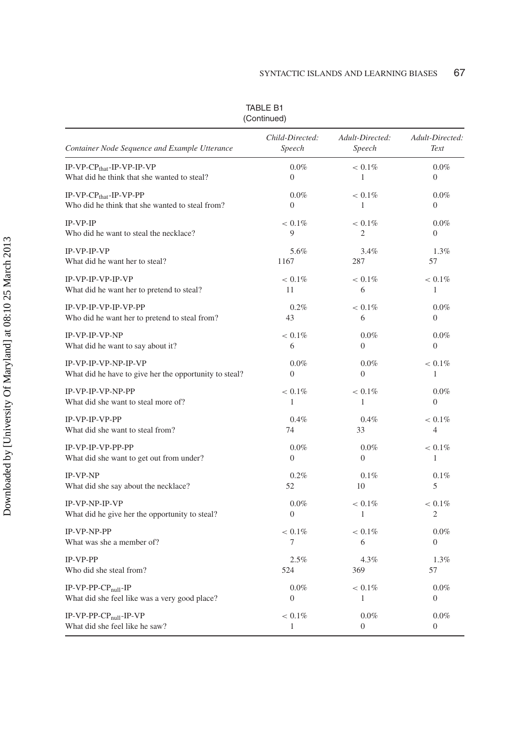TABLE B1
(Continued)

| *Container Node Sequence and Example Utterance* | *Child-Directed: Speech* | *Adult-Directed: Speech* | *Adult-Directed: Text* |
|---|---|---|---|
| IP-VP-$CP_{that}$-IP-VP-IP-VP<br>What did he think that she wanted to steal? | 0.0%<br>0 | < 0.1%<br>1 | 0.0%<br>0 |
| IP-VP-$CP_{that}$-IP-VP-PP<br>Who did he think that she wanted to steal from? | 0.0%<br>0 | < 0.1%<br>1 | 0.0%<br>0 |
| IP-VP-IP<br>Who did he want to steal the necklace? | < 0.1%<br>9 | < 0.1%<br>2 | 0.0%<br>0 |
| IP-VP-IP-VP<br>What did he want her to steal? | 5.6%<br>1167 | 3.4%<br>287 | 1.3%<br>57 |
| IP-VP-IP-VP-IP-VP<br>What did he want her to pretend to steal? | < 0.1%<br>11 | < 0.1%<br>6 | < 0.1%<br>1 |
| IP-VP-IP-VP-IP-VP-PP<br>Who did he want her to pretend to steal from? | 0.2%<br>43 | < 0.1%<br>6 | 0.0%<br>0 |
| IP-VP-IP-VP-NP<br>What did he want to say about it? | < 0.1%<br>6 | 0.0%<br>0 | 0.0%<br>0 |
| IP-VP-IP-VP-NP-IP-VP<br>What did he have to give her the opportunity to steal? | 0.0%<br>0 | 0.0%<br>0 | < 0.1%<br>1 |
| IP-VP-IP-VP-NP-PP<br>What did she want to steal more of? | < 0.1%<br>1 | < 0.1%<br>1 | 0.0%<br>0 |
| IP-VP-IP-VP-PP<br>What did she want to steal from? | 0.4%<br>74 | 0.4%<br>33 | < 0.1%<br>4 |
| IP-VP-IP-VP-PP-PP<br>What did she want to get out from under? | 0.0%<br>0 | 0.0%<br>0 | < 0.1%<br>1 |
| IP-VP-NP<br>What did she say about the necklace? | 0.2%<br>52 | 0.1%<br>10 | 0.1%<br>5 |
| IP-VP-NP-IP-VP<br>What did he give her the opportunity to steal? | 0.0%<br>0 | < 0.1%<br>1 | < 0.1%<br>2 |
| IP-VP-NP-PP<br>What was she a member of? | < 0.1%<br>7 | < 0.1%<br>6 | 0.0%<br>0 |
| IP-VP-PP<br>Who did she steal from? | 2.5%<br>524 | 4.3%<br>369 | 1.3%<br>57 |
| IP-VP-PP-$CP_{null}$-IP<br>What did she feel like was a very good place? | 0.0%<br>0 | < 0.1%<br>1 | 0.0%<br>0 |
| IP-VP-PP-$CP_{null}$-IP-VP<br>What did she feel like he saw? | < 0.1%<br>1 | 0.0%<br>0 | 0.0%<br>0 |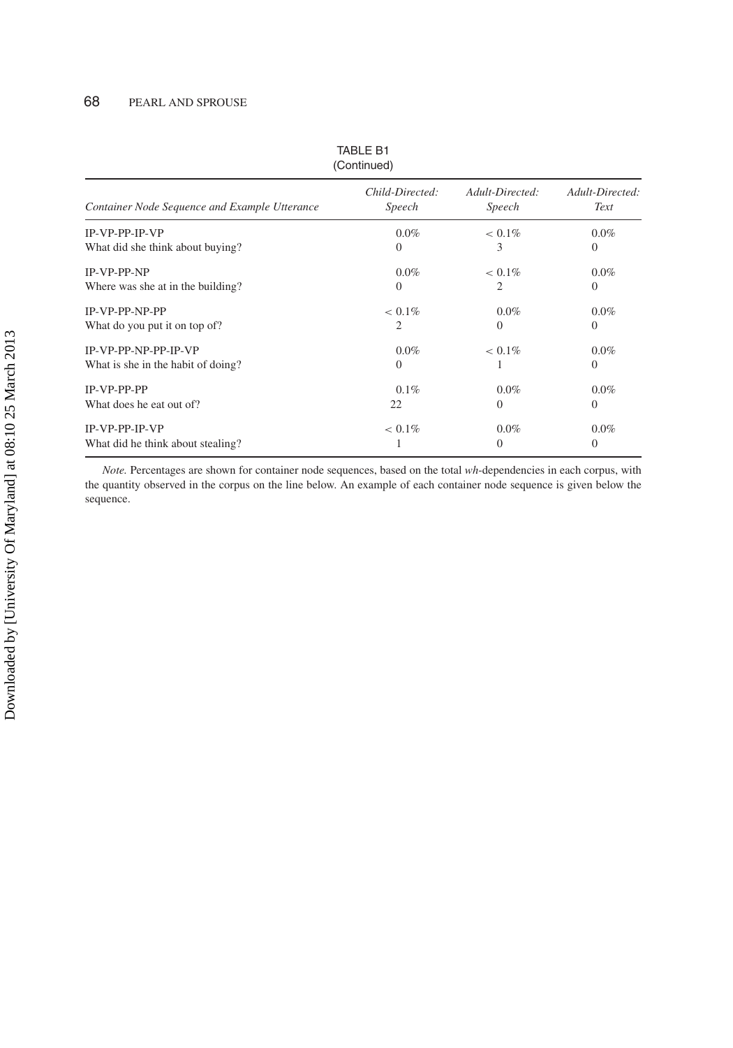TABLE B1
(Continued)

| *Container Node Sequence and Example Utterance* | *Child-Directed: Speech* | *Adult-Directed: Speech* | *Adult-Directed: Text* |
|---|---|---|---|
| IP-VP-PP-IP-VP | 0.0% | < 0.1% | 0.0% |
| What did she think about buying? | 0 | 3 | 0 |
| IP-VP-PP-NP | 0.0% | < 0.1% | 0.0% |
| Where was she at in the building? | 0 | 2 | 0 |
| IP-VP-PP-NP-PP | < 0.1% | 0.0% | 0.0% |
| What do you put it on top of? | 2 | 0 | 0 |
| IP-VP-PP-NP-PP-IP-VP | 0.0% | < 0.1% | 0.0% |
| What is she in the habit of doing? | 0 | 1 | 0 |
| IP-VP-PP-PP | 0.1% | 0.0% | 0.0% |
| What does he eat out of? | 22 | 0 | 0 |
| IP-VP-PP-IP-VP | < 0.1% | 0.0% | 0.0% |
| What did he think about stealing? | 1 | 0 | 0 |

*Note.* Percentages are shown for container node sequences, based on the total *wh*-dependencies in each corpus, with the quantity observed in the corpus on the line below. An example of each container node sequence is given below the sequence.